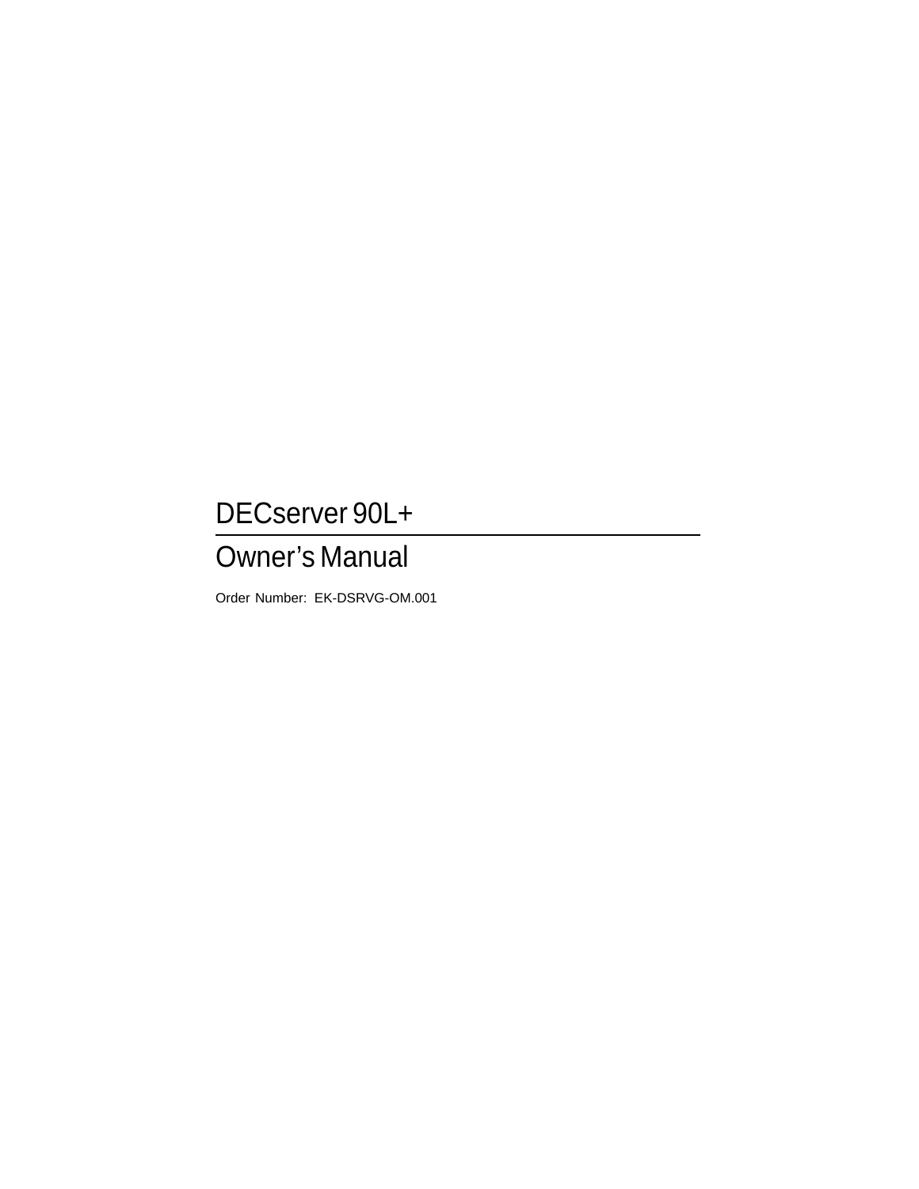# DECserver 90L+

## Owner's Manual

Order Number: EK-DSRVG-OM.001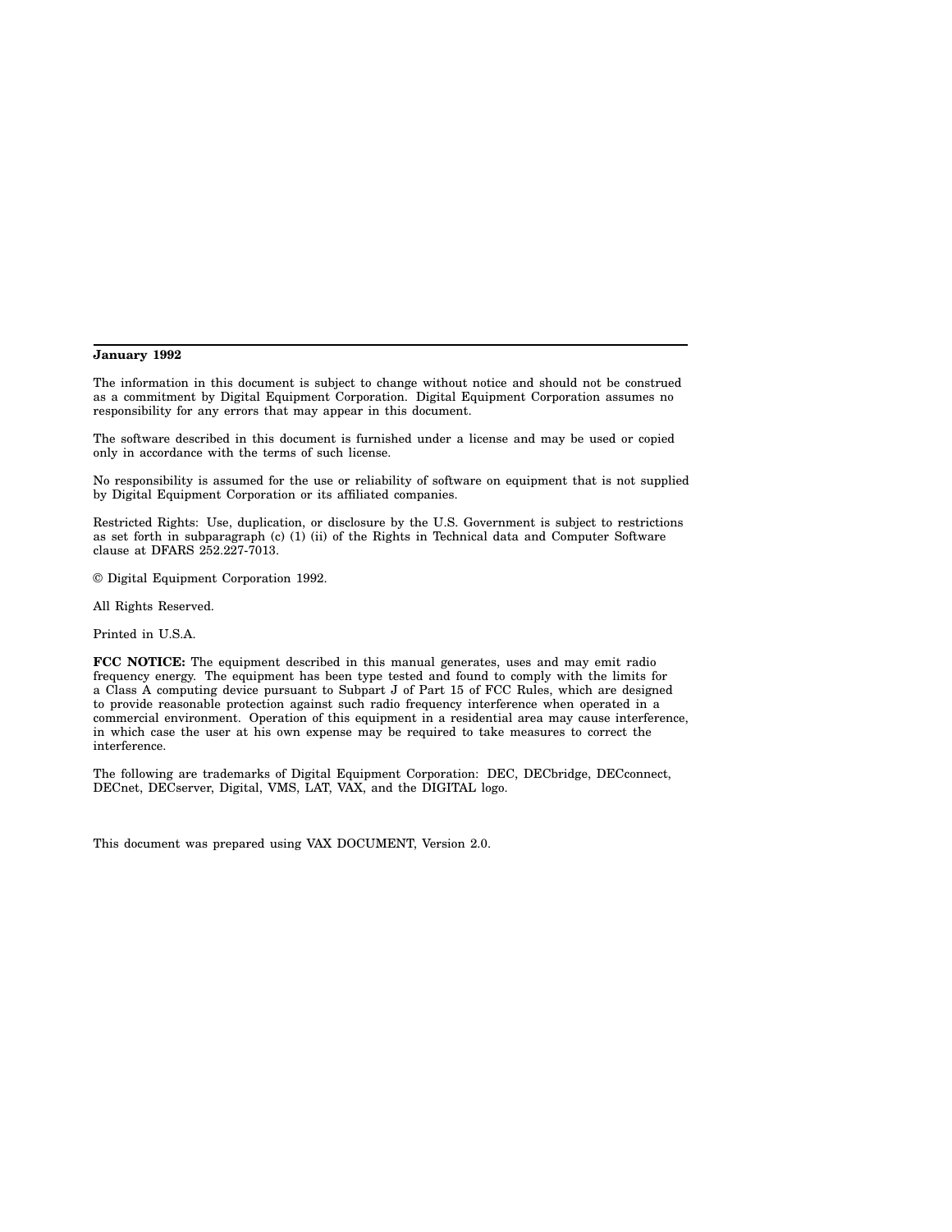**January 1992**

The information in this document is subject to change without notice and should not be construed as a commitment by Digital Equipment Corporation. Digital Equipment Corporation assumes no responsibility for any errors that may appear in this document.

The software described in this document is furnished under a license and may be used or copied only in accordance with the terms of such license.

No responsibility is assumed for the use or reliability of software on equipment that is not supplied by Digital Equipment Corporation or its affiliated companies.

Restricted Rights: Use, duplication, or disclosure by the U.S. Government is subject to restrictions as set forth in subparagraph (c) (1) (ii) of the Rights in Technical data and Computer Software clause at DFARS 252.227-7013.

© Digital Equipment Corporation 1992.

All Rights Reserved.

Printed in U.S.A.

**FCC NOTICE:** The equipment described in this manual generates, uses and may emit radio frequency energy. The equipment has been type tested and found to comply with the limits for a Class A computing device pursuant to Subpart J of Part 15 of FCC Rules, which are designed to provide reasonable protection against such radio frequency interference when operated in a commercial environment. Operation of this equipment in a residential area may cause interference, in which case the user at his own expense may be required to take measures to correct the interference.

The following are trademarks of Digital Equipment Corporation: DEC, DECbridge, DECconnect, DECnet, DECserver, Digital, VMS, LAT, VAX, and the DIGITAL logo.

This document was prepared using VAX DOCUMENT, Version 2.0.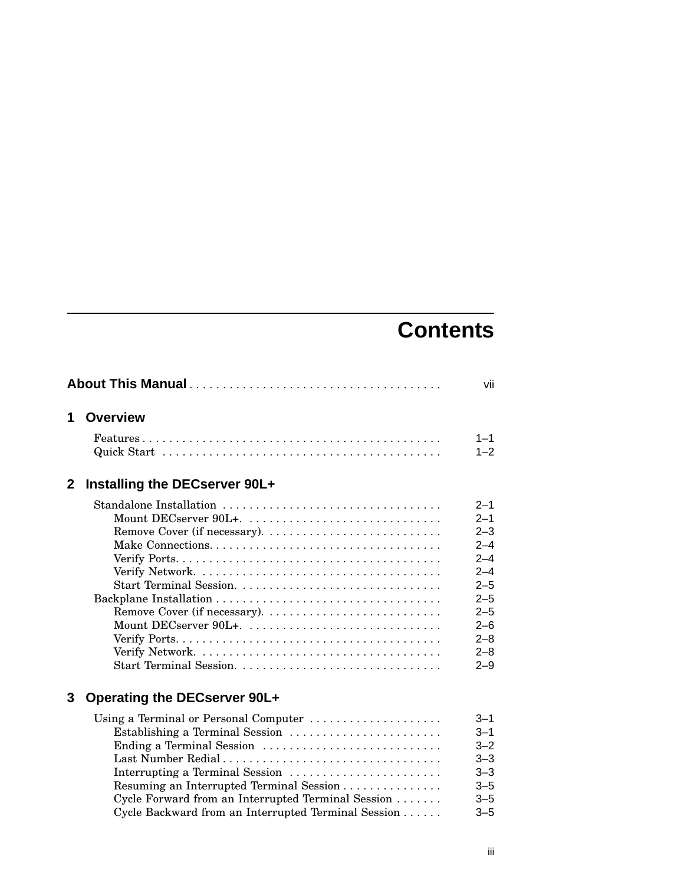# Contents

**About This Manual** .......... vii

## 1 Overview

Features .......... 1–1
Quick Start .......... 1–2

## 2 Installing the DECserver 90L+

Standalone Installation .......... 2–1
- Mount DECserver 90L+. .......... 2–1
- Remove Cover (if necessary). .......... 2–3
- Make Connections. .......... 2–4
- Verify Ports. .......... 2–4
- Verify Network. .......... 2–4
- Start Terminal Session. .......... 2–5

Backplane Installation .......... 2–5
- Remove Cover (if necessary). .......... 2–5
- Mount DECserver 90L+. .......... 2–6
- Verify Ports. .......... 2–8
- Verify Network. .......... 2–8
- Start Terminal Session. .......... 2–9

## 3 Operating the DECserver 90L+

Using a Terminal or Personal Computer .......... 3–1
- Establishing a Terminal Session .......... 3–1
- Ending a Terminal Session .......... 3–2
- Last Number Redial .......... 3–3
- Interrupting a Terminal Session .......... 3–3
- Resuming an Interrupted Terminal Session .......... 3–5
- Cycle Forward from an Interrupted Terminal Session .......... 3–5
- Cycle Backward from an Interrupted Terminal Session .......... 3–5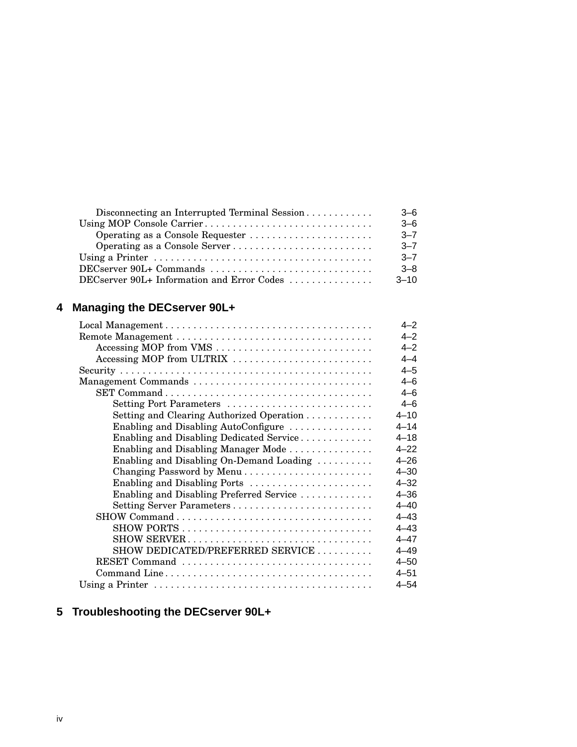Disconnecting an Interrupted Terminal Session . . . . . . . . . . . . 3–6
Using MOP Console Carrier . . . . . . . . . . . . . . . . . . . . . . . . . . . . . . 3–6
Operating as a Console Requester . . . . . . . . . . . . . . . . . . . . . . 3–7
Operating as a Console Server . . . . . . . . . . . . . . . . . . . . . . . . . 3–7
Using a Printer . . . . . . . . . . . . . . . . . . . . . . . . . . . . . . . . . . . . . . 3–7
DECserver 90L+ Commands . . . . . . . . . . . . . . . . . . . . . . . . . . . . . 3–8
DECserver 90L+ Information and Error Codes . . . . . . . . . . . . . . . 3–10

## 4 Managing the DECserver 90L+

Local Management . . . . . . . . . . . . . . . . . . . . . . . . . . . . . . . . . . . . . 4–2
Remote Management . . . . . . . . . . . . . . . . . . . . . . . . . . . . . . . . . . . 4–2
Accessing MOP from VMS . . . . . . . . . . . . . . . . . . . . . . . . . . . . 4–2
Accessing MOP from ULTRIX . . . . . . . . . . . . . . . . . . . . . . . . . 4–4
Security . . . . . . . . . . . . . . . . . . . . . . . . . . . . . . . . . . . . . . . . . . . . . 4–5
Management Commands . . . . . . . . . . . . . . . . . . . . . . . . . . . . . . . . 4–6
SET Command . . . . . . . . . . . . . . . . . . . . . . . . . . . . . . . . . . . . . 4–6
Setting Port Parameters . . . . . . . . . . . . . . . . . . . . . . . . . . 4–6
Setting and Clearing Authorized Operation . . . . . . . . . . . . 4–10
Enabling and Disabling AutoConfigure . . . . . . . . . . . . . . . 4–14
Enabling and Disabling Dedicated Service . . . . . . . . . . . . . 4–18
Enabling and Disabling Manager Mode . . . . . . . . . . . . . . . 4–22
Enabling and Disabling On-Demand Loading . . . . . . . . . . 4–26
Changing Password by Menu . . . . . . . . . . . . . . . . . . . . . . . 4–30
Enabling and Disabling Ports . . . . . . . . . . . . . . . . . . . . . . 4–32
Enabling and Disabling Preferred Service . . . . . . . . . . . . . 4–36
Setting Server Parameters . . . . . . . . . . . . . . . . . . . . . . . . . 4–40
SHOW Command . . . . . . . . . . . . . . . . . . . . . . . . . . . . . . . . . . . 4–43
SHOW PORTS . . . . . . . . . . . . . . . . . . . . . . . . . . . . . . . . . . 4–43
SHOW SERVER . . . . . . . . . . . . . . . . . . . . . . . . . . . . . . . . . 4–47
SHOW DEDICATED/PREFERRED SERVICE . . . . . . . . . . 4–49
RESET Command . . . . . . . . . . . . . . . . . . . . . . . . . . . . . . . . . . 4–50
Command Line . . . . . . . . . . . . . . . . . . . . . . . . . . . . . . . . . . . . . 4–51
Using a Printer . . . . . . . . . . . . . . . . . . . . . . . . . . . . . . . . . . . . . . 4–54

## 5 Troubleshooting the DECserver 90L+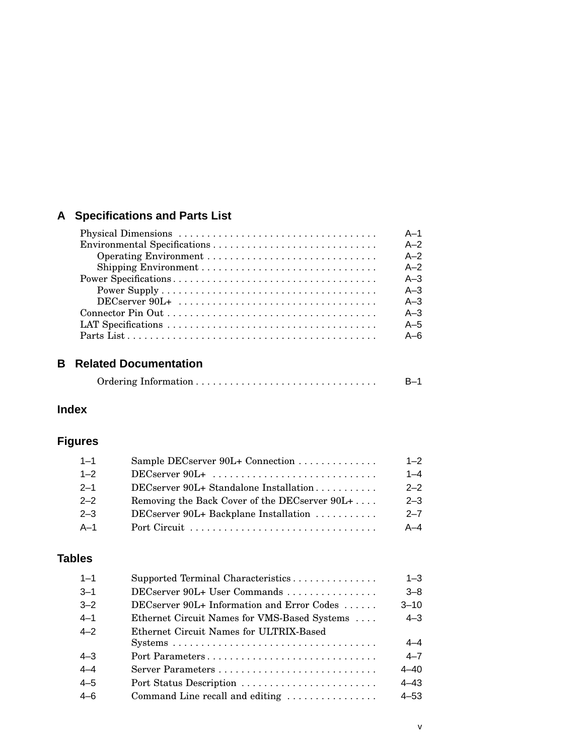## A Specifications and Parts List

- Physical Dimensions .... A–1
- Environmental Specifications .... A–2
  - Operating Environment .... A–2
  - Shipping Environment .... A–2
- Power Specifications .... A–3
  - Power Supply .... A–3
  - DECserver 90L+ .... A–3
- Connector Pin Out .... A–3
- LAT Specifications .... A–5
- Parts List .... A–6

## B Related Documentation

- Ordering Information .... B–1

## Index

## Figures

| | | |
|---|---|---|
| 1–1 | Sample DECserver 90L+ Connection | 1–2 |
| 1–2 | DECserver 90L+ | 1–4 |
| 2–1 | DECserver 90L+ Standalone Installation | 2–2 |
| 2–2 | Removing the Back Cover of the DECserver 90L+ | 2–3 |
| 2–3 | DECserver 90L+ Backplane Installation | 2–7 |
| A–1 | Port Circuit | A–4 |

## Tables

| | | |
|---|---|---|
| 1–1 | Supported Terminal Characteristics | 1–3 |
| 3–1 | DECserver 90L+ User Commands | 3–8 |
| 3–2 | DECserver 90L+ Information and Error Codes | 3–10 |
| 4–1 | Ethernet Circuit Names for VMS-Based Systems | 4–3 |
| 4–2 | Ethernet Circuit Names for ULTRIX-Based Systems | 4–4 |
| 4–3 | Port Parameters | 4–7 |
| 4–4 | Server Parameters | 4–40 |
| 4–5 | Port Status Description | 4–43 |
| 4–6 | Command Line recall and editing | 4–53 |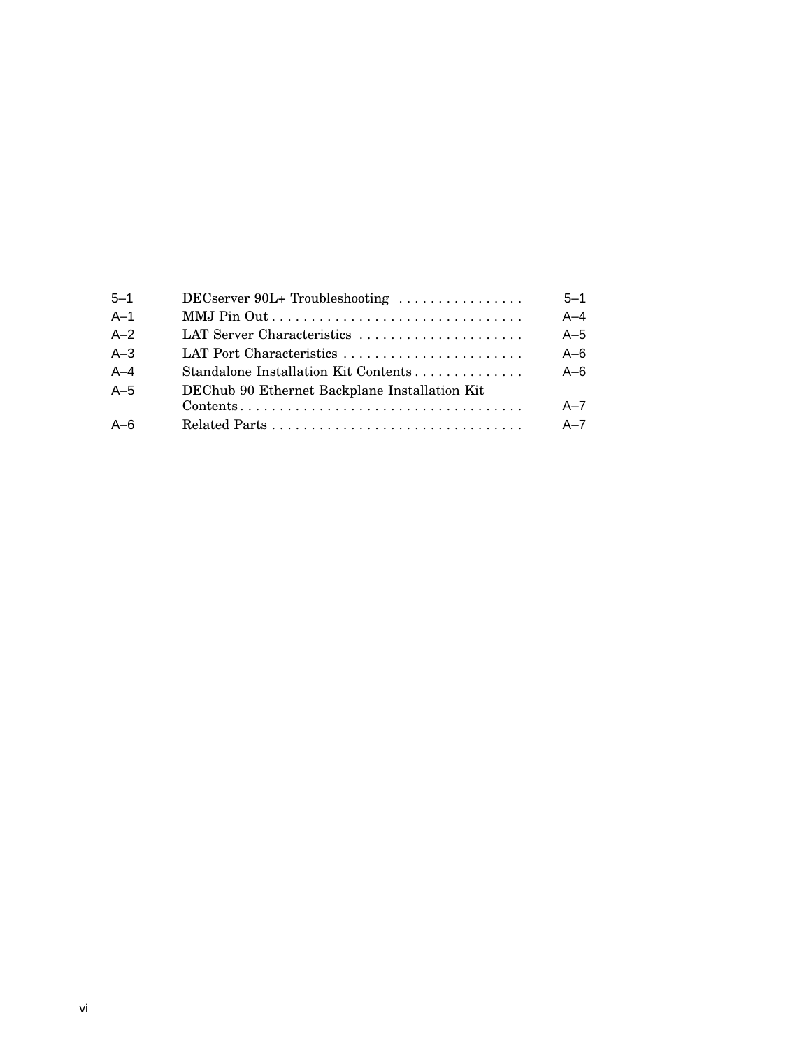| | | |
|---|---|---|
| 5–1 | DECserver 90L+ Troubleshooting . . . . . . . . . . . . . . . . | 5–1 |
| A–1 | MMJ Pin Out . . . . . . . . . . . . . . . . . . . . . . . . . . . . . . . . | A–4 |
| A–2 | LAT Server Characteristics . . . . . . . . . . . . . . . . . . . . . | A–5 |
| A–3 | LAT Port Characteristics . . . . . . . . . . . . . . . . . . . . . . . | A–6 |
| A–4 | Standalone Installation Kit Contents . . . . . . . . . . . . . . | A–6 |
| A–5 | DEChub 90 Ethernet Backplane Installation Kit Contents . . . . . . . . . . . . . . . . . . . . . . . . . . . . . . . . . . . . | A–7 |
| A–6 | Related Parts . . . . . . . . . . . . . . . . . . . . . . . . . . . . . . . . | A–7 |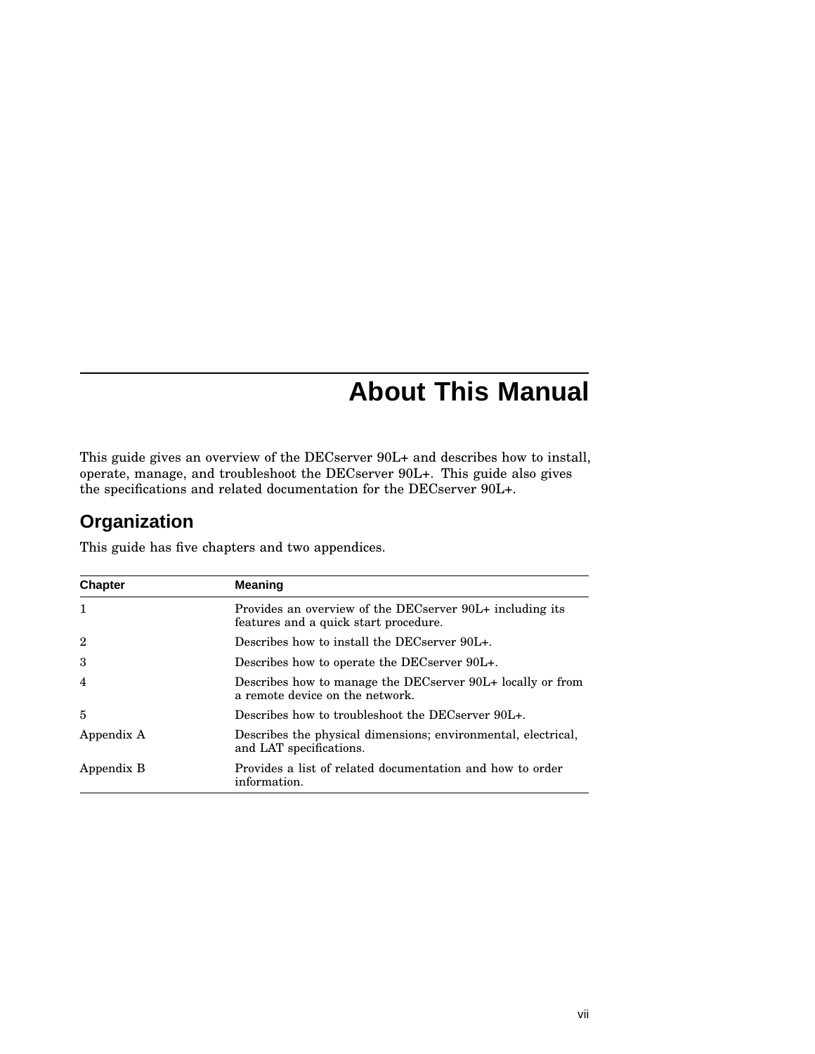# About This Manual

This guide gives an overview of the DECserver 90L+ and describes how to install, operate, manage, and troubleshoot the DECserver 90L+. This guide also gives the specifications and related documentation for the DECserver 90L+.

## Organization

This guide has five chapters and two appendices.

| Chapter | Meaning |
|---|---|
| 1 | Provides an overview of the DECserver 90L+ including its features and a quick start procedure. |
| 2 | Describes how to install the DECserver 90L+. |
| 3 | Describes how to operate the DECserver 90L+. |
| 4 | Describes how to manage the DECserver 90L+ locally or from a remote device on the network. |
| 5 | Describes how to troubleshoot the DECserver 90L+. |
| Appendix A | Describes the physical dimensions; environmental, electrical, and LAT specifications. |
| Appendix B | Provides a list of related documentation and how to order information. |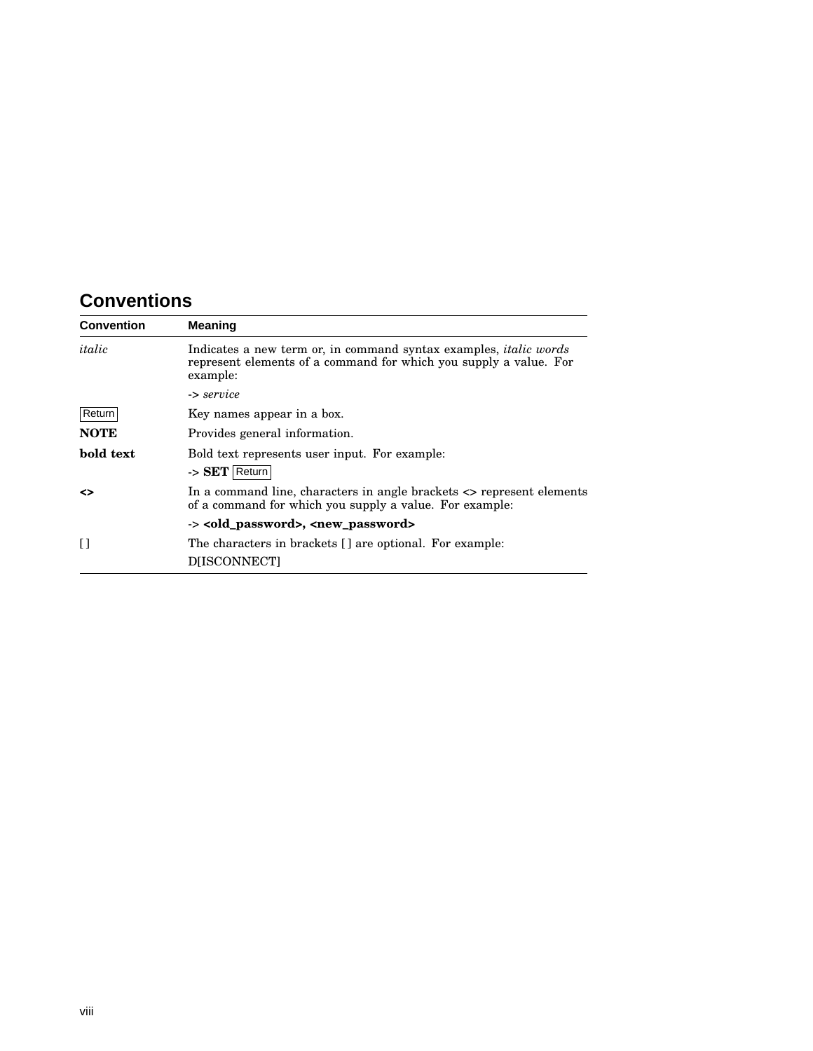## Conventions

| Convention | Meaning |
|---|---|
| *italic* | Indicates a new term or, in command syntax examples, *italic words* represent elements of a command for which you supply a value. For example:<br><br>-> *service* |
| Return | Key names appear in a box. |
| **NOTE** | Provides general information. |
| **bold text** | Bold text represents user input. For example:<br><br>-> **SET** Return |
| **<>** | In a command line, characters in angle brackets <> represent elements of a command for which you supply a value. For example:<br><br>-> **<old_password>, <new_password>** |
| [ ] | The characters in brackets [ ] are optional. For example:<br><br>D[ISCONNECT] |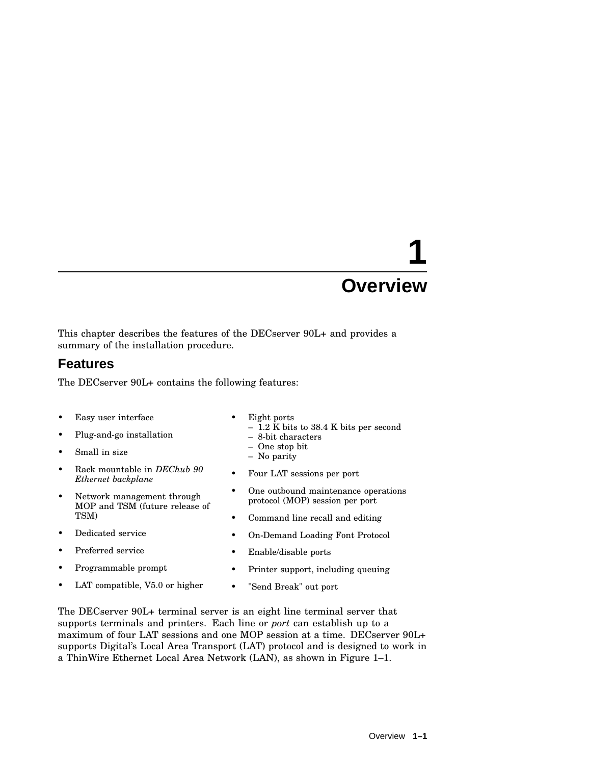# 1 Overview

This chapter describes the features of the DECserver 90L+ and provides a summary of the installation procedure.

## Features

The DECserver 90L+ contains the following features:

- Easy user interface
- Plug-and-go installation
- Small in size
- Rack mountable in *DEChub 90 Ethernet backplane*
- Network management through MOP and TSM (future release of TSM)
- Dedicated service
- Preferred service
- Programmable prompt
- LAT compatible, V5.0 or higher
- Eight ports
  - 1.2 K bits to 38.4 K bits per second
  - 8-bit characters
  - One stop bit
  - No parity
- Four LAT sessions per port
- One outbound maintenance operations protocol (MOP) session per port
- Command line recall and editing
- On-Demand Loading Font Protocol
- Enable/disable ports
- Printer support, including queuing
- "Send Break" out port

The DECserver 90L+ terminal server is an eight line terminal server that supports terminals and printers. Each line or *port* can establish up to a maximum of four LAT sessions and one MOP session at a time. DECserver 90L+ supports Digital's Local Area Transport (LAT) protocol and is designed to work in a ThinWire Ethernet Local Area Network (LAN), as shown in Figure 1–1.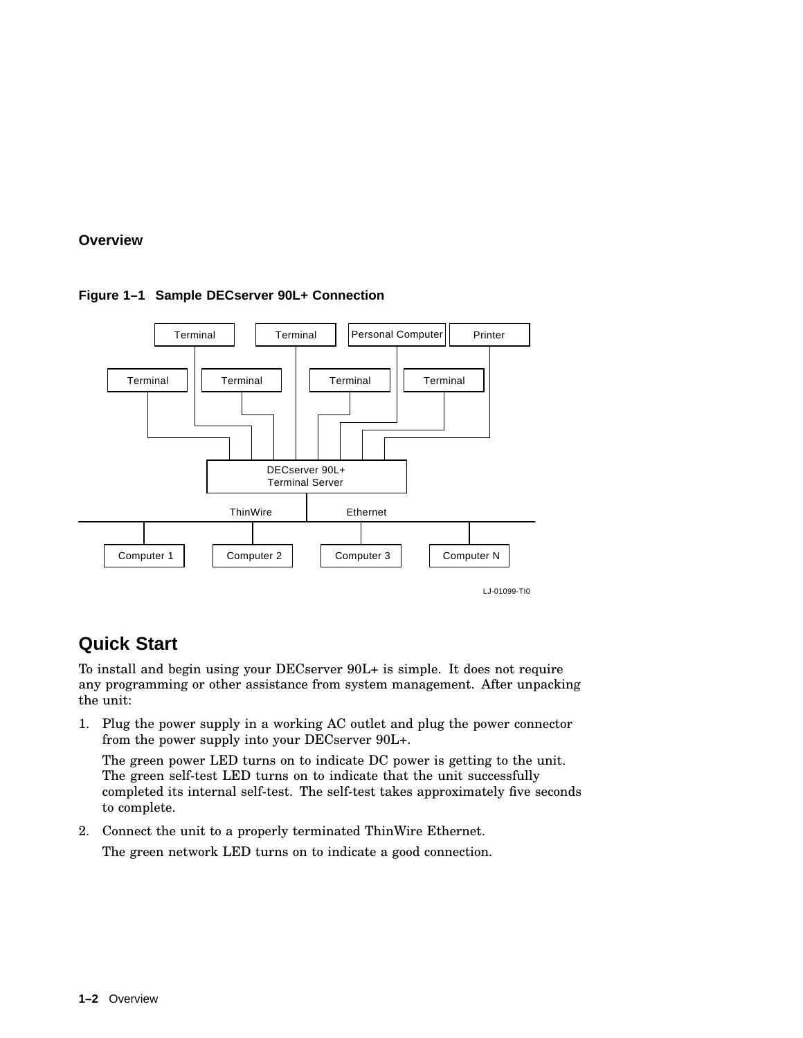**Overview**

**Figure 1–1 Sample DECserver 90L+ Connection**

## Quick Start

To install and begin using your DECserver 90L+ is simple. It does not require any programming or other assistance from system management. After unpacking the unit:

1. Plug the power supply in a working AC outlet and plug the power connector from the power supply into your DECserver 90L+.

   The green power LED turns on to indicate DC power is getting to the unit. The green self-test LED turns on to indicate that the unit successfully completed its internal self-test. The self-test takes approximately five seconds to complete.

2. Connect the unit to a properly terminated ThinWire Ethernet.

   The green network LED turns on to indicate a good connection.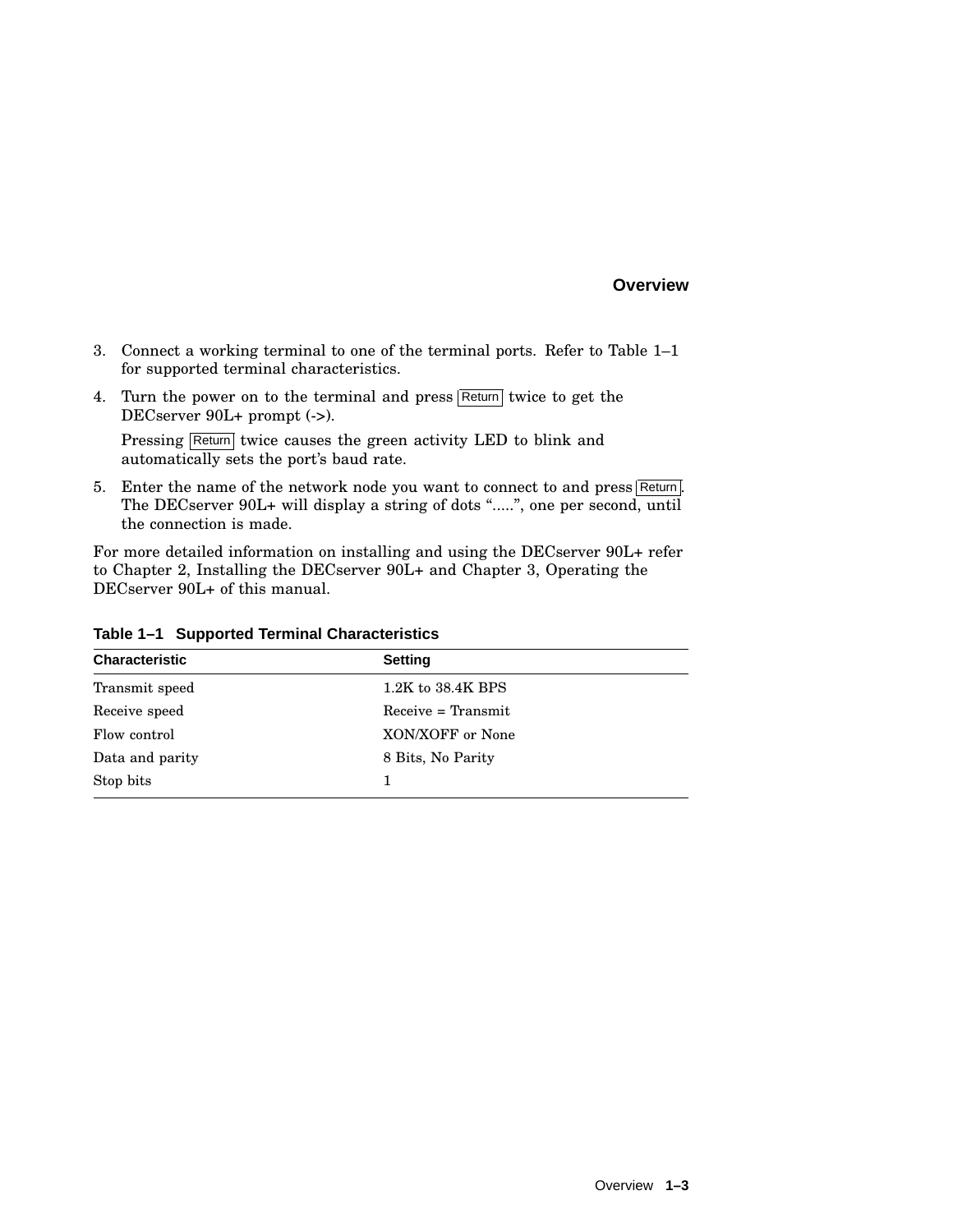3. Connect a working terminal to one of the terminal ports. Refer to Table 1–1 for supported terminal characteristics.
4. Turn the power on to the terminal and press Return twice to get the DECserver 90L+ prompt (->).

   Pressing Return twice causes the green activity LED to blink and automatically sets the port's baud rate.
5. Enter the name of the network node you want to connect to and press Return. The DECserver 90L+ will display a string of dots ".....", one per second, until the connection is made.

For more detailed information on installing and using the DECserver 90L+ refer to Chapter 2, Installing the DECserver 90L+ and Chapter 3, Operating the DECserver 90L+ of this manual.

**Table 1–1 Supported Terminal Characteristics**

| Characteristic | Setting |
|---|---|
| Transmit speed | 1.2K to 38.4K BPS |
| Receive speed | Receive = Transmit |
| Flow control | XON/XOFF or None |
| Data and parity | 8 Bits, No Parity |
| Stop bits | 1 |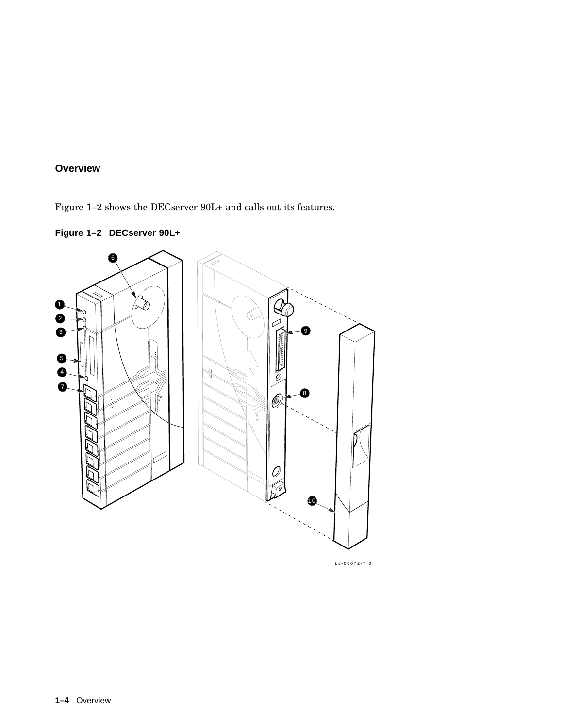## Overview

Figure 1–2 shows the DECserver 90L+ and calls out its features.

**Figure 1–2 DECserver 90L+**

LJ-00072-TI0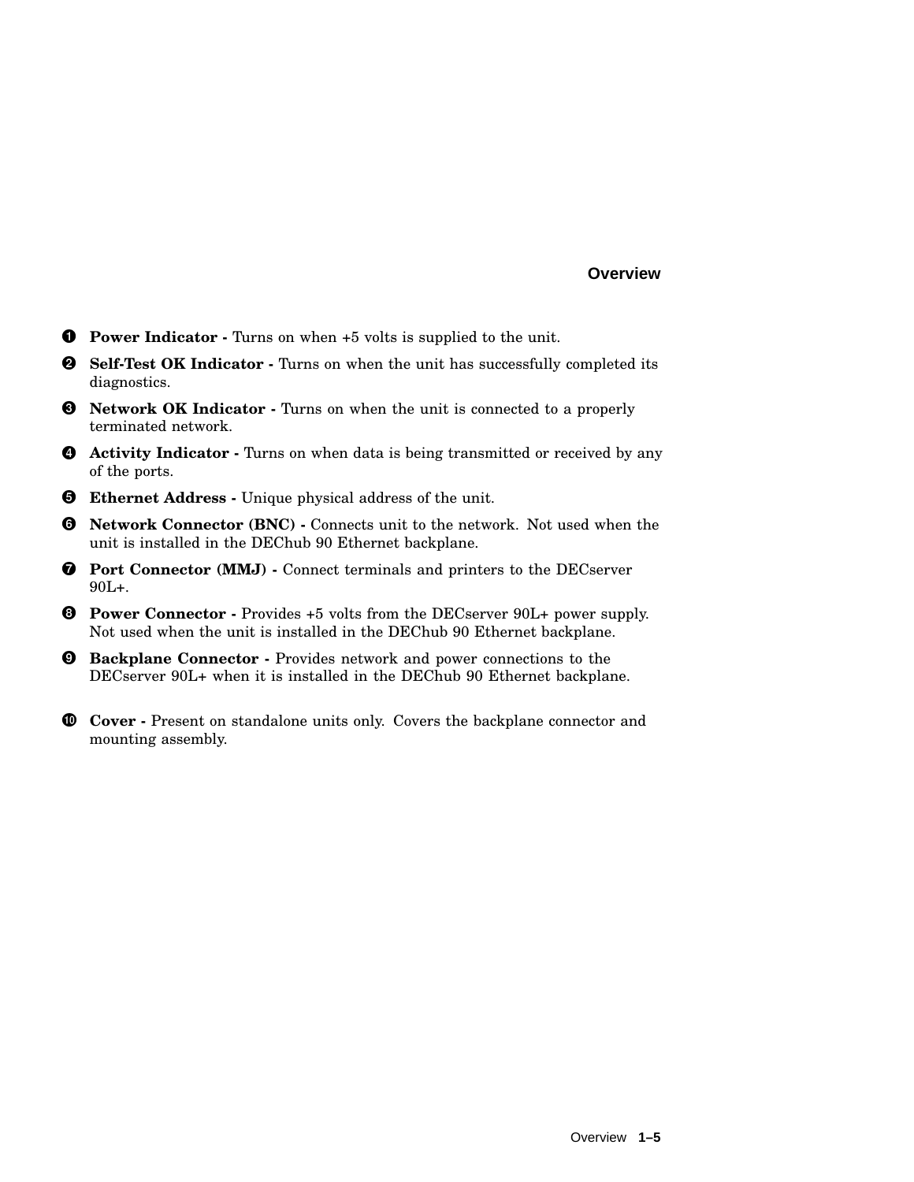❶ **Power Indicator -** Turns on when +5 volts is supplied to the unit.

❷ **Self-Test OK Indicator -** Turns on when the unit has successfully completed its diagnostics.

❸ **Network OK Indicator -** Turns on when the unit is connected to a properly terminated network.

❹ **Activity Indicator -** Turns on when data is being transmitted or received by any of the ports.

❺ **Ethernet Address -** Unique physical address of the unit.

❻ **Network Connector (BNC) -** Connects unit to the network. Not used when the unit is installed in the DEChub 90 Ethernet backplane.

❼ **Port Connector (MMJ) -** Connect terminals and printers to the DECserver 90L+.

❽ **Power Connector -** Provides +5 volts from the DECserver 90L+ power supply. Not used when the unit is installed in the DEChub 90 Ethernet backplane.

❾ **Backplane Connector -** Provides network and power connections to the DECserver 90L+ when it is installed in the DEChub 90 Ethernet backplane.

❿ **Cover -** Present on standalone units only. Covers the backplane connector and mounting assembly.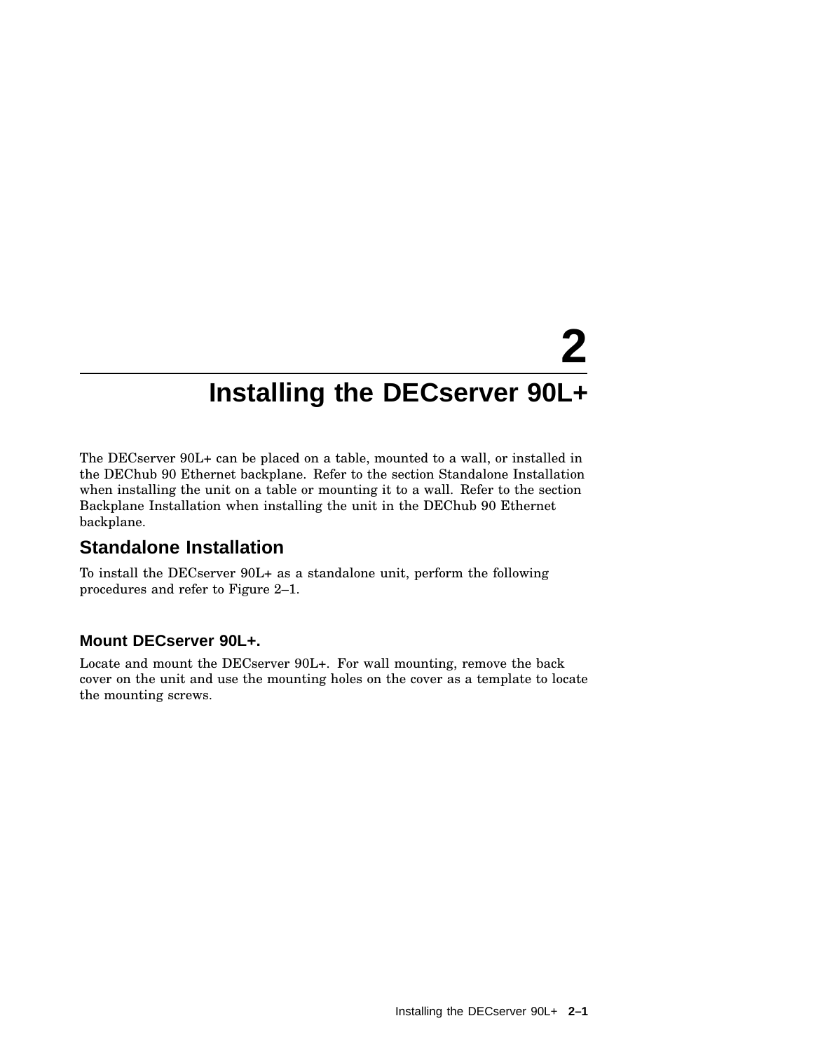# 2 Installing the DECserver 90L+

The DECserver 90L+ can be placed on a table, mounted to a wall, or installed in the DEChub 90 Ethernet backplane. Refer to the section Standalone Installation when installing the unit on a table or mounting it to a wall. Refer to the section Backplane Installation when installing the unit in the DEChub 90 Ethernet backplane.

## Standalone Installation

To install the DECserver 90L+ as a standalone unit, perform the following procedures and refer to Figure 2–1.

### Mount DECserver 90L+.

Locate and mount the DECserver 90L+. For wall mounting, remove the back cover on the unit and use the mounting holes on the cover as a template to locate the mounting screws.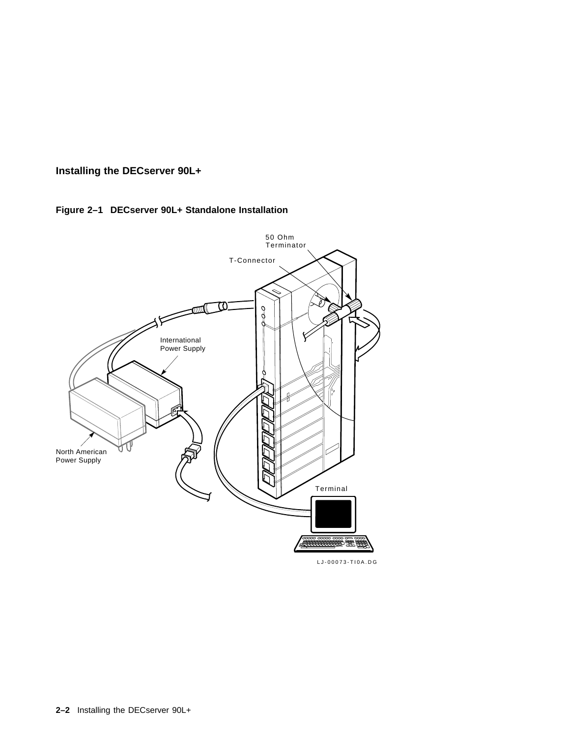## Installing the DECserver 90L+

**Figure 2–1 DECserver 90L+ Standalone Installation**

50 Ohm Terminator

T-Connector

International Power Supply

North American Power Supply

Terminal

LJ-00073-TI0A.DG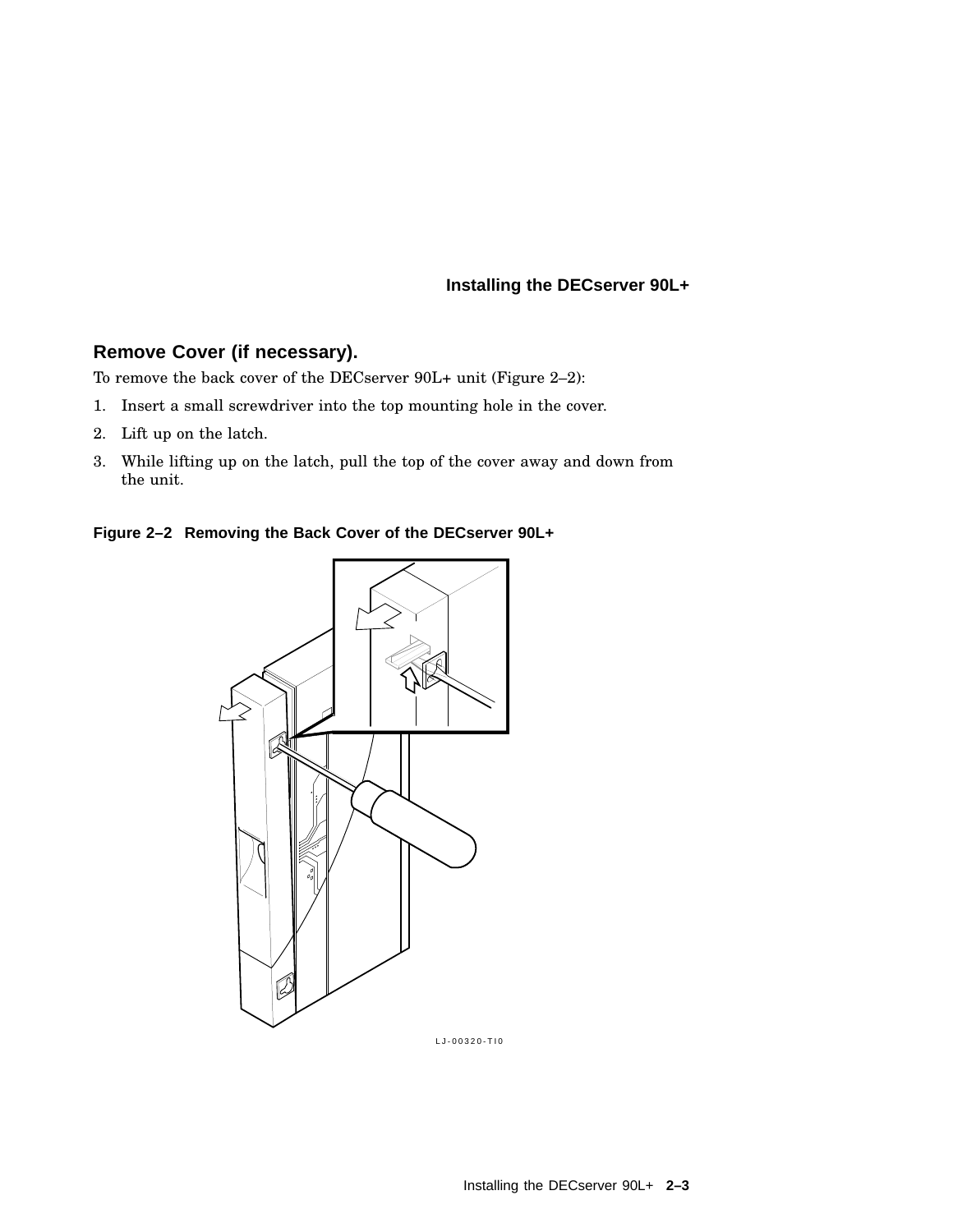## Remove Cover (if necessary).

To remove the back cover of the DECserver 90L+ unit (Figure 2–2):

1. Insert a small screwdriver into the top mounting hole in the cover.
2. Lift up on the latch.
3. While lifting up on the latch, pull the top of the cover away and down from the unit.

**Figure 2–2 Removing the Back Cover of the DECserver 90L+**

LJ-00320-TI0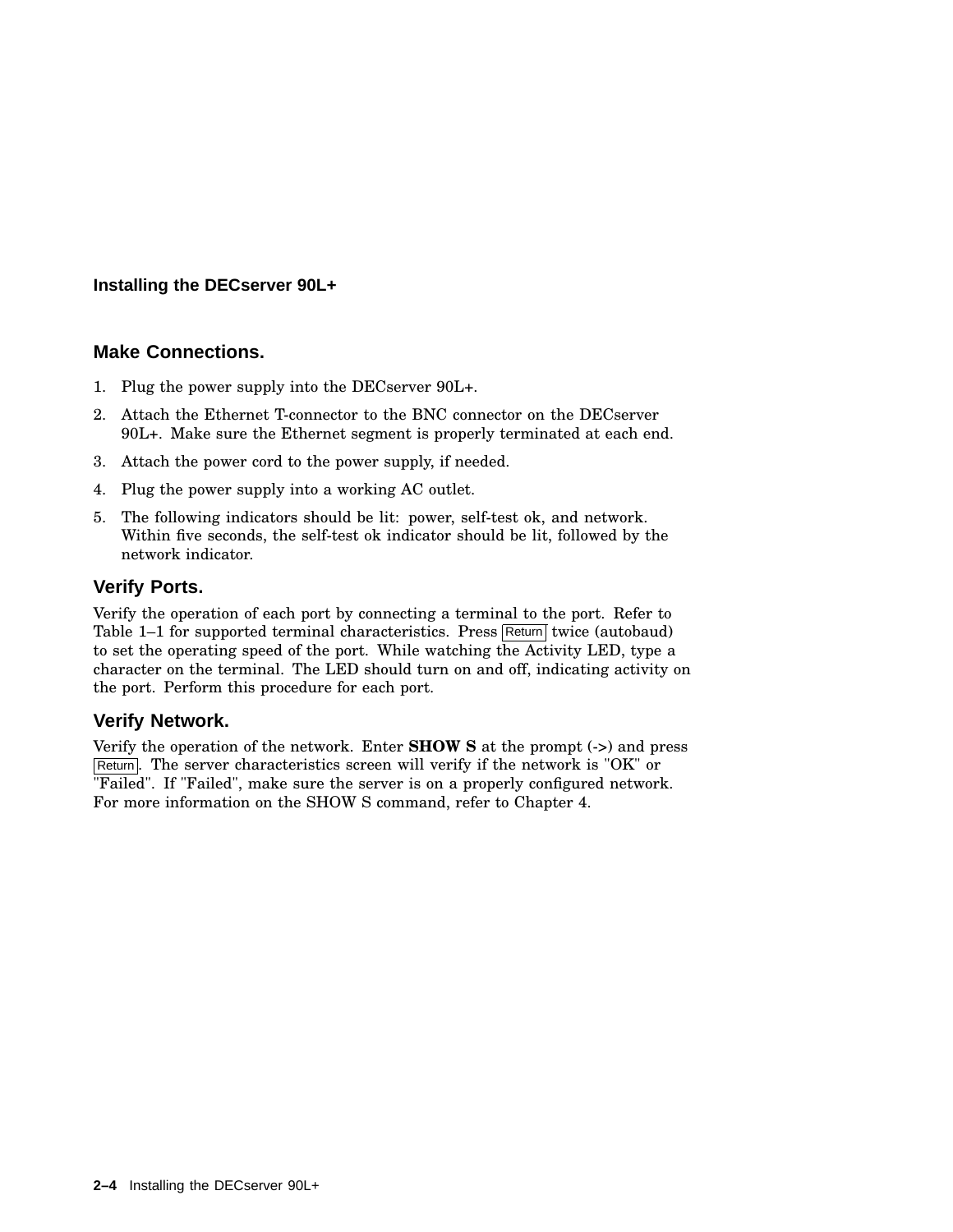## Make Connections.

1. Plug the power supply into the DECserver 90L+.
2. Attach the Ethernet T-connector to the BNC connector on the DECserver 90L+. Make sure the Ethernet segment is properly terminated at each end.
3. Attach the power cord to the power supply, if needed.
4. Plug the power supply into a working AC outlet.
5. The following indicators should be lit: power, self-test ok, and network. Within five seconds, the self-test ok indicator should be lit, followed by the network indicator.

### Verify Ports.

Verify the operation of each port by connecting a terminal to the port. Refer to Table 1–1 for supported terminal characteristics. Press Return twice (autobaud) to set the operating speed of the port. While watching the Activity LED, type a character on the terminal. The LED should turn on and off, indicating activity on the port. Perform this procedure for each port.

### Verify Network.

Verify the operation of the network. Enter **SHOW S** at the prompt (->) and press Return. The server characteristics screen will verify if the network is "OK" or "Failed". If "Failed", make sure the server is on a properly configured network. For more information on the SHOW S command, refer to Chapter 4.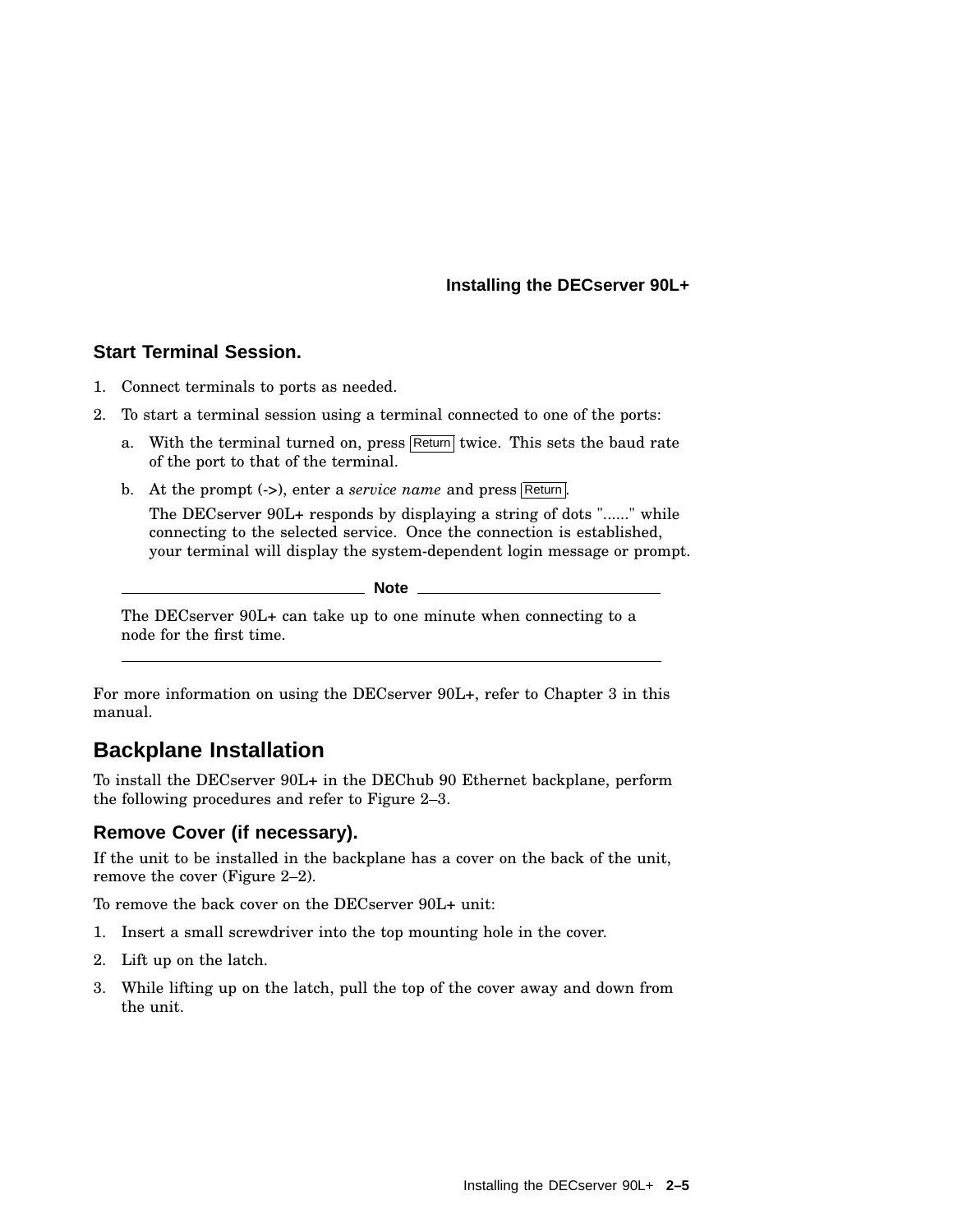### Start Terminal Session.

1. Connect terminals to ports as needed.
2. To start a terminal session using a terminal connected to one of the ports:
   a. With the terminal turned on, press Return twice. This sets the baud rate of the port to that of the terminal.
   b. At the prompt (->), enter a *service name* and press Return.

      The DECserver 90L+ responds by displaying a string of dots "......" while connecting to the selected service. Once the connection is established, your terminal will display the system-dependent login message or prompt.

---

**Note**

The DECserver 90L+ can take up to one minute when connecting to a node for the first time.

---

For more information on using the DECserver 90L+, refer to Chapter 3 in this manual.

## Backplane Installation

To install the DECserver 90L+ in the DEChub 90 Ethernet backplane, perform the following procedures and refer to Figure 2–3.

### Remove Cover (if necessary).

If the unit to be installed in the backplane has a cover on the back of the unit, remove the cover (Figure 2–2).

To remove the back cover on the DECserver 90L+ unit:

1. Insert a small screwdriver into the top mounting hole in the cover.
2. Lift up on the latch.
3. While lifting up on the latch, pull the top of the cover away and down from the unit.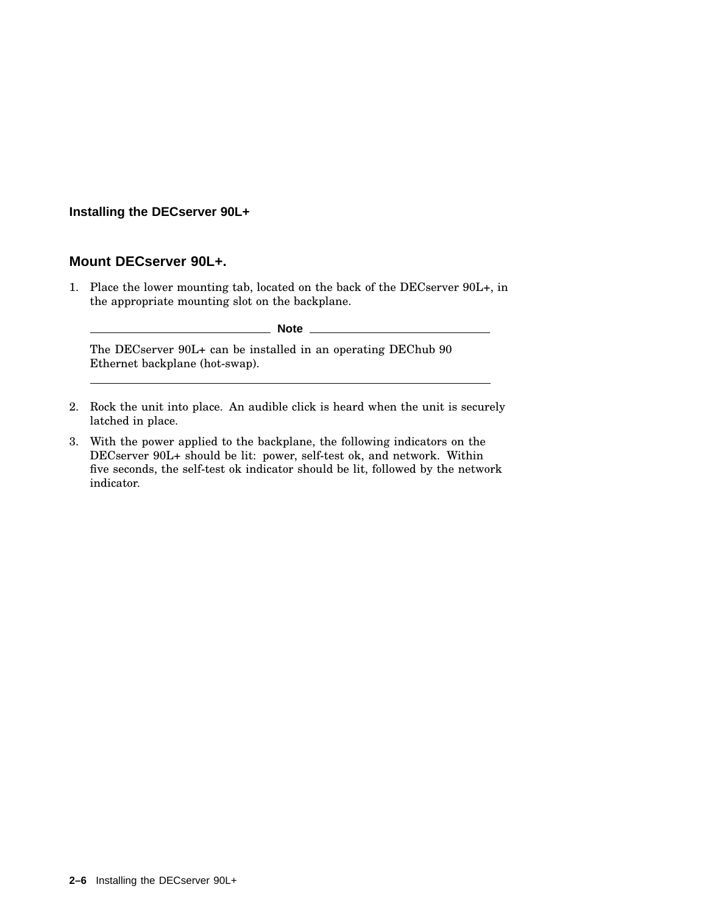## Installing the DECserver 90L+

### Mount DECserver 90L+.

1. Place the lower mounting tab, located on the back of the DECserver 90L+, in the appropriate mounting slot on the backplane.

   **Note**

   The DECserver 90L+ can be installed in an operating DEChub 90 Ethernet backplane (hot-swap).

2. Rock the unit into place. An audible click is heard when the unit is securely latched in place.
3. With the power applied to the backplane, the following indicators on the DECserver 90L+ should be lit: power, self-test ok, and network. Within five seconds, the self-test ok indicator should be lit, followed by the network indicator.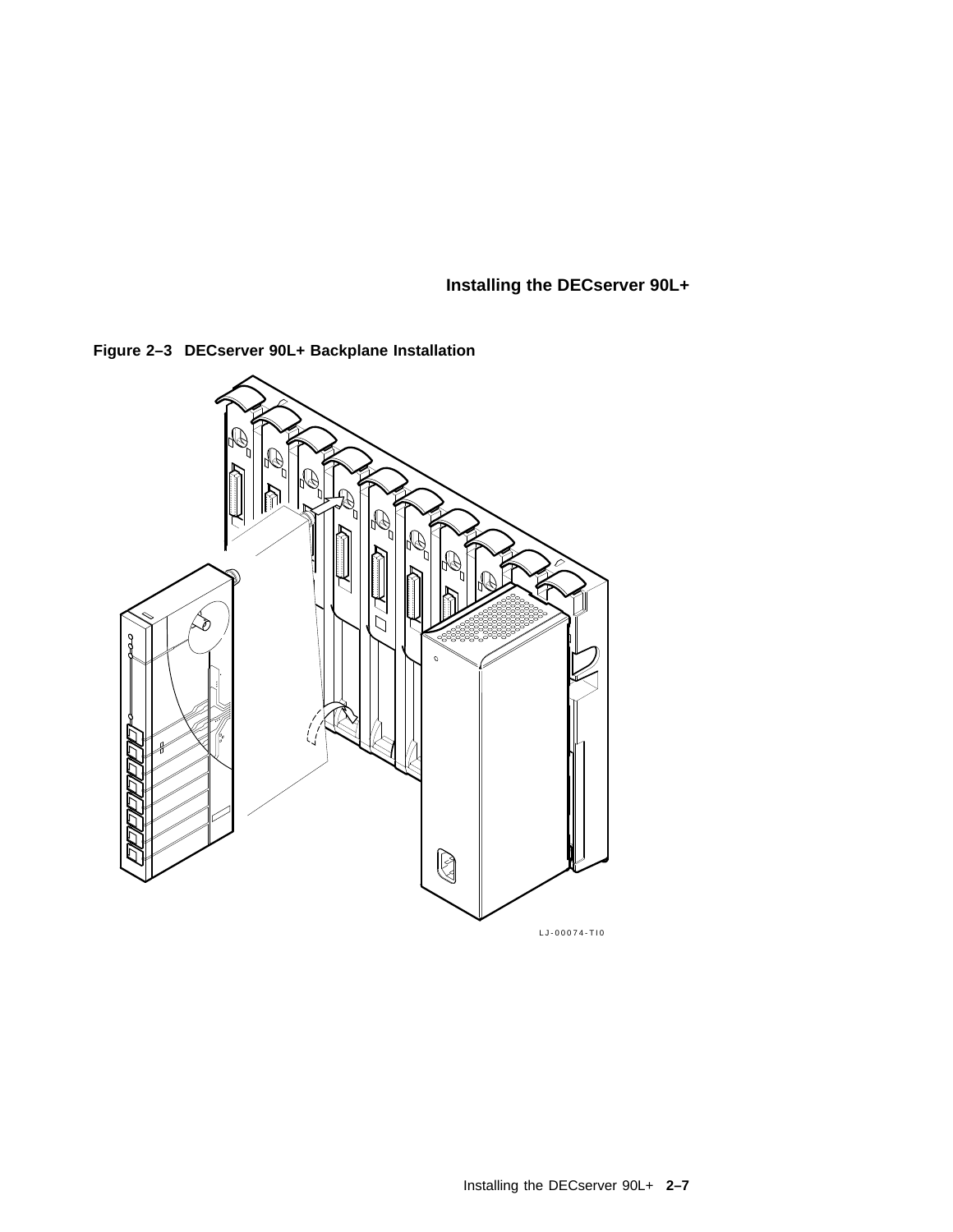**Figure 2–3 DECserver 90L+ Backplane Installation**

LJ-00074-TI0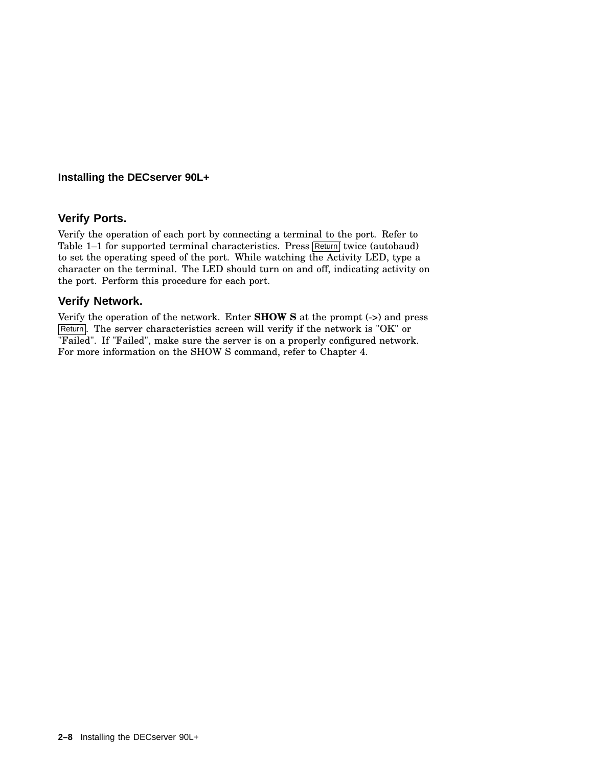## Verify Ports.

Verify the operation of each port by connecting a terminal to the port. Refer to Table 1–1 for supported terminal characteristics. Press Return twice (autobaud) to set the operating speed of the port. While watching the Activity LED, type a character on the terminal. The LED should turn on and off, indicating activity on the port. Perform this procedure for each port.

## Verify Network.

Verify the operation of the network. Enter **SHOW S** at the prompt (->) and press Return. The server characteristics screen will verify if the network is "OK" or "Failed". If "Failed", make sure the server is on a properly configured network. For more information on the SHOW S command, refer to Chapter 4.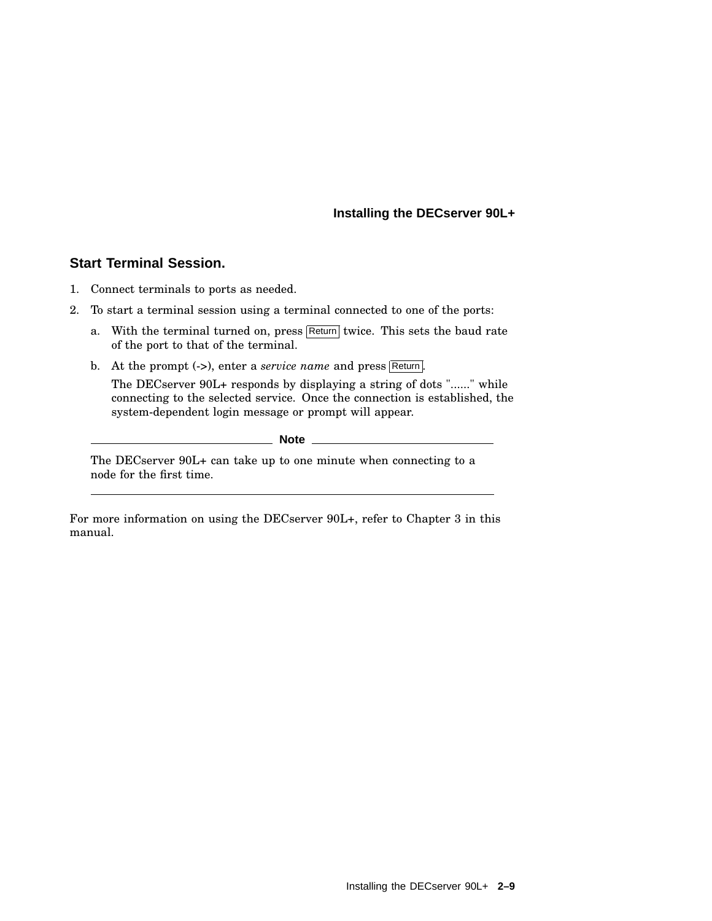## Start Terminal Session.

1. Connect terminals to ports as needed.
2. To start a terminal session using a terminal connected to one of the ports:
   a. With the terminal turned on, press Return twice. This sets the baud rate of the port to that of the terminal.
   b. At the prompt (->), enter a *service name* and press Return.

      The DECserver 90L+ responds by displaying a string of dots "......" while connecting to the selected service. Once the connection is established, the system-dependent login message or prompt will appear.

---

**Note**

The DECserver 90L+ can take up to one minute when connecting to a node for the first time.

---

For more information on using the DECserver 90L+, refer to Chapter 3 in this manual.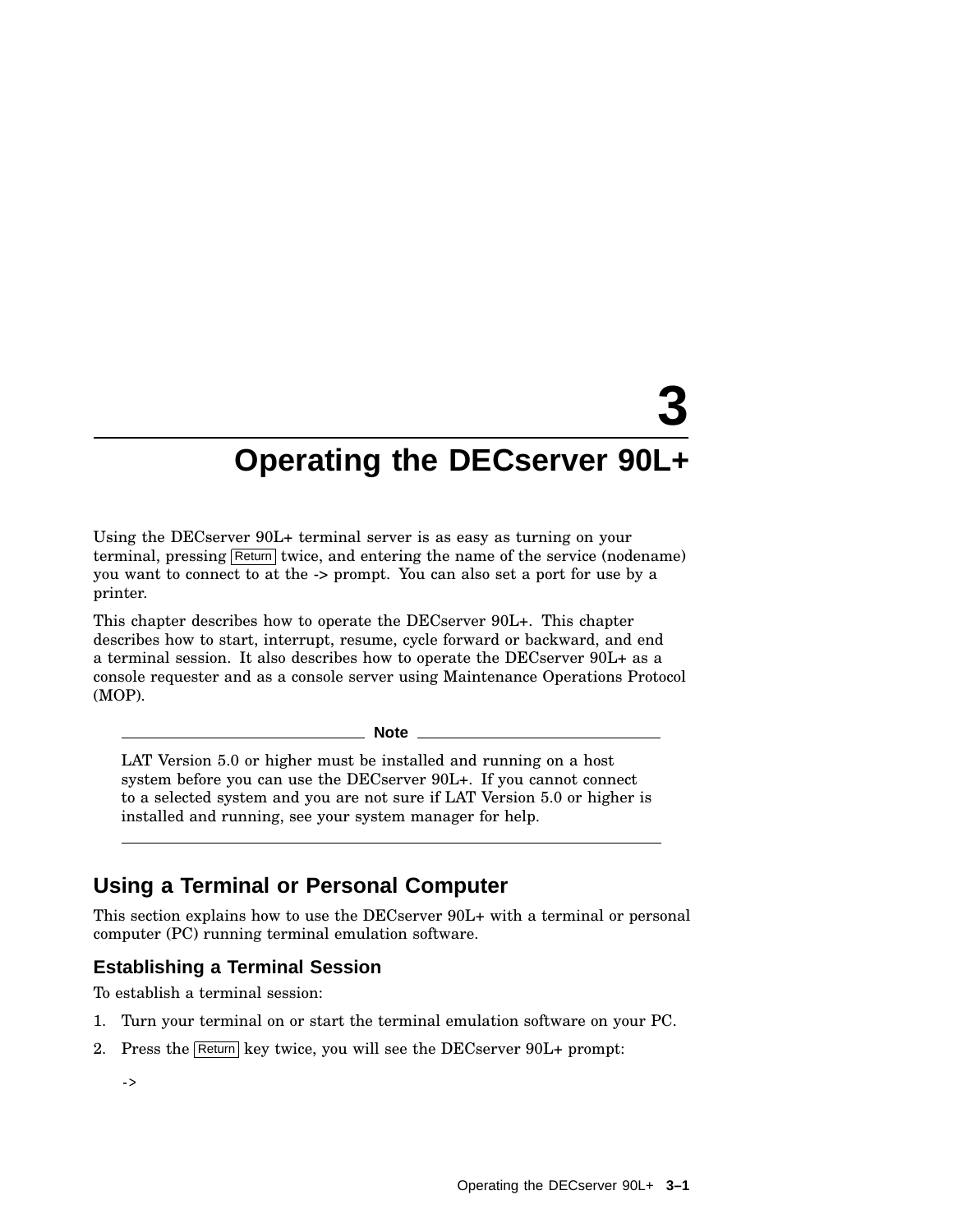# 3 Operating the DECserver 90L+

Using the DECserver 90L+ terminal server is as easy as turning on your terminal, pressing Return twice, and entering the name of the service (nodename) you want to connect to at the -> prompt. You can also set a port for use by a printer.

This chapter describes how to operate the DECserver 90L+. This chapter describes how to start, interrupt, resume, cycle forward or backward, and end a terminal session. It also describes how to operate the DECserver 90L+ as a console requester and as a console server using Maintenance Operations Protocol (MOP).

---

**Note**

LAT Version 5.0 or higher must be installed and running on a host system before you can use the DECserver 90L+. If you cannot connect to a selected system and you are not sure if LAT Version 5.0 or higher is installed and running, see your system manager for help.

---

## Using a Terminal or Personal Computer

This section explains how to use the DECserver 90L+ with a terminal or personal computer (PC) running terminal emulation software.

### Establishing a Terminal Session

To establish a terminal session:

1. Turn your terminal on or start the terminal emulation software on your PC.
2. Press the Return key twice, you will see the DECserver 90L+ prompt:

```
->
```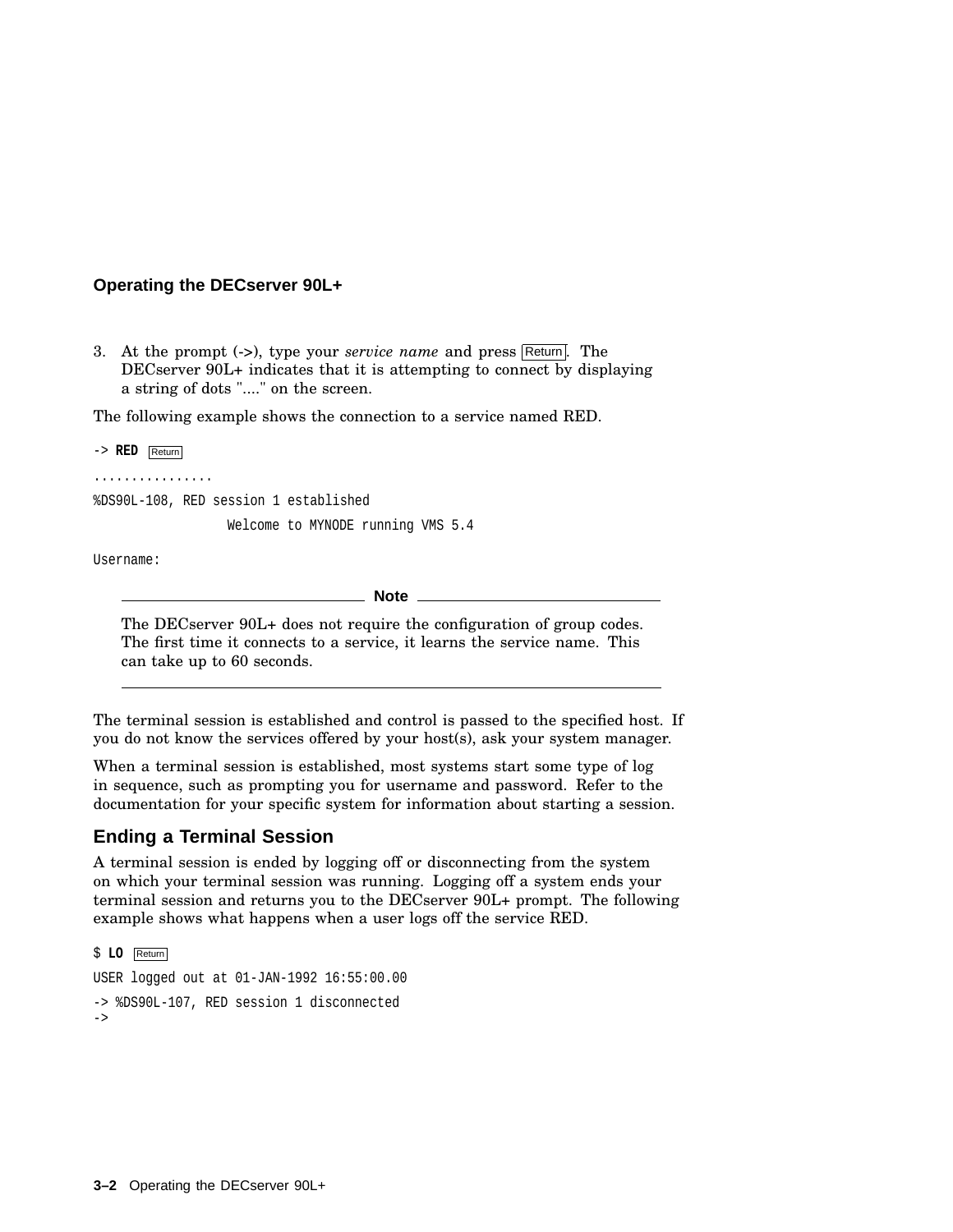## Operating the DECserver 90L+

3. At the prompt (->), type your *service name* and press Return. The DECserver 90L+ indicates that it is attempting to connect by displaying a string of dots "...." on the screen.

The following example shows the connection to a service named RED.

```
-> RED Return
................
%DS90L-108, RED session 1 established
                  Welcome to MYNODE running VMS 5.4
Username:
```

---

**Note**

The DECserver 90L+ does not require the configuration of group codes. The first time it connects to a service, it learns the service name. This can take up to 60 seconds.

---

The terminal session is established and control is passed to the specified host. If you do not know the services offered by your host(s), ask your system manager.

When a terminal session is established, most systems start some type of log in sequence, such as prompting you for username and password. Refer to the documentation for your specific system for information about starting a session.

### Ending a Terminal Session

A terminal session is ended by logging off or disconnecting from the system on which your terminal session was running. Logging off a system ends your terminal session and returns you to the DECserver 90L+ prompt. The following example shows what happens when a user logs off the service RED.

```
$ LO Return
USER logged out at 01-JAN-1992 16:55:00.00
-> %DS90L-107, RED session 1 disconnected
->
```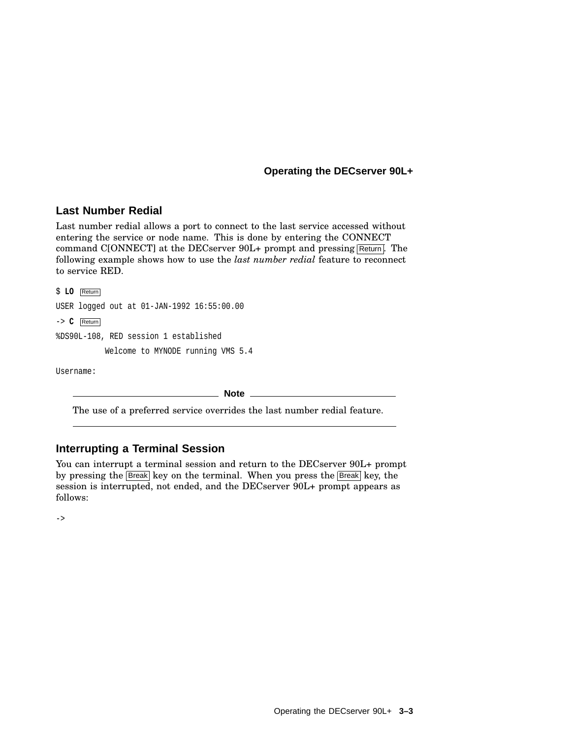## Last Number Redial

Last number redial allows a port to connect to the last service accessed without entering the service or node name. This is done by entering the CONNECT command C[ONNECT] at the DECserver 90L+ prompt and pressing Return. The following example shows how to use the *last number redial* feature to reconnect to service RED.

```
$ LO  Return
USER logged out at 01-JAN-1992 16:55:00.00
-> C  Return
%DS90L-108, RED session 1 established
          Welcome to MYNODE running VMS 5.4
Username:
```

**Note**

The use of a preferred service overrides the last number redial feature.

## Interrupting a Terminal Session

You can interrupt a terminal session and return to the DECserver 90L+ prompt by pressing the Break key on the terminal. When you press the Break key, the session is interrupted, not ended, and the DECserver 90L+ prompt appears as follows:

```
->
```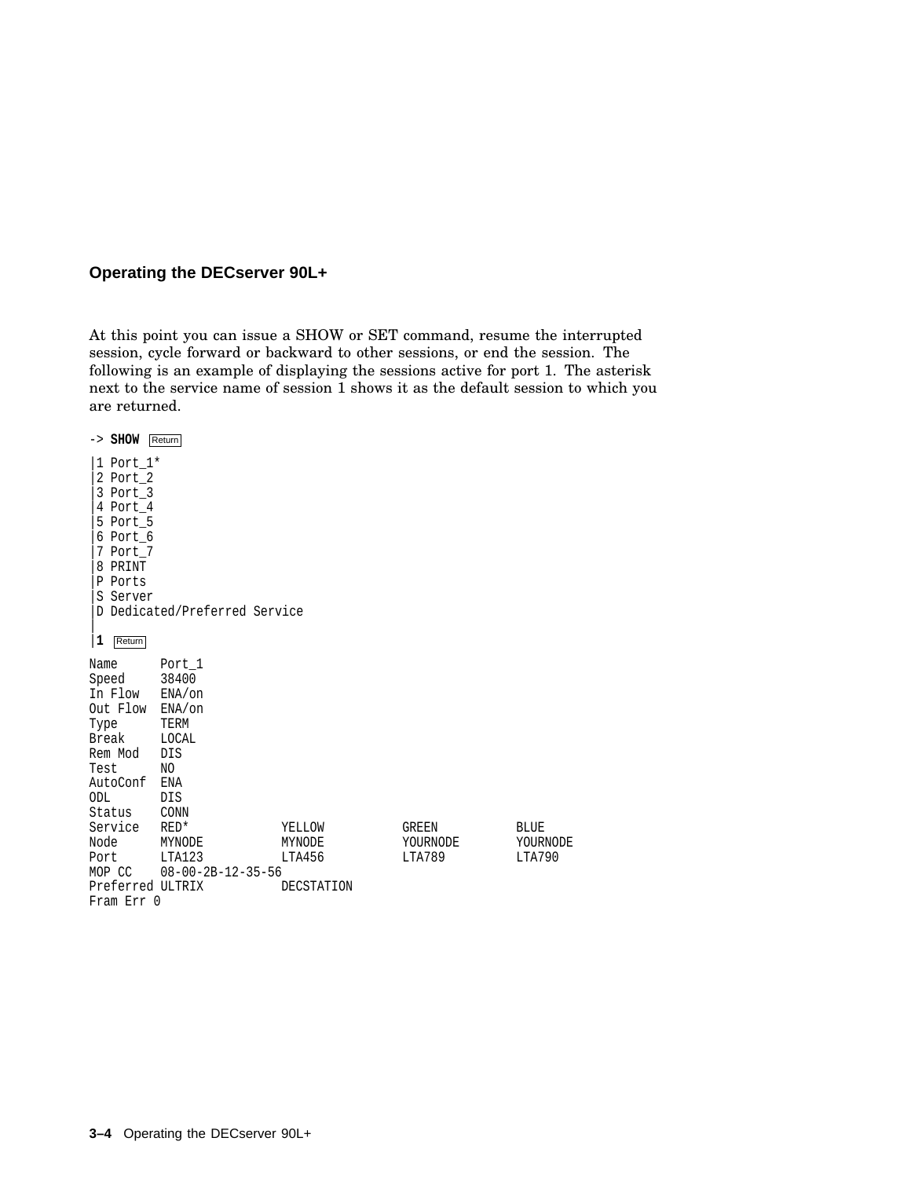At this point you can issue a SHOW or SET command, resume the interrupted session, cycle forward or backward to other sessions, or end the session. The following is an example of displaying the sessions active for port 1. The asterisk next to the service name of session 1 shows it as the default session to which you are returned.

```
-> SHOW  Return
|1 Port_1*
|2 Port_2
|3 Port_3
|4 Port_4
|5 Port_5
|6 Port_6
|7 Port_7
|8 PRINT
|P Ports
|S Server
|D Dedicated/Preferred Service
|
|1  Return
Name      Port_1
Speed     38400
In Flow   ENA/on
Out Flow  ENA/on
Type      TERM
Break     LOCAL
Rem Mod   DIS
Test      NO
AutoConf  ENA
ODL       DIS
Status    CONN
Service   RED*             YELLOW           GREEN          BLUE
Node      MYNODE           MYNODE           YOURNODE       YOURNODE
Port      LTA123           LTA456           LTA789         LTA790
MOP CC    08-00-2B-12-35-56
Preferred ULTRIX           DECSTATION
Fram Err 0
```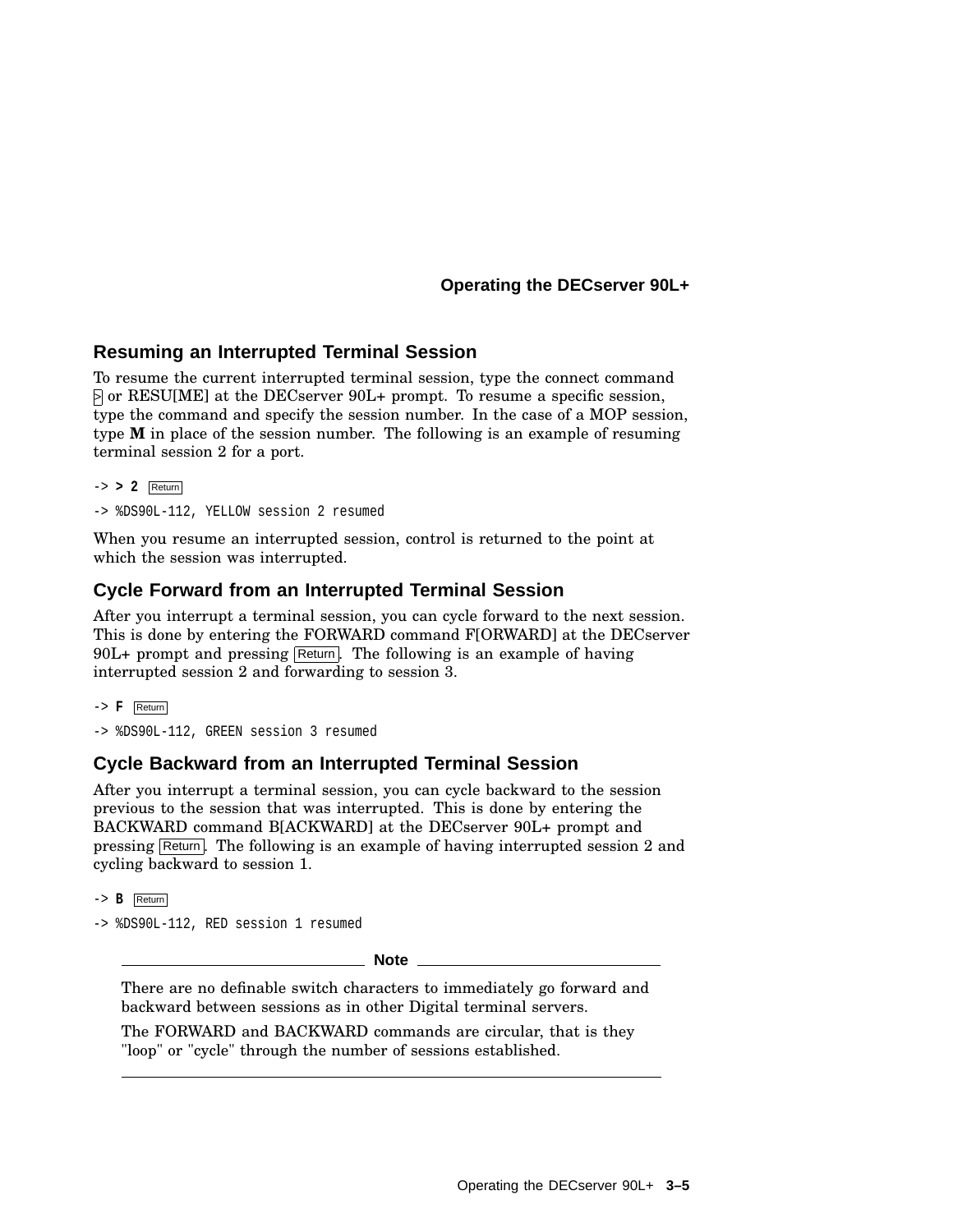## Resuming an Interrupted Terminal Session

To resume the current interrupted terminal session, type the connect command > or RESU[ME] at the DECserver 90L+ prompt. To resume a specific session, type the command and specify the session number. In the case of a MOP session, type **M** in place of the session number. The following is an example of resuming terminal session 2 for a port.

```
-> > 2 Return
-> %DS90L-112, YELLOW session 2 resumed
```

When you resume an interrupted session, control is returned to the point at which the session was interrupted.

## Cycle Forward from an Interrupted Terminal Session

After you interrupt a terminal session, you can cycle forward to the next session. This is done by entering the FORWARD command F[ORWARD] at the DECserver 90L+ prompt and pressing Return. The following is an example of having interrupted session 2 and forwarding to session 3.

```
-> F Return
-> %DS90L-112, GREEN session 3 resumed
```

## Cycle Backward from an Interrupted Terminal Session

After you interrupt a terminal session, you can cycle backward to the session previous to the session that was interrupted. This is done by entering the BACKWARD command B[ACKWARD] at the DECserver 90L+ prompt and pressing Return. The following is an example of having interrupted session 2 and cycling backward to session 1.

```
-> B Return
-> %DS90L-112, RED session 1 resumed
```

**Note**

There are no definable switch characters to immediately go forward and backward between sessions as in other Digital terminal servers.

The FORWARD and BACKWARD commands are circular, that is they "loop" or "cycle" through the number of sessions established.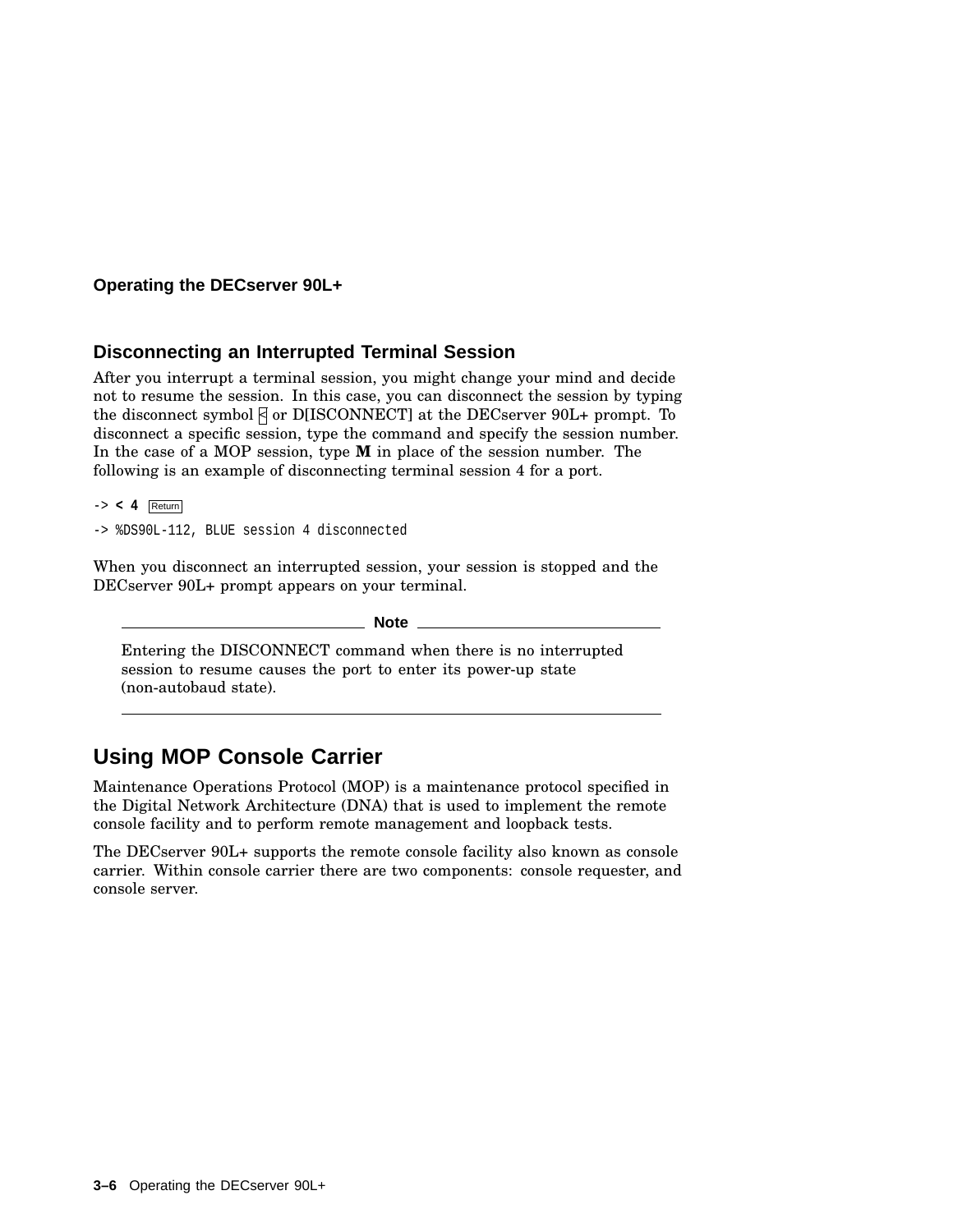## Disconnecting an Interrupted Terminal Session

After you interrupt a terminal session, you might change your mind and decide not to resume the session. In this case, you can disconnect the session by typing the disconnect symbol < or D[ISCONNECT] at the DECserver 90L+ prompt. To disconnect a specific session, type the command and specify the session number. In the case of a MOP session, type **M** in place of the session number. The following is an example of disconnecting terminal session 4 for a port.

```
-> < 4 Return
-> %DS90L-112, BLUE session 4 disconnected
```

When you disconnect an interrupted session, your session is stopped and the DECserver 90L+ prompt appears on your terminal.

> **Note**
>
> Entering the DISCONNECT command when there is no interrupted session to resume causes the port to enter its power-up state (non-autobaud state).

# Using MOP Console Carrier

Maintenance Operations Protocol (MOP) is a maintenance protocol specified in the Digital Network Architecture (DNA) that is used to implement the remote console facility and to perform remote management and loopback tests.

The DECserver 90L+ supports the remote console facility also known as console carrier. Within console carrier there are two components: console requester, and console server.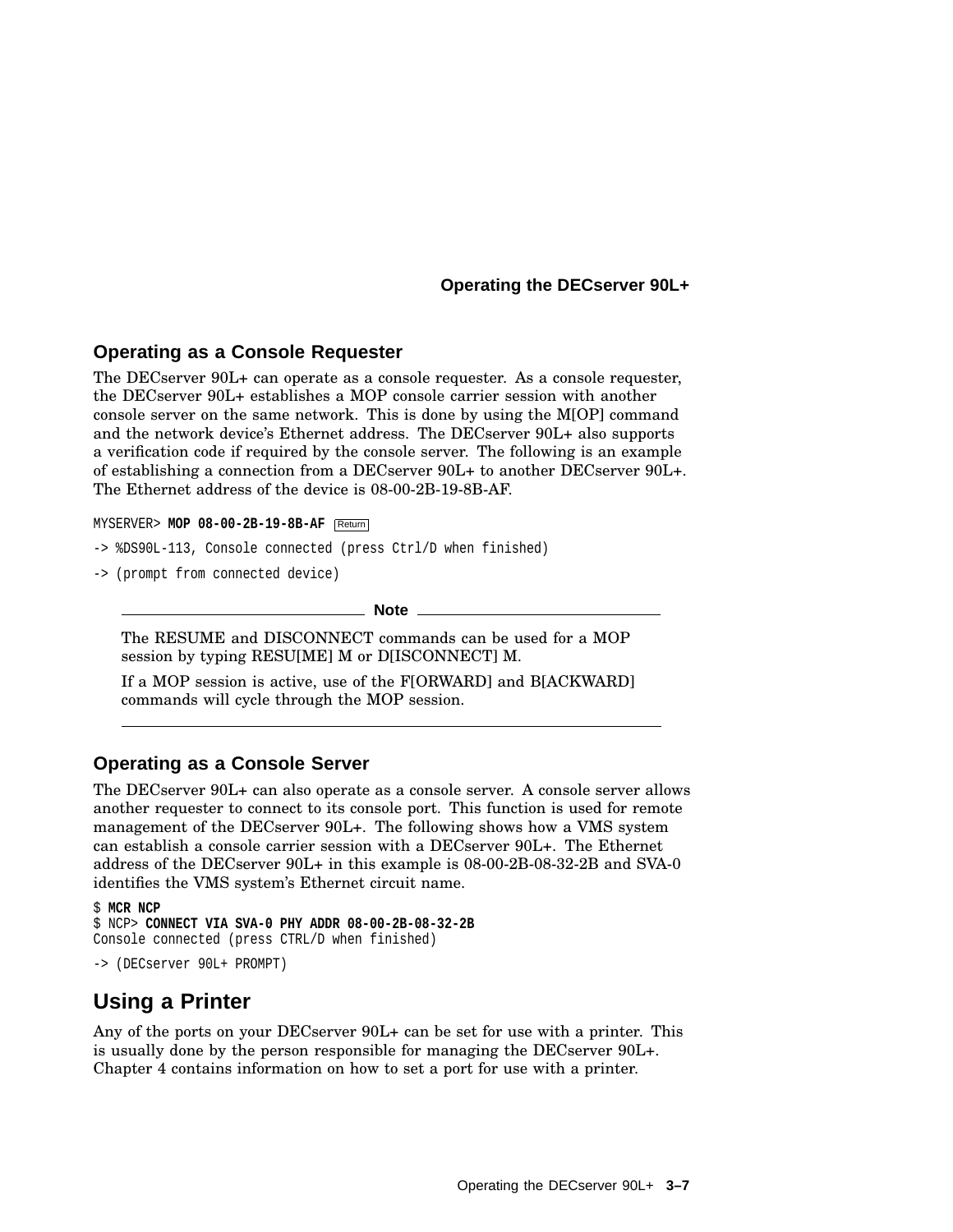## Operating as a Console Requester

The DECserver 90L+ can operate as a console requester. As a console requester, the DECserver 90L+ establishes a MOP console carrier session with another console server on the same network. This is done by using the M[OP] command and the network device's Ethernet address. The DECserver 90L+ also supports a verification code if required by the console server. The following is an example of establishing a connection from a DECserver 90L+ to another DECserver 90L+. The Ethernet address of the device is 08-00-2B-19-8B-AF.

```
MYSERVER> MOP 08-00-2B-19-8B-AF Return
-> %DS90L-113, Console connected (press Ctrl/D when finished)
-> (prompt from connected device)
```

---

**Note**

The RESUME and DISCONNECT commands can be used for a MOP session by typing RESU[ME] M or D[ISCONNECT] M.

If a MOP session is active, use of the F[ORWARD] and B[ACKWARD] commands will cycle through the MOP session.

---

## Operating as a Console Server

The DECserver 90L+ can also operate as a console server. A console server allows another requester to connect to its console port. This function is used for remote management of the DECserver 90L+. The following shows how a VMS system can establish a console carrier session with a DECserver 90L+. The Ethernet address of the DECserver 90L+ in this example is 08-00-2B-08-32-2B and SVA-0 identifies the VMS system's Ethernet circuit name.

```
$ MCR NCP
$ NCP> CONNECT VIA SVA-0 PHY ADDR 08-00-2B-08-32-2B
Console connected (press CTRL/D when finished)
-> (DECserver 90L+ PROMPT)
```

# Using a Printer

Any of the ports on your DECserver 90L+ can be set for use with a printer. This is usually done by the person responsible for managing the DECserver 90L+. Chapter 4 contains information on how to set a port for use with a printer.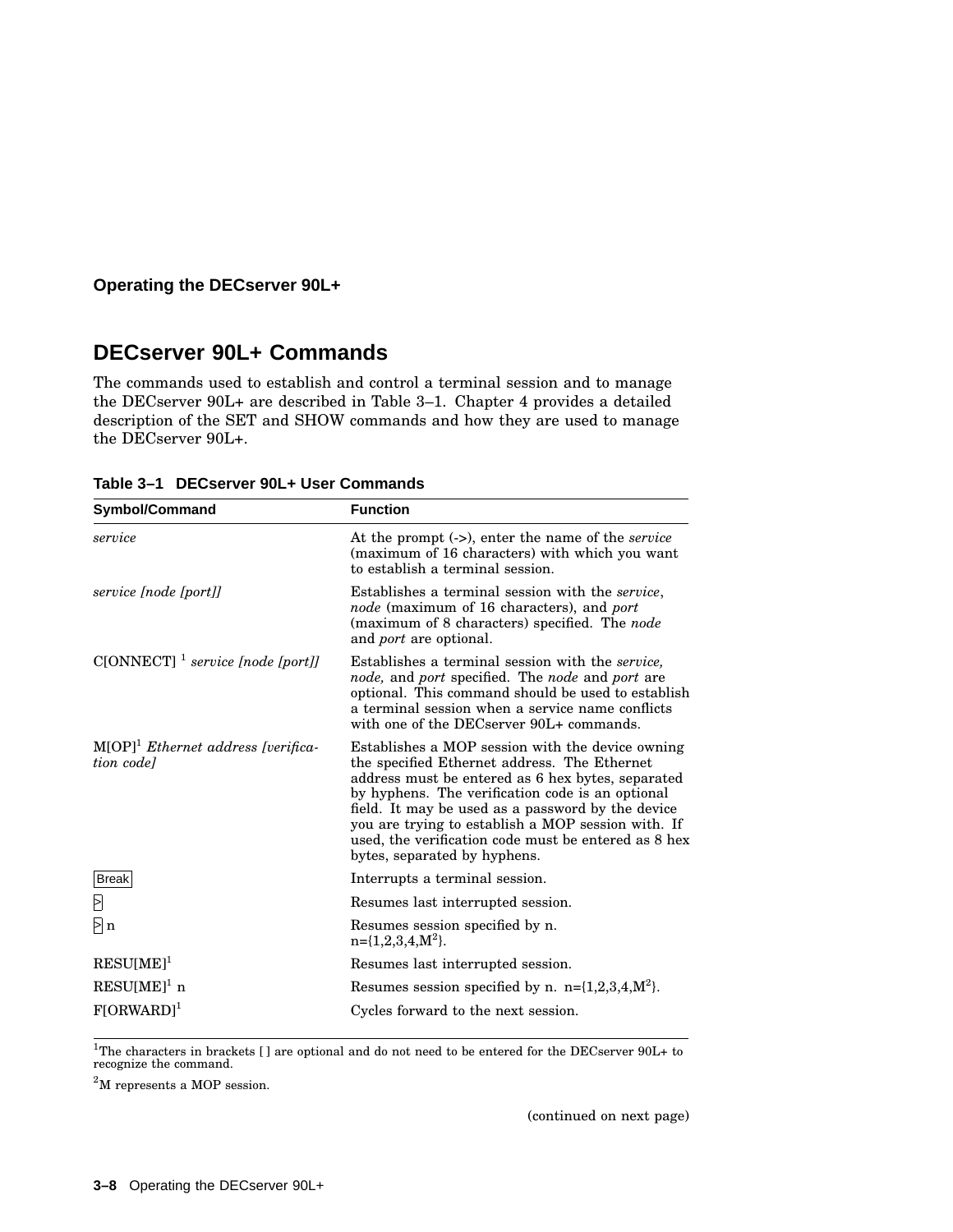## DECserver 90L+ Commands

The commands used to establish and control a terminal session and to manage the DECserver 90L+ are described in Table 3–1. Chapter 4 provides a detailed description of the SET and SHOW commands and how they are used to manage the DECserver 90L+.

**Table 3–1 DECserver 90L+ User Commands**

| Symbol/Command | Function |
|---|---|
| *service* | At the prompt (->), enter the name of the *service* (maximum of 16 characters) with which you want to establish a terminal session. |
| *service [node [port]]* | Establishes a terminal session with the *service*, *node* (maximum of 16 characters), and *port* (maximum of 8 characters) specified. The *node* and *port* are optional. |
| C[ONNECT] [1] *service [node [port]]* | Establishes a terminal session with the *service, node,* and *port* specified. The *node* and *port* are optional. This command should be used to establish a terminal session when a service name conflicts with one of the DECserver 90L+ commands. |
| M[OP][1] *Ethernet address [verification code]* | Establishes a MOP session with the device owning the specified Ethernet address. The Ethernet address must be entered as 6 hex bytes, separated by hyphens. The verification code is an optional field. It may be used as a password by the device you are trying to establish a MOP session with. If used, the verification code must be entered as 8 hex bytes, separated by hyphens. |
| Break | Interrupts a terminal session. |
| > | Resumes last interrupted session. |
| > n | Resumes session specified by n. n={1,2,3,4,M[2]}. |
| RESU[ME][1] | Resumes last interrupted session. |
| RESU[ME][1] n | Resumes session specified by n. n={1,2,3,4,M[2]}. |
| F[ORWARD][1] | Cycles forward to the next session. |

[1]The characters in brackets [ ] are optional and do not need to be entered for the DECserver 90L+ to recognize the command.

[2]M represents a MOP session.

(continued on next page)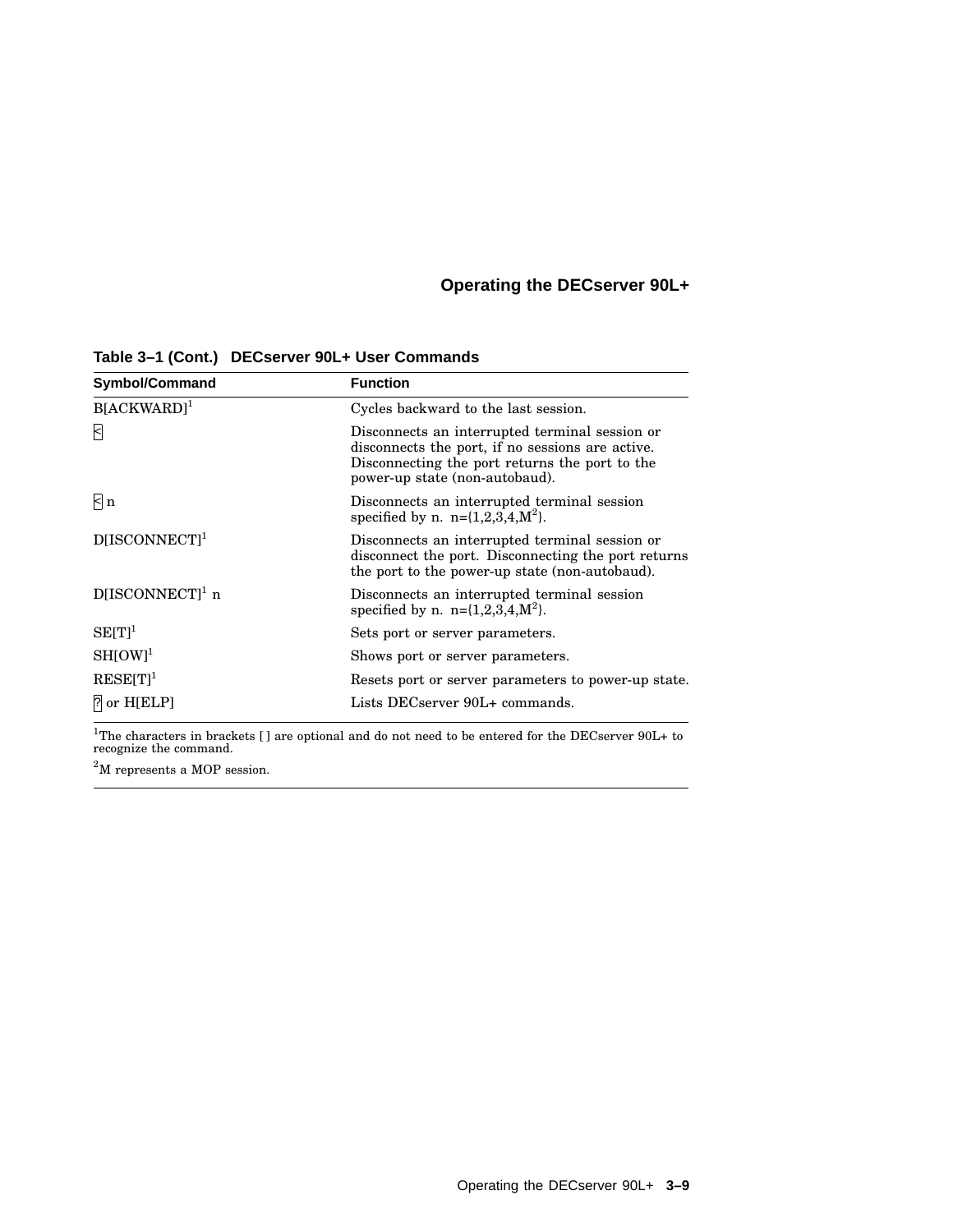**Table 3–1 (Cont.) DECserver 90L+ User Commands**

| Symbol/Command | Function |
| --- | --- |
| B[ACKWARD][1] | Cycles backward to the last session. |
| < | Disconnects an interrupted terminal session or disconnects the port, if no sessions are active. Disconnecting the port returns the port to the power-up state (non-autobaud). |
| < n | Disconnects an interrupted terminal session specified by n. n={1,2,3,4,M[2]}. |
| D[ISCONNECT][1] | Disconnects an interrupted terminal session or disconnect the port. Disconnecting the port returns the port to the power-up state (non-autobaud). |
| D[ISCONNECT][1] n | Disconnects an interrupted terminal session specified by n. n={1,2,3,4,M[2]}. |
| SE[T][1] | Sets port or server parameters. |
| SH[OW][1] | Shows port or server parameters. |
| RESE[T][1] | Resets port or server parameters to power-up state. |
| ? or H[ELP] | Lists DECserver 90L+ commands. |

[1]The characters in brackets [ ] are optional and do not need to be entered for the DECserver 90L+ to recognize the command.

[2]M represents a MOP session.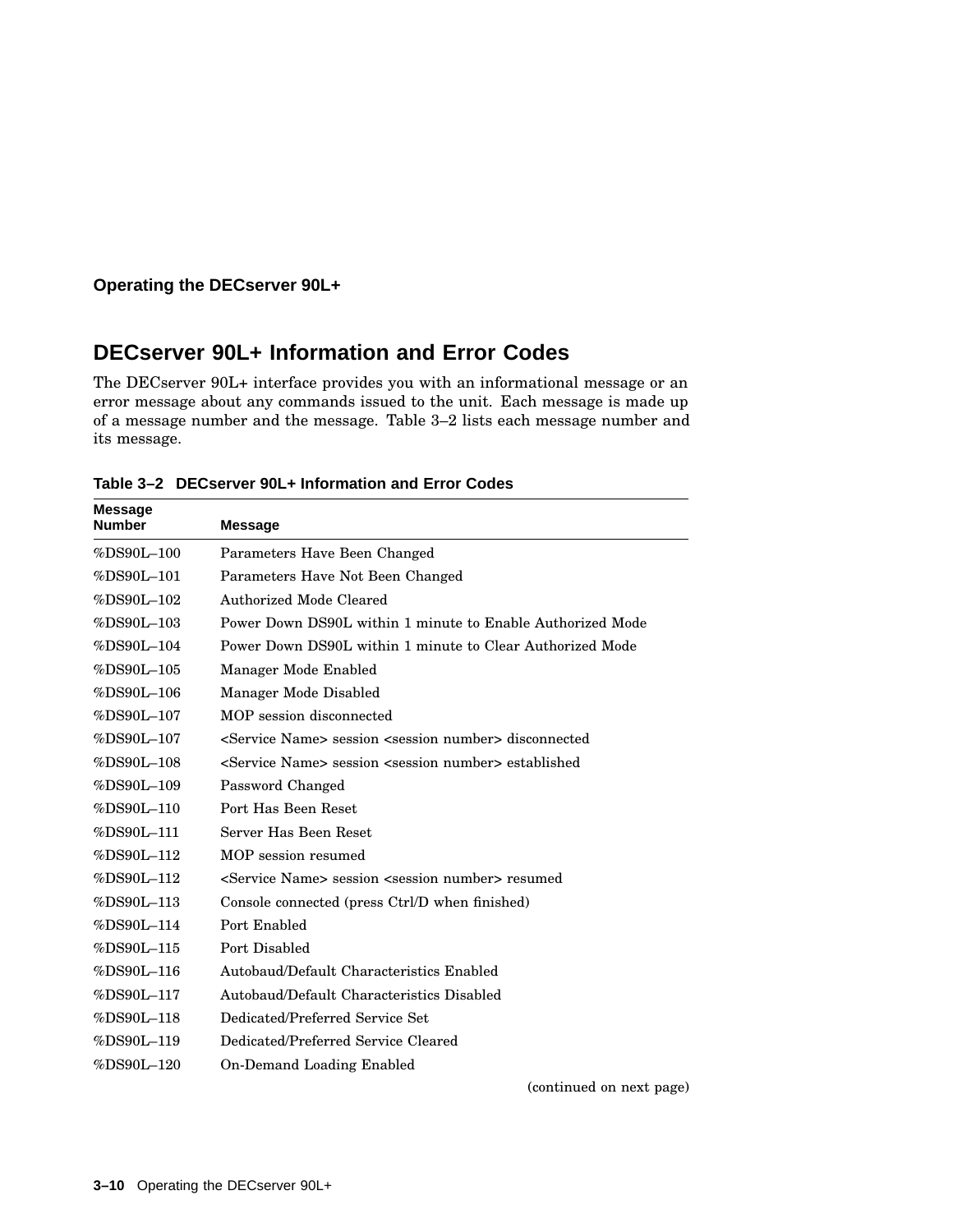## DECserver 90L+ Information and Error Codes

The DECserver 90L+ interface provides you with an informational message or an error message about any commands issued to the unit. Each message is made up of a message number and the message. Table 3–2 lists each message number and its message.

**Table 3–2 DECserver 90L+ Information and Error Codes**

| Message Number | Message |
|---|---|
| %DS90L–100 | Parameters Have Been Changed |
| %DS90L–101 | Parameters Have Not Been Changed |
| %DS90L–102 | Authorized Mode Cleared |
| %DS90L–103 | Power Down DS90L within 1 minute to Enable Authorized Mode |
| %DS90L–104 | Power Down DS90L within 1 minute to Clear Authorized Mode |
| %DS90L–105 | Manager Mode Enabled |
| %DS90L–106 | Manager Mode Disabled |
| %DS90L–107 | MOP session disconnected |
| %DS90L–107 | <Service Name> session <session number> disconnected |
| %DS90L–108 | <Service Name> session <session number> established |
| %DS90L–109 | Password Changed |
| %DS90L–110 | Port Has Been Reset |
| %DS90L–111 | Server Has Been Reset |
| %DS90L–112 | MOP session resumed |
| %DS90L–112 | <Service Name> session <session number> resumed |
| %DS90L–113 | Console connected (press Ctrl/D when finished) |
| %DS90L–114 | Port Enabled |
| %DS90L–115 | Port Disabled |
| %DS90L–116 | Autobaud/Default Characteristics Enabled |
| %DS90L–117 | Autobaud/Default Characteristics Disabled |
| %DS90L–118 | Dedicated/Preferred Service Set |
| %DS90L–119 | Dedicated/Preferred Service Cleared |
| %DS90L–120 | On-Demand Loading Enabled |

(continued on next page)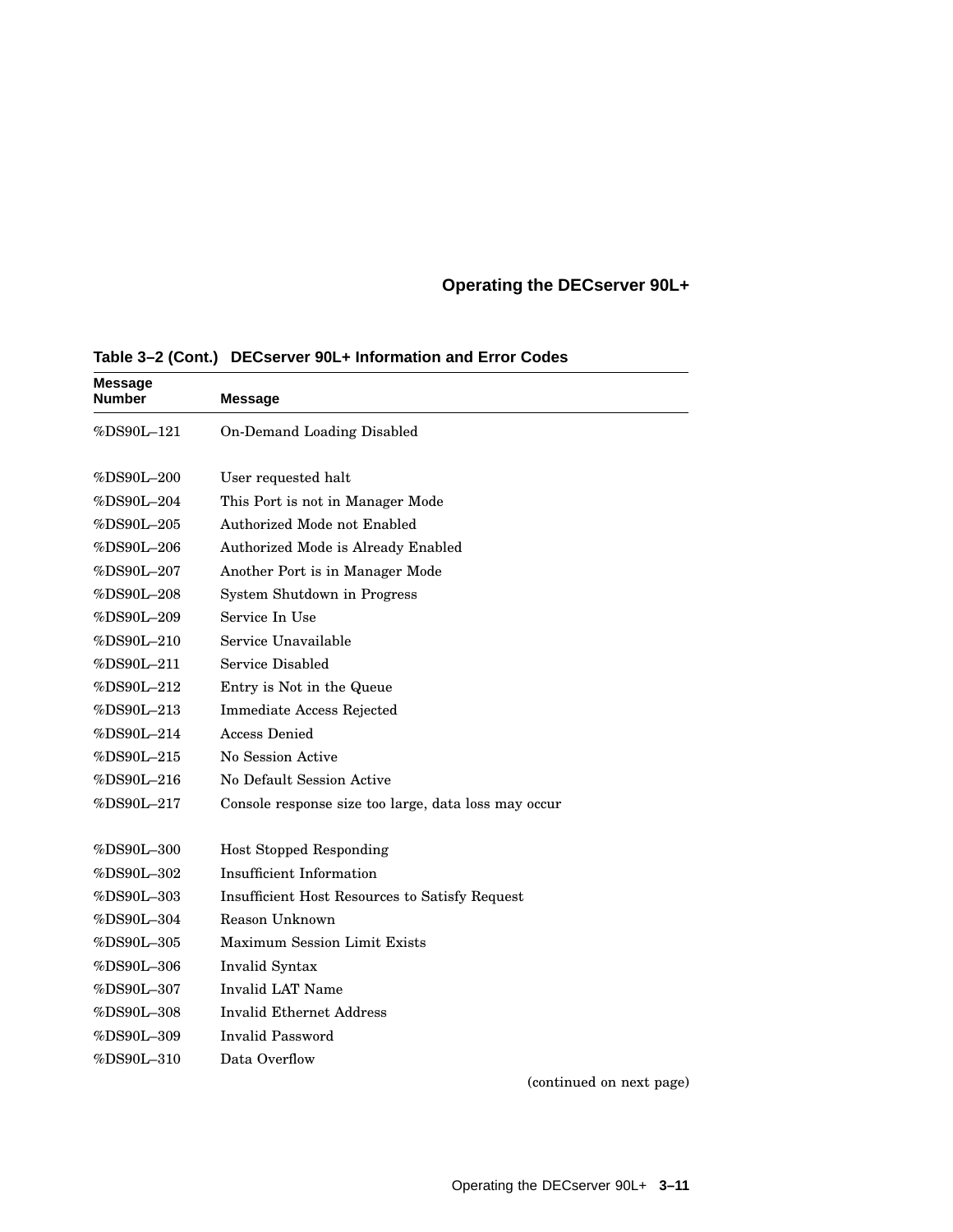**Table 3–2 (Cont.) DECserver 90L+ Information and Error Codes**

| Message Number | Message |
|---|---|
| %DS90L–121 | On-Demand Loading Disabled |
| %DS90L–200 | User requested halt |
| %DS90L–204 | This Port is not in Manager Mode |
| %DS90L–205 | Authorized Mode not Enabled |
| %DS90L–206 | Authorized Mode is Already Enabled |
| %DS90L–207 | Another Port is in Manager Mode |
| %DS90L–208 | System Shutdown in Progress |
| %DS90L–209 | Service In Use |
| %DS90L–210 | Service Unavailable |
| %DS90L–211 | Service Disabled |
| %DS90L–212 | Entry is Not in the Queue |
| %DS90L–213 | Immediate Access Rejected |
| %DS90L–214 | Access Denied |
| %DS90L–215 | No Session Active |
| %DS90L–216 | No Default Session Active |
| %DS90L–217 | Console response size too large, data loss may occur |
| %DS90L–300 | Host Stopped Responding |
| %DS90L–302 | Insufficient Information |
| %DS90L–303 | Insufficient Host Resources to Satisfy Request |
| %DS90L–304 | Reason Unknown |
| %DS90L–305 | Maximum Session Limit Exists |
| %DS90L–306 | Invalid Syntax |
| %DS90L–307 | Invalid LAT Name |
| %DS90L–308 | Invalid Ethernet Address |
| %DS90L–309 | Invalid Password |
| %DS90L–310 | Data Overflow |

(continued on next page)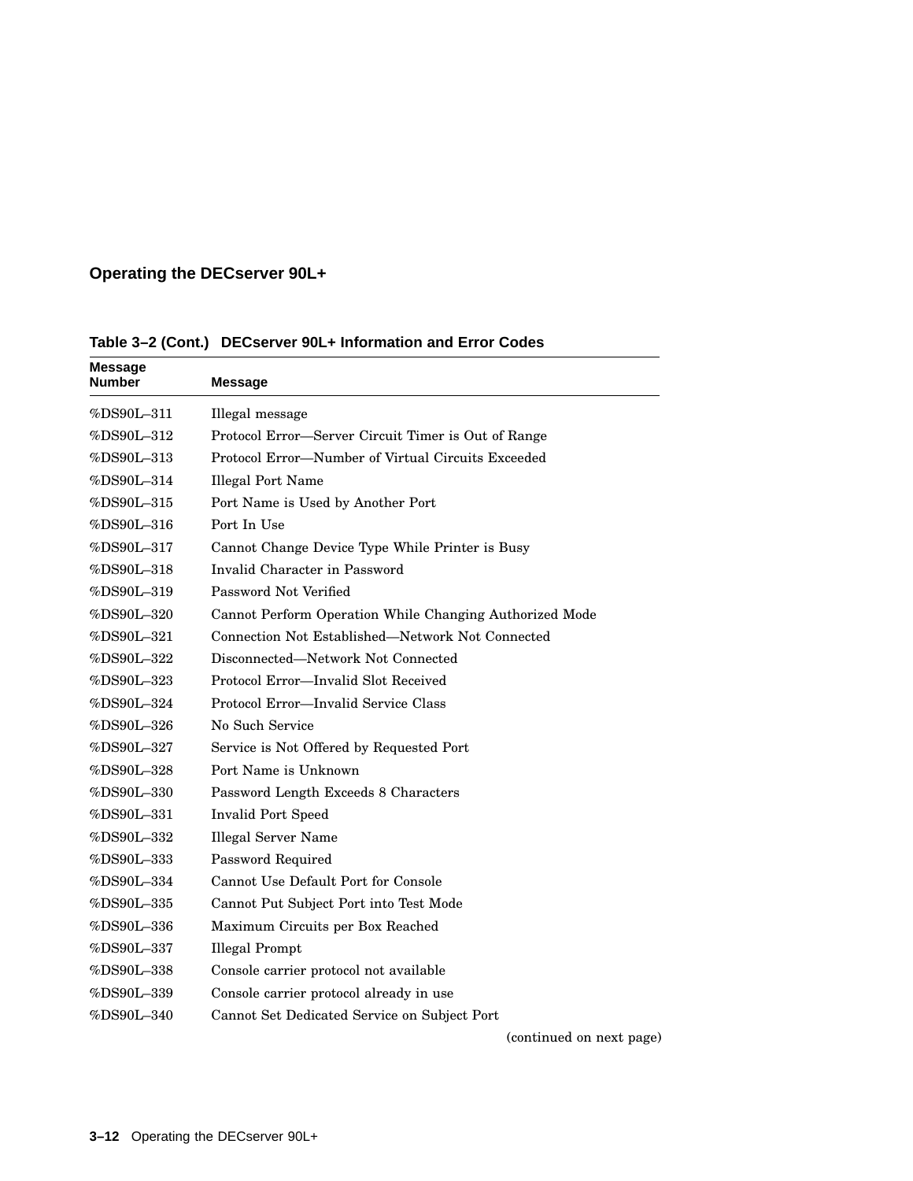## Operating the DECserver 90L+

**Table 3–2 (Cont.) DECserver 90L+ Information and Error Codes**

| Message Number | Message |
|---|---|
| %DS90L–311 | Illegal message |
| %DS90L–312 | Protocol Error—Server Circuit Timer is Out of Range |
| %DS90L–313 | Protocol Error—Number of Virtual Circuits Exceeded |
| %DS90L–314 | Illegal Port Name |
| %DS90L–315 | Port Name is Used by Another Port |
| %DS90L–316 | Port In Use |
| %DS90L–317 | Cannot Change Device Type While Printer is Busy |
| %DS90L–318 | Invalid Character in Password |
| %DS90L–319 | Password Not Verified |
| %DS90L–320 | Cannot Perform Operation While Changing Authorized Mode |
| %DS90L–321 | Connection Not Established—Network Not Connected |
| %DS90L–322 | Disconnected—Network Not Connected |
| %DS90L–323 | Protocol Error—Invalid Slot Received |
| %DS90L–324 | Protocol Error—Invalid Service Class |
| %DS90L–326 | No Such Service |
| %DS90L–327 | Service is Not Offered by Requested Port |
| %DS90L–328 | Port Name is Unknown |
| %DS90L–330 | Password Length Exceeds 8 Characters |
| %DS90L–331 | Invalid Port Speed |
| %DS90L–332 | Illegal Server Name |
| %DS90L–333 | Password Required |
| %DS90L–334 | Cannot Use Default Port for Console |
| %DS90L–335 | Cannot Put Subject Port into Test Mode |
| %DS90L–336 | Maximum Circuits per Box Reached |
| %DS90L–337 | Illegal Prompt |
| %DS90L–338 | Console carrier protocol not available |
| %DS90L–339 | Console carrier protocol already in use |
| %DS90L–340 | Cannot Set Dedicated Service on Subject Port |

(continued on next page)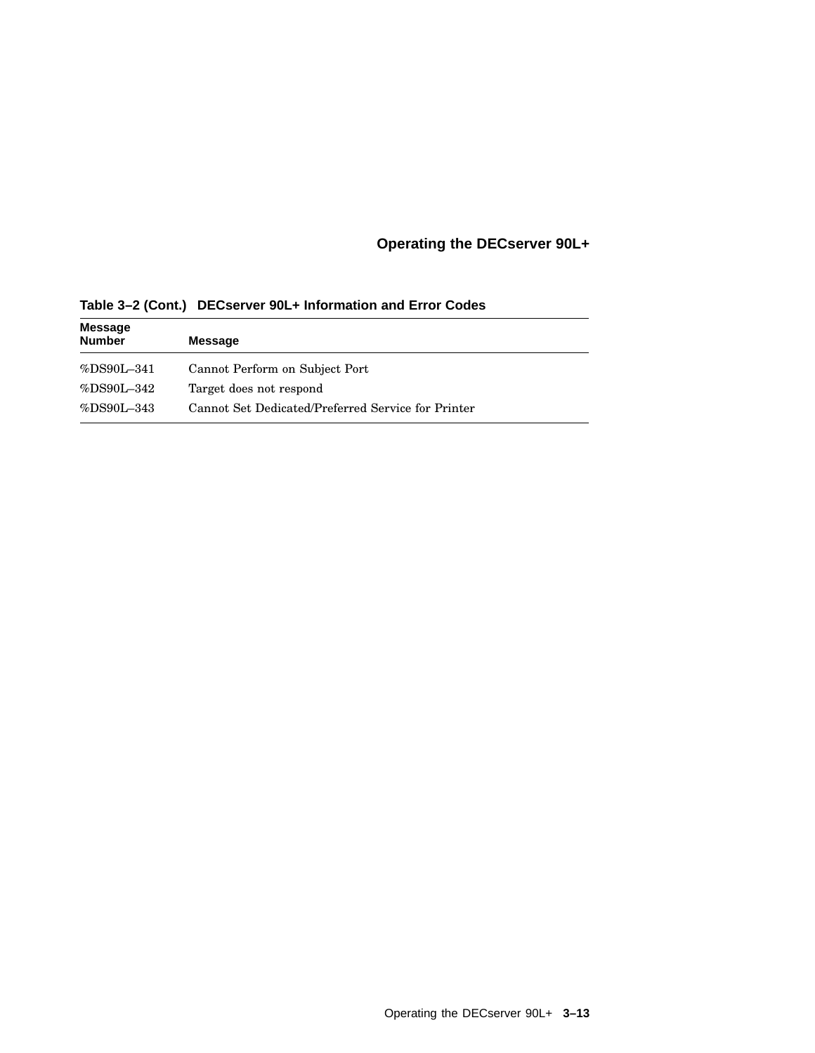**Table 3–2 (Cont.) DECserver 90L+ Information and Error Codes**

| Message Number | Message |
|---|---|
| %DS90L–341 | Cannot Perform on Subject Port |
| %DS90L–342 | Target does not respond |
| %DS90L–343 | Cannot Set Dedicated/Preferred Service for Printer |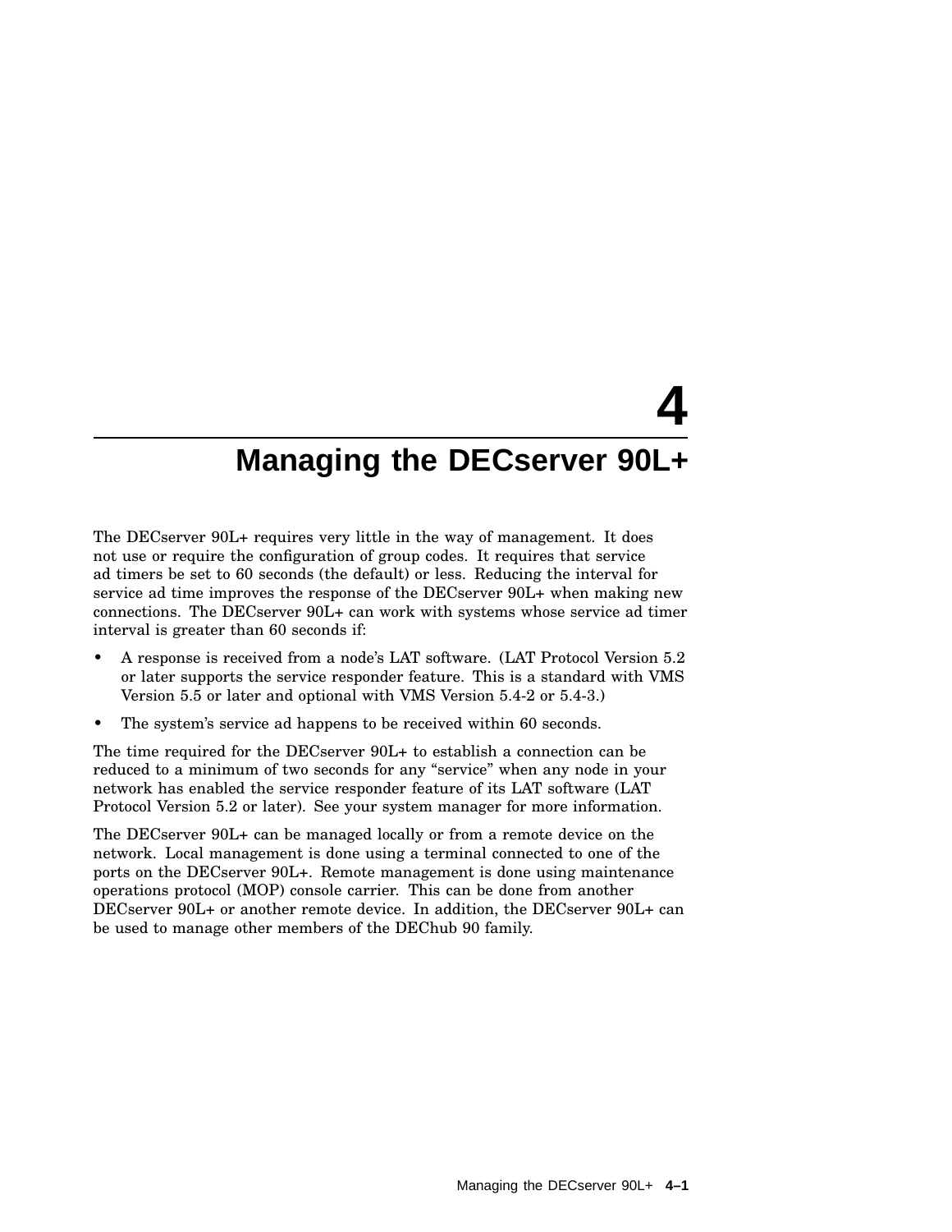# 4 Managing the DECserver 90L+

The DECserver 90L+ requires very little in the way of management. It does not use or require the configuration of group codes. It requires that service ad timers be set to 60 seconds (the default) or less. Reducing the interval for service ad time improves the response of the DECserver 90L+ when making new connections. The DECserver 90L+ can work with systems whose service ad timer interval is greater than 60 seconds if:

- A response is received from a node's LAT software. (LAT Protocol Version 5.2 or later supports the service responder feature. This is a standard with VMS Version 5.5 or later and optional with VMS Version 5.4-2 or 5.4-3.)
- The system's service ad happens to be received within 60 seconds.

The time required for the DECserver 90L+ to establish a connection can be reduced to a minimum of two seconds for any "service" when any node in your network has enabled the service responder feature of its LAT software (LAT Protocol Version 5.2 or later). See your system manager for more information.

The DECserver 90L+ can be managed locally or from a remote device on the network. Local management is done using a terminal connected to one of the ports on the DECserver 90L+. Remote management is done using maintenance operations protocol (MOP) console carrier. This can be done from another DECserver 90L+ or another remote device. In addition, the DECserver 90L+ can be used to manage other members of the DEChub 90 family.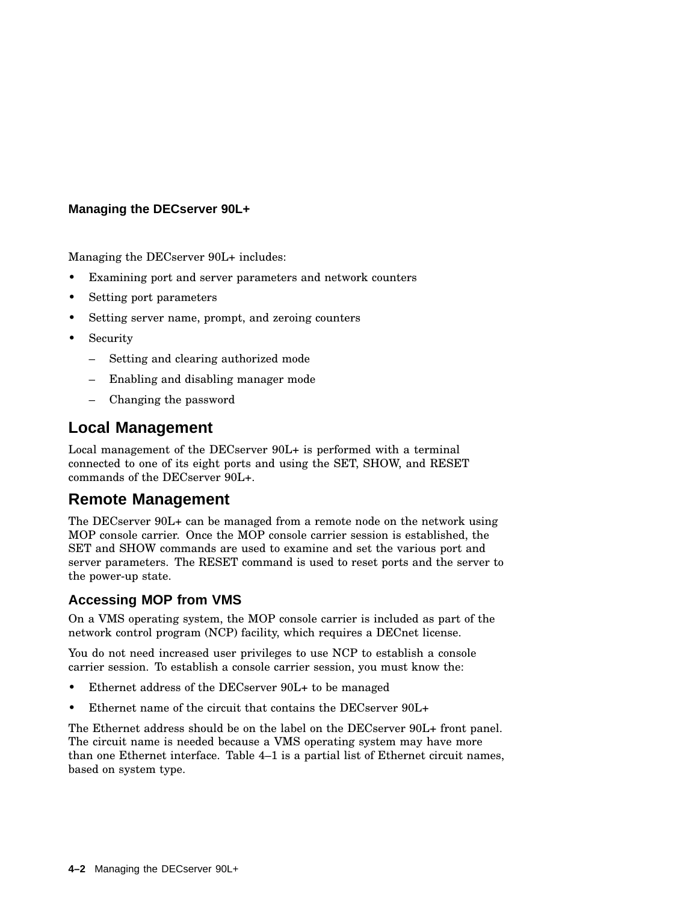## Managing the DECserver 90L+

Managing the DECserver 90L+ includes:

- Examining port and server parameters and network counters
- Setting port parameters
- Setting server name, prompt, and zeroing counters
- Security
  - Setting and clearing authorized mode
  - Enabling and disabling manager mode
  - Changing the password

## Local Management

Local management of the DECserver 90L+ is performed with a terminal connected to one of its eight ports and using the SET, SHOW, and RESET commands of the DECserver 90L+.

## Remote Management

The DECserver 90L+ can be managed from a remote node on the network using MOP console carrier. Once the MOP console carrier session is established, the SET and SHOW commands are used to examine and set the various port and server parameters. The RESET command is used to reset ports and the server to the power-up state.

### Accessing MOP from VMS

On a VMS operating system, the MOP console carrier is included as part of the network control program (NCP) facility, which requires a DECnet license.

You do not need increased user privileges to use NCP to establish a console carrier session. To establish a console carrier session, you must know the:

- Ethernet address of the DECserver 90L+ to be managed
- Ethernet name of the circuit that contains the DECserver 90L+

The Ethernet address should be on the label on the DECserver 90L+ front panel. The circuit name is needed because a VMS operating system may have more than one Ethernet interface. Table 4–1 is a partial list of Ethernet circuit names, based on system type.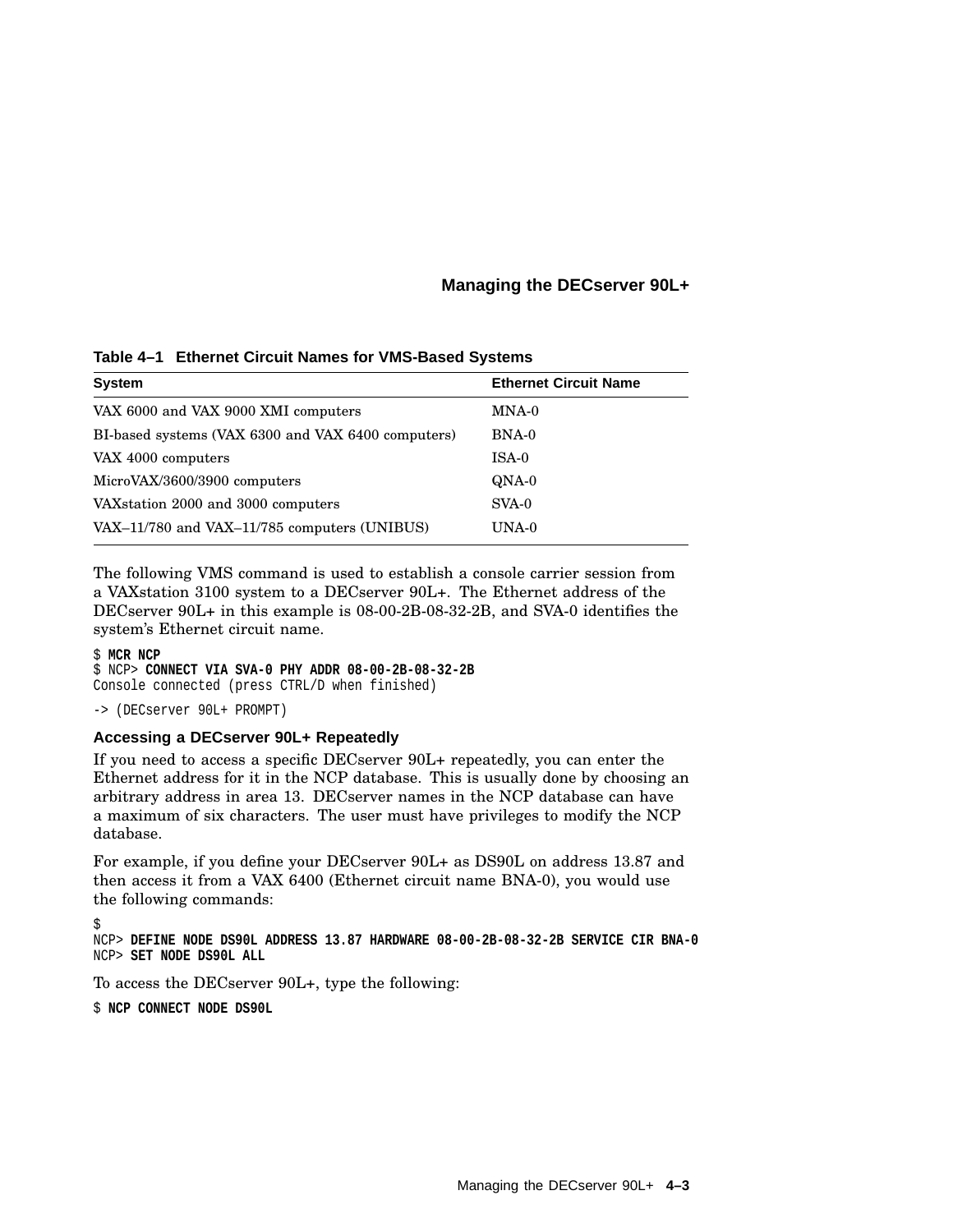**Table 4–1 Ethernet Circuit Names for VMS-Based Systems**

| System | Ethernet Circuit Name |
|---|---|
| VAX 6000 and VAX 9000 XMI computers | MNA-0 |
| BI-based systems (VAX 6300 and VAX 6400 computers) | BNA-0 |
| VAX 4000 computers | ISA-0 |
| MicroVAX/3600/3900 computers | QNA-0 |
| VAXstation 2000 and 3000 computers | SVA-0 |
| VAX–11/780 and VAX–11/785 computers (UNIBUS) | UNA-0 |

The following VMS command is used to establish a console carrier session from a VAXstation 3100 system to a DECserver 90L+. The Ethernet address of the DECserver 90L+ in this example is 08-00-2B-08-32-2B, and SVA-0 identifies the system's Ethernet circuit name.

```
$ MCR NCP
$ NCP> CONNECT VIA SVA-0 PHY ADDR 08-00-2B-08-32-2B
Console connected (press CTRL/D when finished)

-> (DECserver 90L+ PROMPT)
```

### Accessing a DECserver 90L+ Repeatedly

If you need to access a specific DECserver 90L+ repeatedly, you can enter the Ethernet address for it in the NCP database. This is usually done by choosing an arbitrary address in area 13. DECserver names in the NCP database can have a maximum of six characters. The user must have privileges to modify the NCP database.

For example, if you define your DECserver 90L+ as DS90L on address 13.87 and then access it from a VAX 6400 (Ethernet circuit name BNA-0), you would use the following commands:

```
$
NCP> DEFINE NODE DS90L ADDRESS 13.87 HARDWARE 08-00-2B-08-32-2B SERVICE CIR BNA-0
NCP> SET NODE DS90L ALL
```

To access the DECserver 90L+, type the following:

```
$ NCP CONNECT NODE DS90L
```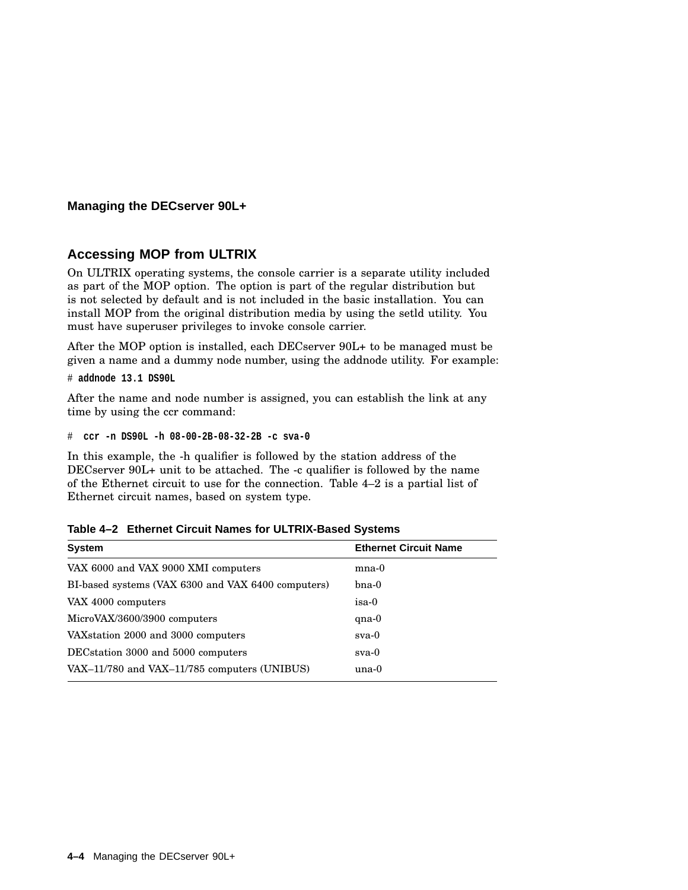## Accessing MOP from ULTRIX

On ULTRIX operating systems, the console carrier is a separate utility included as part of the MOP option. The option is part of the regular distribution but is not selected by default and is not included in the basic installation. You can install MOP from the original distribution media by using the setld utility. You must have superuser privileges to invoke console carrier.

After the MOP option is installed, each DECserver 90L+ to be managed must be given a name and a dummy node number, using the addnode utility. For example:

```
# addnode 13.1 DS90L
```

After the name and node number is assigned, you can establish the link at any time by using the ccr command:

```
#  ccr -n DS90L -h 08-00-2B-08-32-2B -c sva-0
```

In this example, the -h qualifier is followed by the station address of the DECserver 90L+ unit to be attached. The -c qualifier is followed by the name of the Ethernet circuit to use for the connection. Table 4–2 is a partial list of Ethernet circuit names, based on system type.

**Table 4–2 Ethernet Circuit Names for ULTRIX-Based Systems**

| System | Ethernet Circuit Name |
|---|---|
| VAX 6000 and VAX 9000 XMI computers | mna-0 |
| BI-based systems (VAX 6300 and VAX 6400 computers) | bna-0 |
| VAX 4000 computers | isa-0 |
| MicroVAX/3600/3900 computers | qna-0 |
| VAXstation 2000 and 3000 computers | sva-0 |
| DECstation 3000 and 5000 computers | sva-0 |
| VAX–11/780 and VAX–11/785 computers (UNIBUS) | una-0 |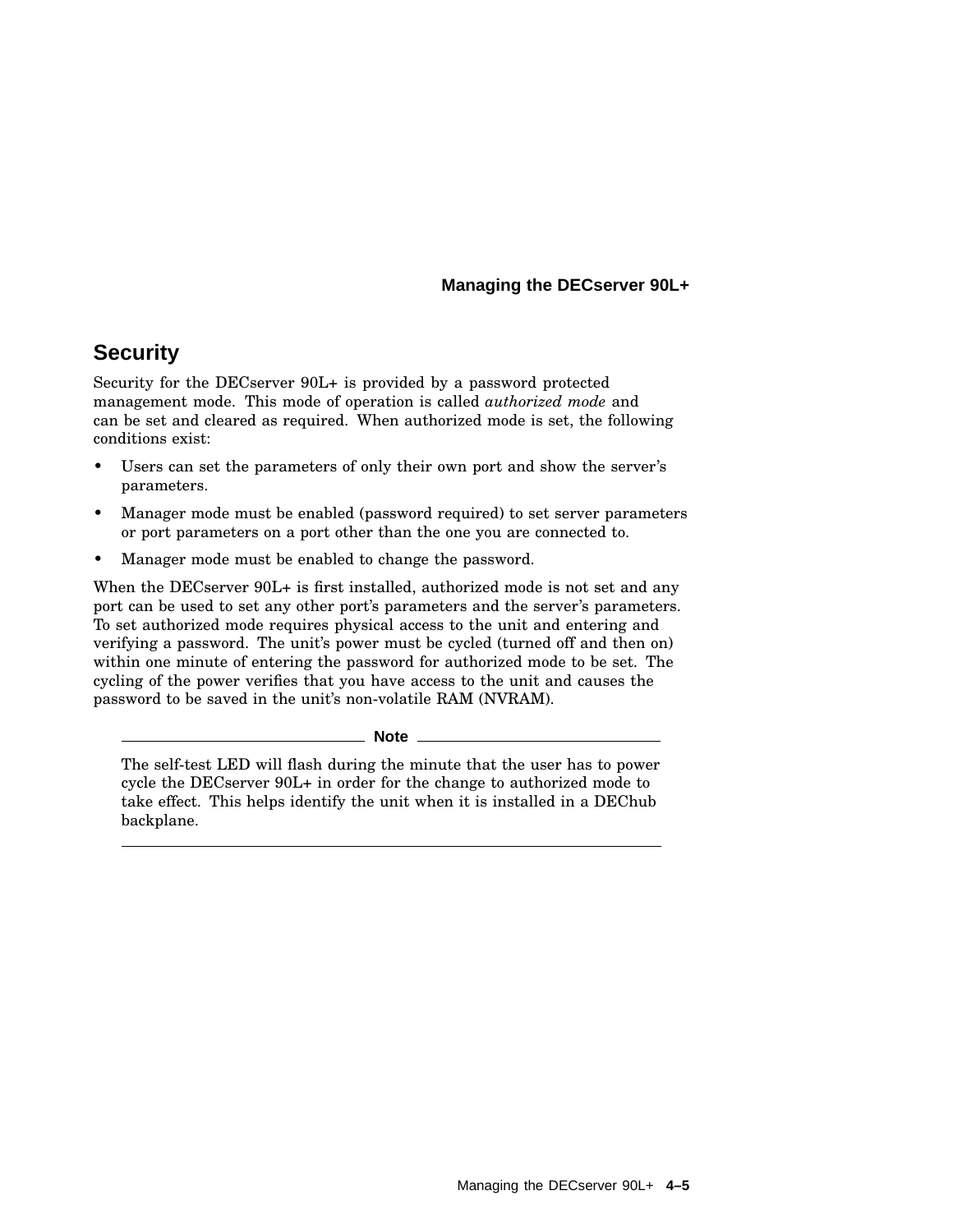## Security

Security for the DECserver 90L+ is provided by a password protected management mode. This mode of operation is called *authorized mode* and can be set and cleared as required. When authorized mode is set, the following conditions exist:

- Users can set the parameters of only their own port and show the server's parameters.
- Manager mode must be enabled (password required) to set server parameters or port parameters on a port other than the one you are connected to.
- Manager mode must be enabled to change the password.

When the DECserver 90L+ is first installed, authorized mode is not set and any port can be used to set any other port's parameters and the server's parameters. To set authorized mode requires physical access to the unit and entering and verifying a password. The unit's power must be cycled (turned off and then on) within one minute of entering the password for authorized mode to be set. The cycling of the power verifies that you have access to the unit and causes the password to be saved in the unit's non-volatile RAM (NVRAM).

---

**Note**

The self-test LED will flash during the minute that the user has to power cycle the DECserver 90L+ in order for the change to authorized mode to take effect. This helps identify the unit when it is installed in a DEChub backplane.

---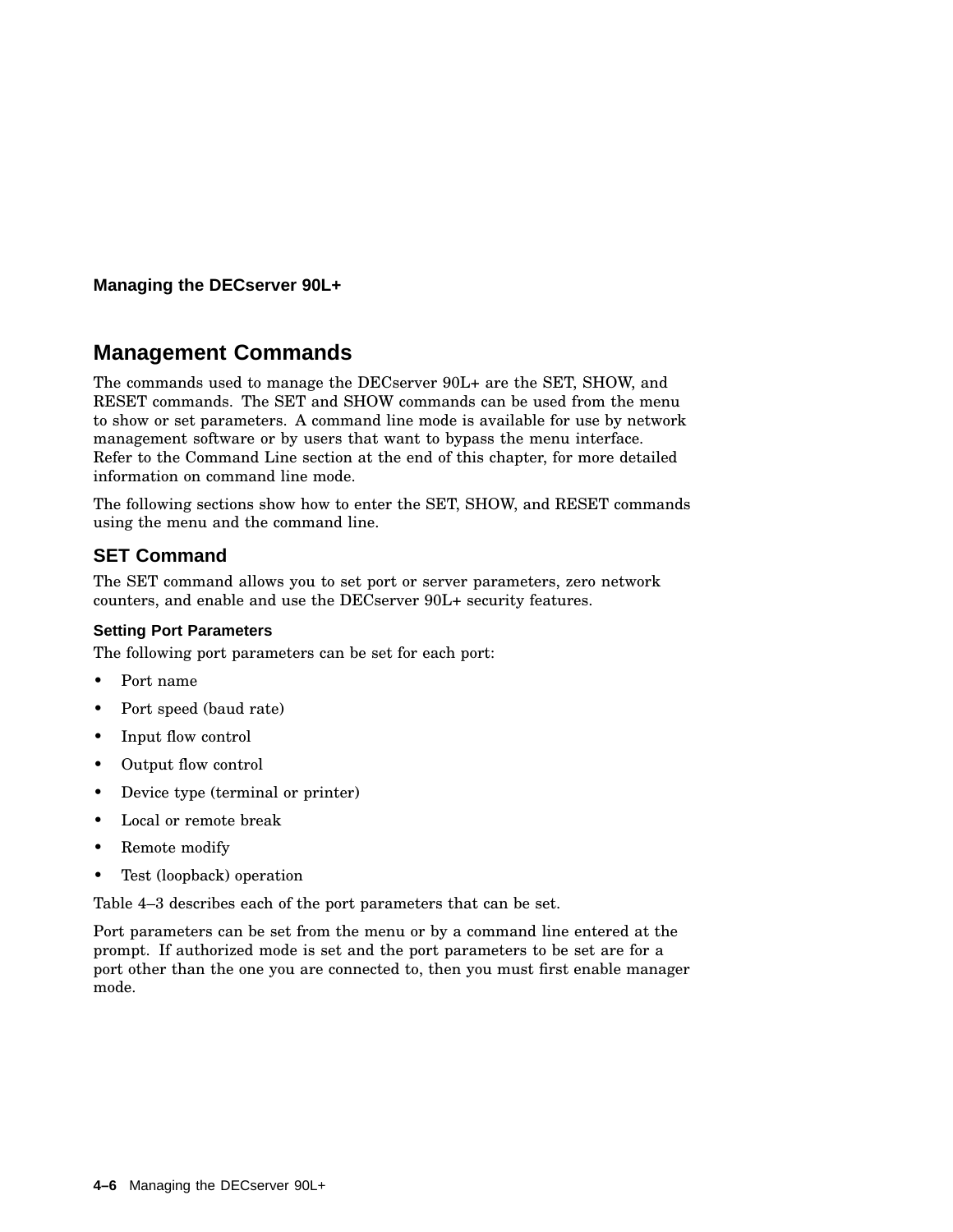# Management Commands

The commands used to manage the DECserver 90L+ are the SET, SHOW, and RESET commands. The SET and SHOW commands can be used from the menu to show or set parameters. A command line mode is available for use by network management software or by users that want to bypass the menu interface. Refer to the Command Line section at the end of this chapter, for more detailed information on command line mode.

The following sections show how to enter the SET, SHOW, and RESET commands using the menu and the command line.

## SET Command

The SET command allows you to set port or server parameters, zero network counters, and enable and use the DECserver 90L+ security features.

### Setting Port Parameters

The following port parameters can be set for each port:

- Port name
- Port speed (baud rate)
- Input flow control
- Output flow control
- Device type (terminal or printer)
- Local or remote break
- Remote modify
- Test (loopback) operation

Table 4–3 describes each of the port parameters that can be set.

Port parameters can be set from the menu or by a command line entered at the prompt. If authorized mode is set and the port parameters to be set are for a port other than the one you are connected to, then you must first enable manager mode.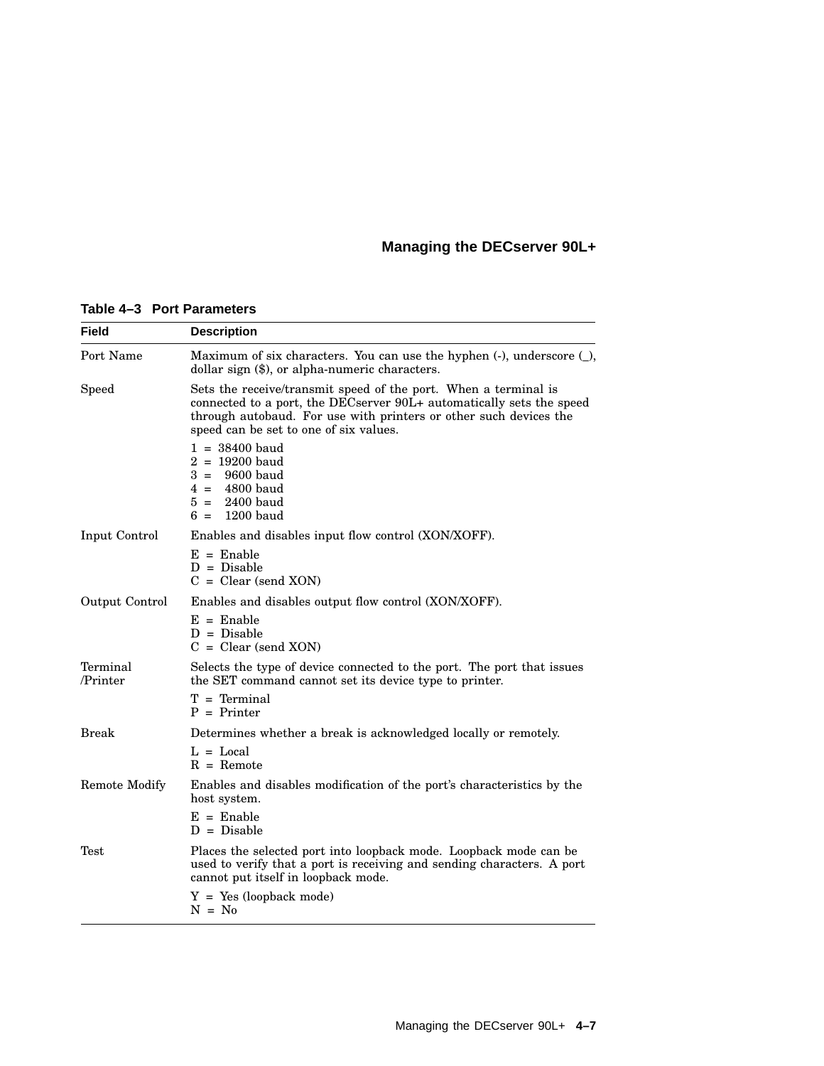**Table 4–3 Port Parameters**

| Field | Description |
|---|---|
| Port Name | Maximum of six characters. You can use the hyphen (-), underscore (_), dollar sign ($), or alpha-numeric characters. |
| Speed | Sets the receive/transmit speed of the port. When a terminal is connected to a port, the DECserver 90L+ automatically sets the speed through autobaud. For use with printers or other such devices the speed can be set to one of six values.<br><br>1 = 38400 baud<br>2 = 19200 baud<br>3 = 9600 baud<br>4 = 4800 baud<br>5 = 2400 baud<br>6 = 1200 baud |
| Input Control | Enables and disables input flow control (XON/XOFF).<br><br>E = Enable<br>D = Disable<br>C = Clear (send XON) |
| Output Control | Enables and disables output flow control (XON/XOFF).<br><br>E = Enable<br>D = Disable<br>C = Clear (send XON) |
| Terminal /Printer | Selects the type of device connected to the port. The port that issues the SET command cannot set its device type to printer.<br><br>T = Terminal<br>P = Printer |
| Break | Determines whether a break is acknowledged locally or remotely.<br><br>L = Local<br>R = Remote |
| Remote Modify | Enables and disables modification of the port's characteristics by the host system.<br><br>E = Enable<br>D = Disable |
| Test | Places the selected port into loopback mode. Loopback mode can be used to verify that a port is receiving and sending characters. A port cannot put itself in loopback mode.<br><br>Y = Yes (loopback mode)<br>N = No |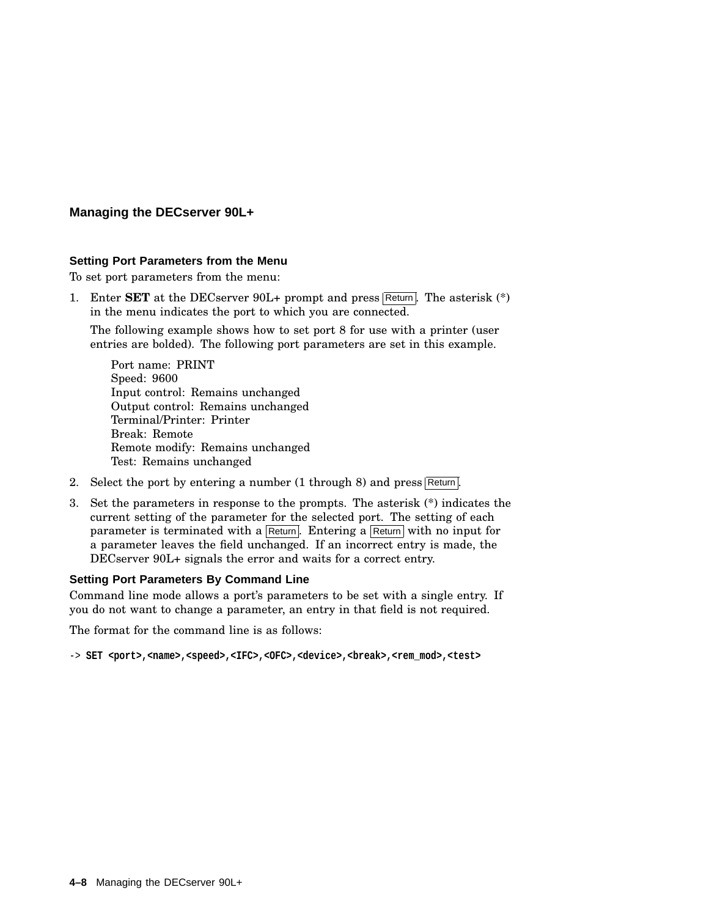## Managing the DECserver 90L+

### Setting Port Parameters from the Menu

To set port parameters from the menu:

1. Enter **SET** at the DECserver 90L+ prompt and press Return. The asterisk (*) in the menu indicates the port to which you are connected.

   The following example shows how to set port 8 for use with a printer (user entries are bolded). The following port parameters are set in this example.

   Port name: PRINT
   Speed: 9600
   Input control: Remains unchanged
   Output control: Remains unchanged
   Terminal/Printer: Printer
   Break: Remote
   Remote modify: Remains unchanged
   Test: Remains unchanged

2. Select the port by entering a number (1 through 8) and press Return.
3. Set the parameters in response to the prompts. The asterisk (*) indicates the current setting of the parameter for the selected port. The setting of each parameter is terminated with a Return. Entering a Return with no input for a parameter leaves the field unchanged. If an incorrect entry is made, the DECserver 90L+ signals the error and waits for a correct entry.

### Setting Port Parameters By Command Line

Command line mode allows a port's parameters to be set with a single entry. If you do not want to change a parameter, an entry in that field is not required.

The format for the command line is as follows:

```
-> SET <port>,<name>,<speed>,<IFC>,<OFC>,<device>,<break>,<rem_mod>,<test>
```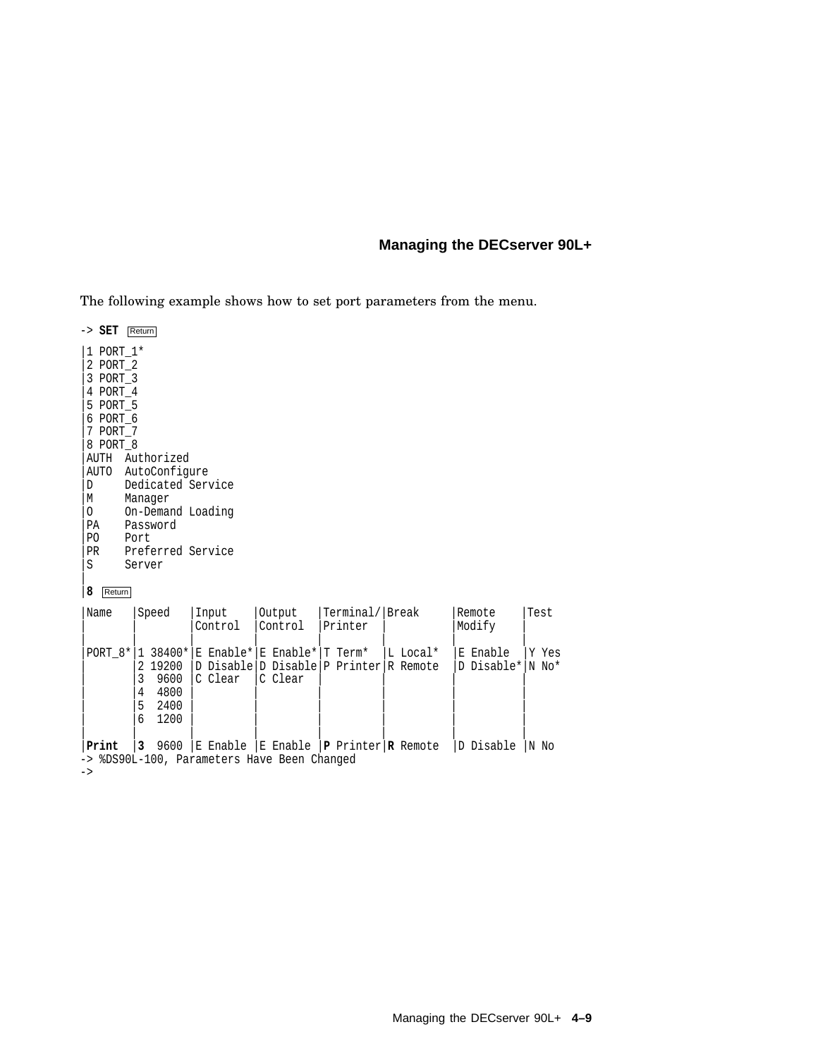The following example shows how to set port parameters from the menu.

```
-> SET  Return

|1 PORT_1*
|2 PORT_2
|3 PORT_3
|4 PORT_4
|5 PORT_5
|6 PORT_6
|7 PORT_7
|8 PORT_8
|AUTH  Authorized
|AUTO  AutoConfigure
|D     Dedicated Service
|M     Manager
|O     On-Demand Loading
|PA    Password
|PO    Port
|PR    Preferred Service
|S     Server
|
|8  Return

|Name    |Speed    |Input    |Output    |Terminal/|Break     |Remote     |Test
|        |         |Control  |Control   |Printer  |          |Modify     |
|        |         |         |          |         |          |           |
|PORT_8*|1 38400*|E Enable*|E Enable*|T Term*  |L Local*  |E Enable   |Y Yes
|        |2 19200 |D Disable|D Disable|P Printer|R Remote  |D Disable*|N No*
|        |3  9600 |C Clear  |C Clear  |         |          |           |
|        |4  4800 |         |          |         |          |           |
|        |5  2400 |         |          |         |          |           |
|        |6  1200 |         |          |         |          |           |
|        |         |         |          |         |          |           |
|Print   |3  9600 |E Enable |E Enable |P Printer|R Remote  |D Disable |N No
-> %DS90L-100, Parameters Have Been Changed
->
```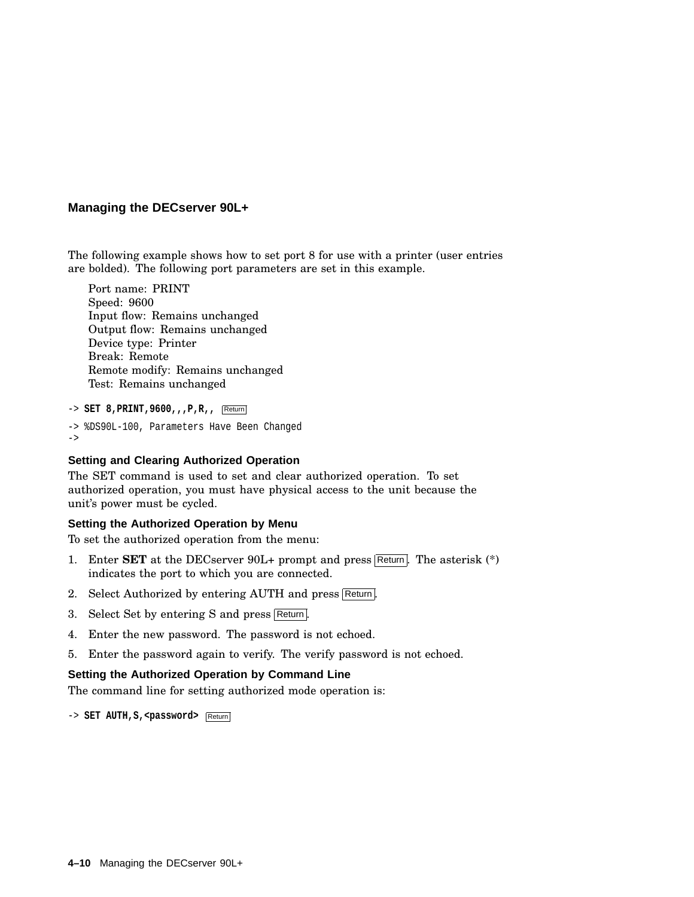## Managing the DECserver 90L+

The following example shows how to set port 8 for use with a printer (user entries are bolded). The following port parameters are set in this example.

Port name: PRINT
Speed: 9600
Input flow: Remains unchanged
Output flow: Remains unchanged
Device type: Printer
Break: Remote
Remote modify: Remains unchanged
Test: Remains unchanged

```
-> SET 8,PRINT,9600,,,P,R,, Return
-> %DS90L-100, Parameters Have Been Changed
->
```

### Setting and Clearing Authorized Operation

The SET command is used to set and clear authorized operation. To set authorized operation, you must have physical access to the unit because the unit's power must be cycled.

#### Setting the Authorized Operation by Menu

To set the authorized operation from the menu:

1. Enter **SET** at the DECserver 90L+ prompt and press Return. The asterisk (*) indicates the port to which you are connected.
2. Select Authorized by entering AUTH and press Return.
3. Select Set by entering S and press Return.
4. Enter the new password. The password is not echoed.
5. Enter the password again to verify. The verify password is not echoed.

#### Setting the Authorized Operation by Command Line

The command line for setting authorized mode operation is:

```
-> SET AUTH,S,<password> Return
```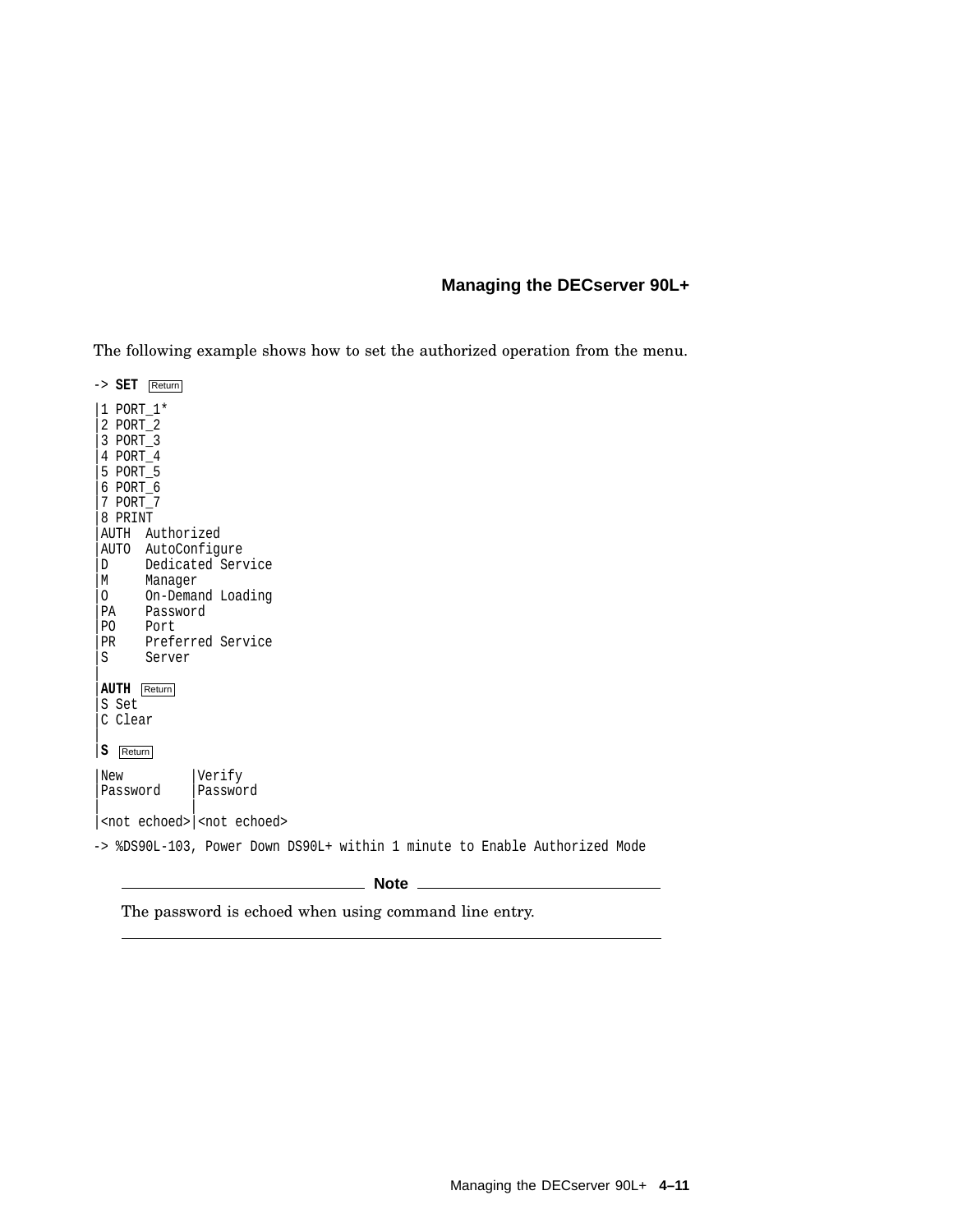The following example shows how to set the authorized operation from the menu.

```
-> SET Return
|1 PORT_1*
|2 PORT_2
|3 PORT_3
|4 PORT_4
|5 PORT_5
|6 PORT_6
|7 PORT_7
|8 PRINT
|AUTH  Authorized
|AUTO  AutoConfigure
|D     Dedicated Service
|M     Manager
|O     On-Demand Loading
|PA    Password
|PO    Port
|PR    Preferred Service
|S     Server
|
|AUTH Return
|S Set
|C Clear
|
|S Return
|New         |Verify
|Password    |Password
|            |
|<not echoed>|<not echoed>
-> %DS90L-103, Power Down DS90L+ within 1 minute to Enable Authorized Mode
```

**Note**

The password is echoed when using command line entry.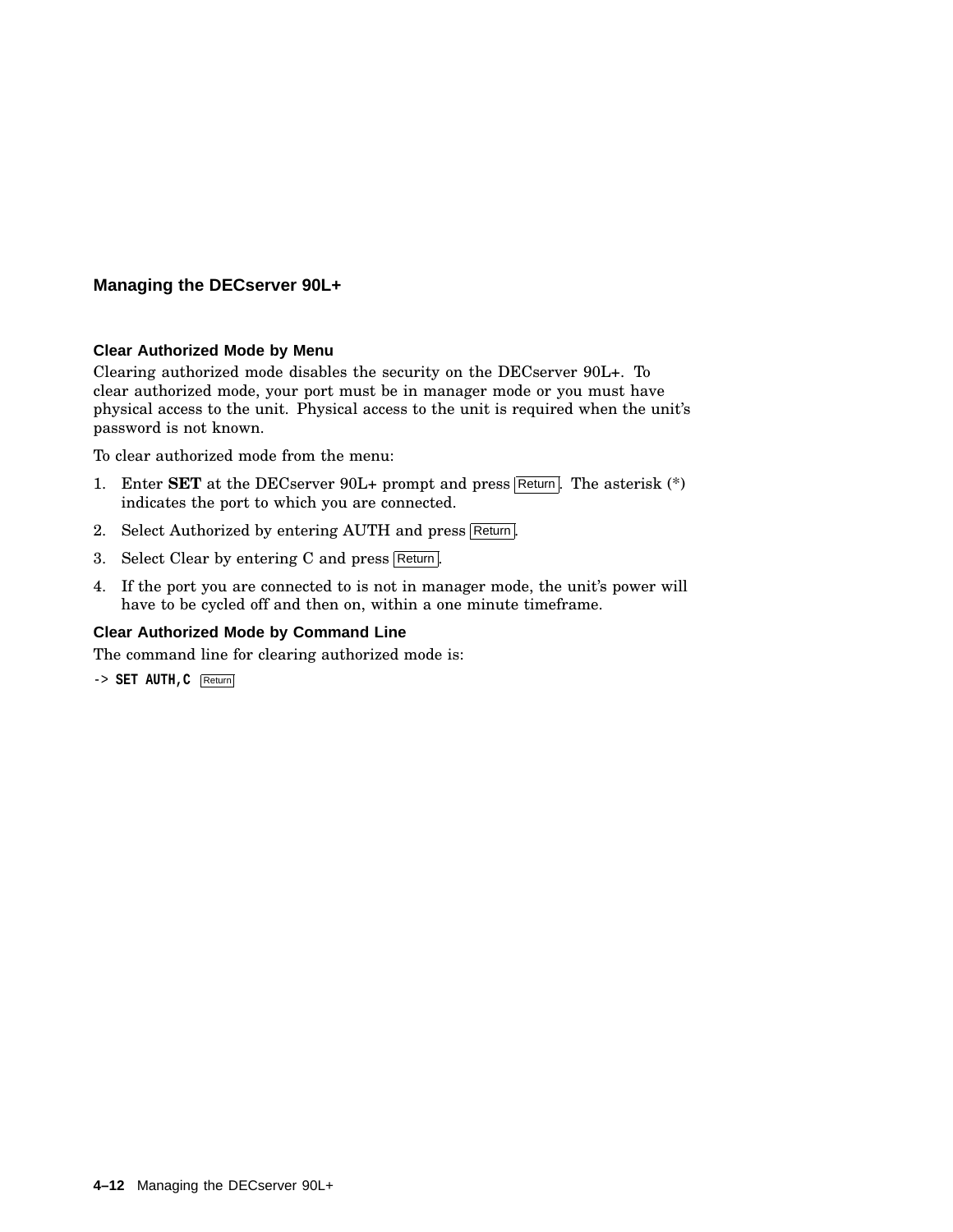## Managing the DECserver 90L+

### Clear Authorized Mode by Menu

Clearing authorized mode disables the security on the DECserver 90L+. To clear authorized mode, your port must be in manager mode or you must have physical access to the unit. Physical access to the unit is required when the unit's password is not known.

To clear authorized mode from the menu:

1. Enter **SET** at the DECserver 90L+ prompt and press Return. The asterisk (*) indicates the port to which you are connected.
2. Select Authorized by entering AUTH and press Return.
3. Select Clear by entering C and press Return.
4. If the port you are connected to is not in manager mode, the unit's power will have to be cycled off and then on, within a one minute timeframe.

### Clear Authorized Mode by Command Line

The command line for clearing authorized mode is:

```
-> SET AUTH,C  Return
```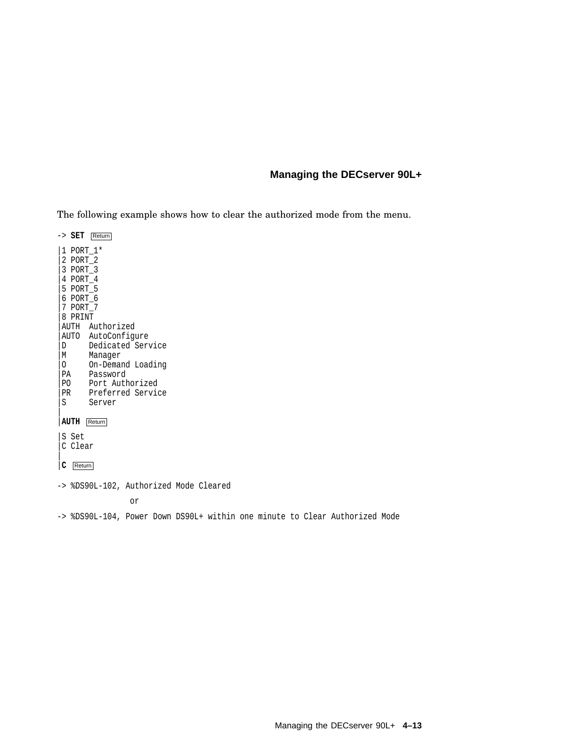The following example shows how to clear the authorized mode from the menu.

```
-> SET Return
|1 PORT_1*
|2 PORT_2
|3 PORT_3
|4 PORT_4
|5 PORT_5
|6 PORT_6
|7 PORT_7
|8 PRINT
|AUTH  Authorized
|AUTO  AutoConfigure
|D     Dedicated Service
|M     Manager
|O     On-Demand Loading
|PA    Password
|PO    Port Authorized
|PR    Preferred Service
|S     Server
|
|AUTH Return
|S Set
|C Clear
|
|C Return

-> %DS90L-102, Authorized Mode Cleared

                or

-> %DS90L-104, Power Down DS90L+ within one minute to Clear Authorized Mode
```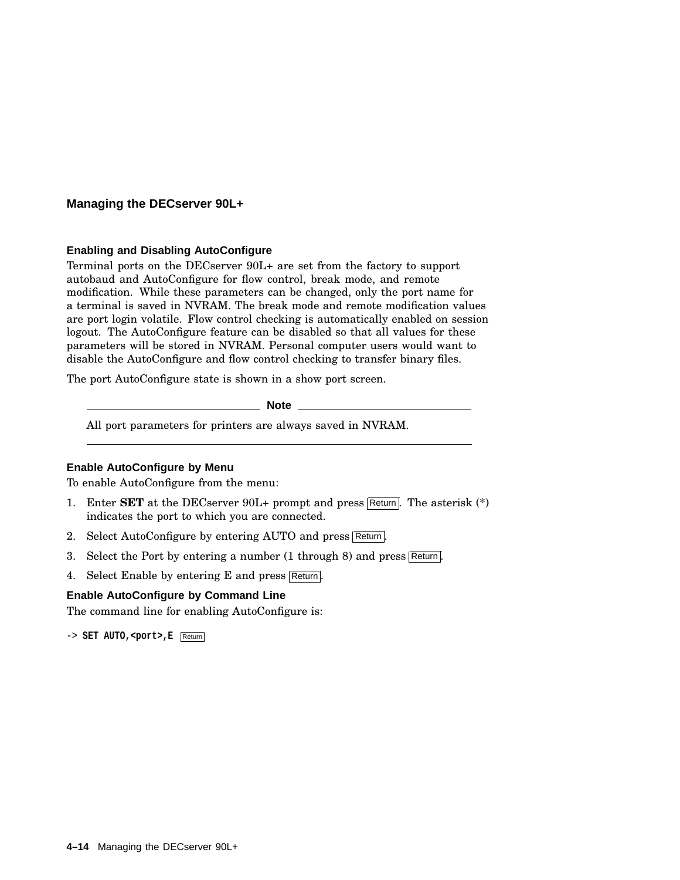## Managing the DECserver 90L+

### Enabling and Disabling AutoConfigure

Terminal ports on the DECserver 90L+ are set from the factory to support autobaud and AutoConfigure for flow control, break mode, and remote modification. While these parameters can be changed, only the port name for a terminal is saved in NVRAM. The break mode and remote modification values are port login volatile. Flow control checking is automatically enabled on session logout. The AutoConfigure feature can be disabled so that all values for these parameters will be stored in NVRAM. Personal computer users would want to disable the AutoConfigure and flow control checking to transfer binary files.

The port AutoConfigure state is shown in a show port screen.

---

**Note**

All port parameters for printers are always saved in NVRAM.

---

### Enable AutoConfigure by Menu

To enable AutoConfigure from the menu:

1. Enter **SET** at the DECserver 90L+ prompt and press Return. The asterisk (*) indicates the port to which you are connected.
2. Select AutoConfigure by entering AUTO and press Return.
3. Select the Port by entering a number (1 through 8) and press Return.
4. Select Enable by entering E and press Return.

### Enable AutoConfigure by Command Line

The command line for enabling AutoConfigure is:

```
-> SET AUTO,<port>,E  Return
```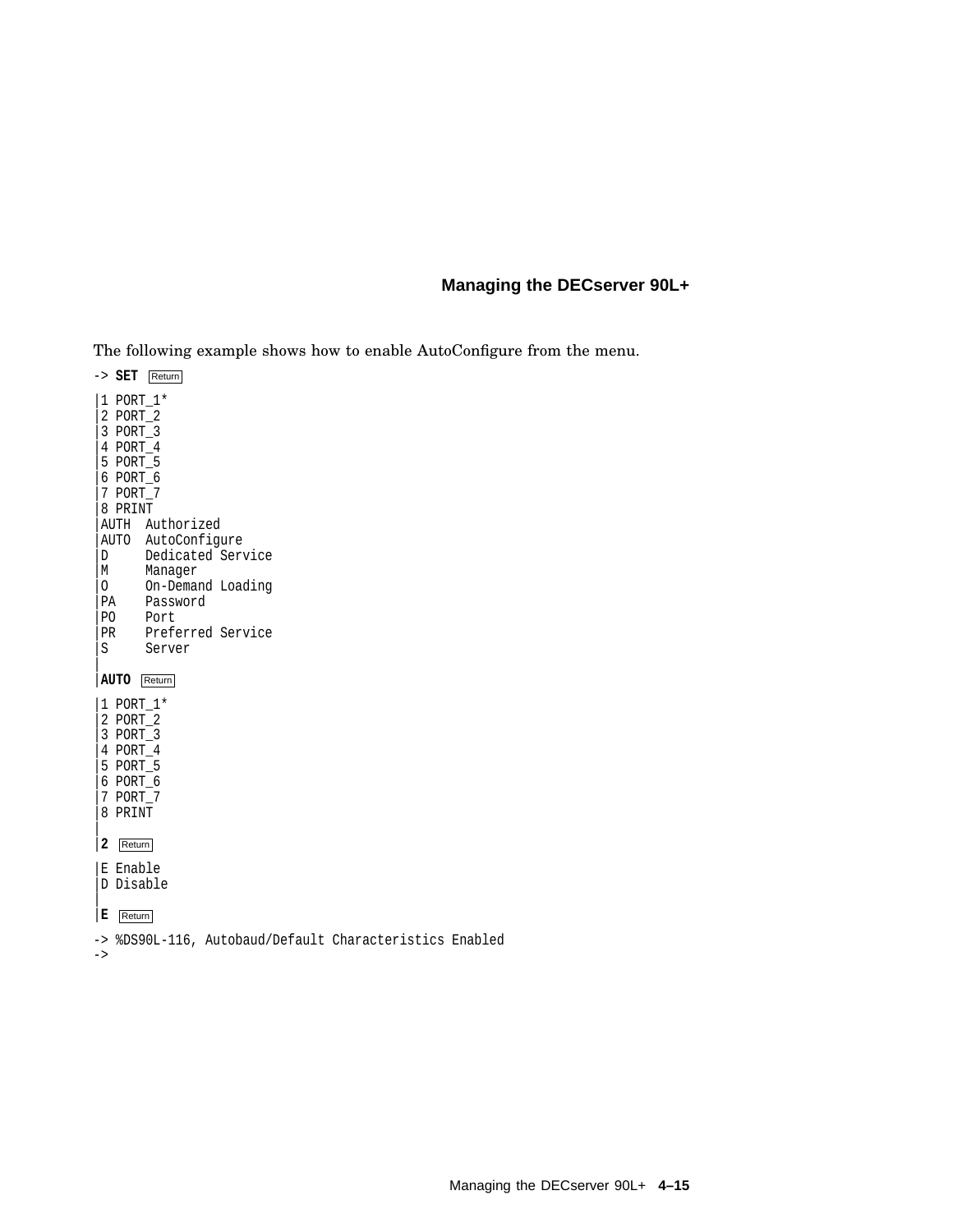The following example shows how to enable AutoConfigure from the menu.

```
-> SET Return

|1 PORT_1*
|2 PORT_2
|3 PORT_3
|4 PORT_4
|5 PORT_5
|6 PORT_6
|7 PORT_7
|8 PRINT
|AUTH  Authorized
|AUTO  AutoConfigure
|D     Dedicated Service
|M     Manager
|O     On-Demand Loading
|PA    Password
|PO    Port
|PR    Preferred Service
|S     Server
|
|AUTO Return

|1 PORT_1*
|2 PORT_2
|3 PORT_3
|4 PORT_4
|5 PORT_5
|6 PORT_6
|7 PORT_7
|8 PRINT
|
|2 Return

|E Enable
|D Disable
|
|E Return

-> %DS90L-116, Autobaud/Default Characteristics Enabled
->
```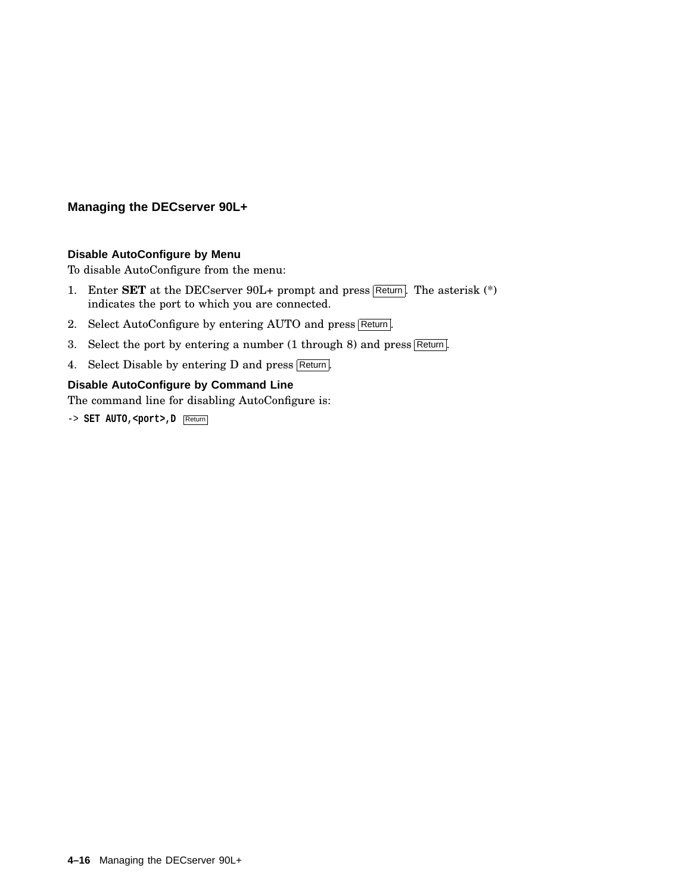## Managing the DECserver 90L+

### Disable AutoConfigure by Menu

To disable AutoConfigure from the menu:

1. Enter **SET** at the DECserver 90L+ prompt and press Return. The asterisk (*) indicates the port to which you are connected.
2. Select AutoConfigure by entering AUTO and press Return.
3. Select the port by entering a number (1 through 8) and press Return.
4. Select Disable by entering D and press Return.

### Disable AutoConfigure by Command Line

The command line for disabling AutoConfigure is:

```
-> SET AUTO,<port>,D  Return
```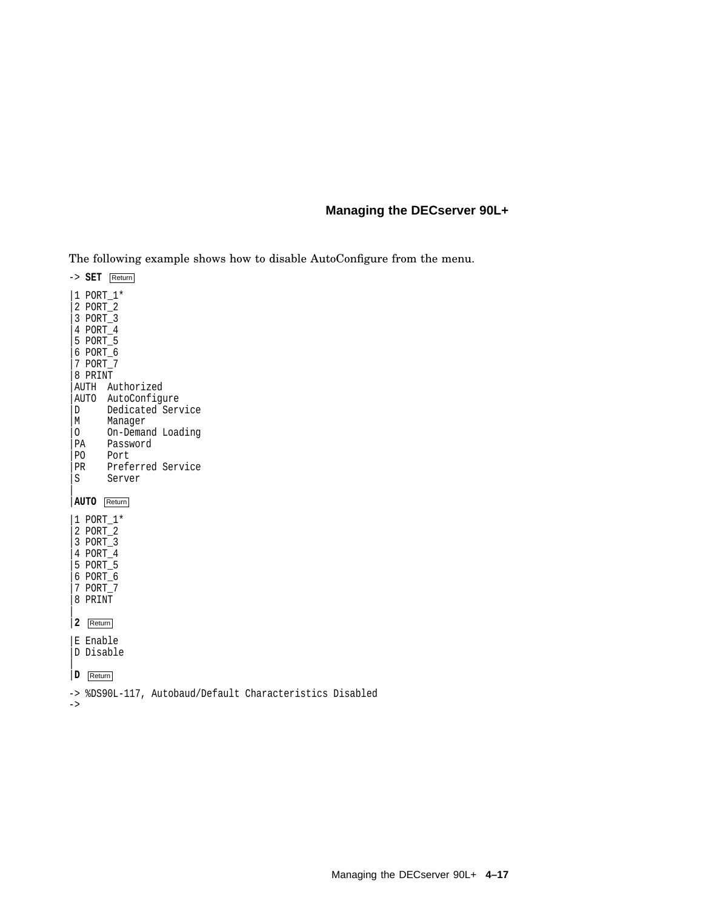The following example shows how to disable AutoConfigure from the menu.

```
-> SET Return
|1 PORT_1*
|2 PORT_2
|3 PORT_3
|4 PORT_4
|5 PORT_5
|6 PORT_6
|7 PORT_7
|8 PRINT
|AUTH  Authorized
|AUTO  AutoConfigure
|D     Dedicated Service
|M     Manager
|O     On-Demand Loading
|PA    Password
|PO    Port
|PR    Preferred Service
|S     Server
|
|AUTO Return
|1 PORT_1*
|2 PORT_2
|3 PORT_3
|4 PORT_4
|5 PORT_5
|6 PORT_6
|7 PORT_7
|8 PRINT
|
|2 Return
|E Enable
|D Disable
|
|D Return
-> %DS90L-117, Autobaud/Default Characteristics Disabled
->
```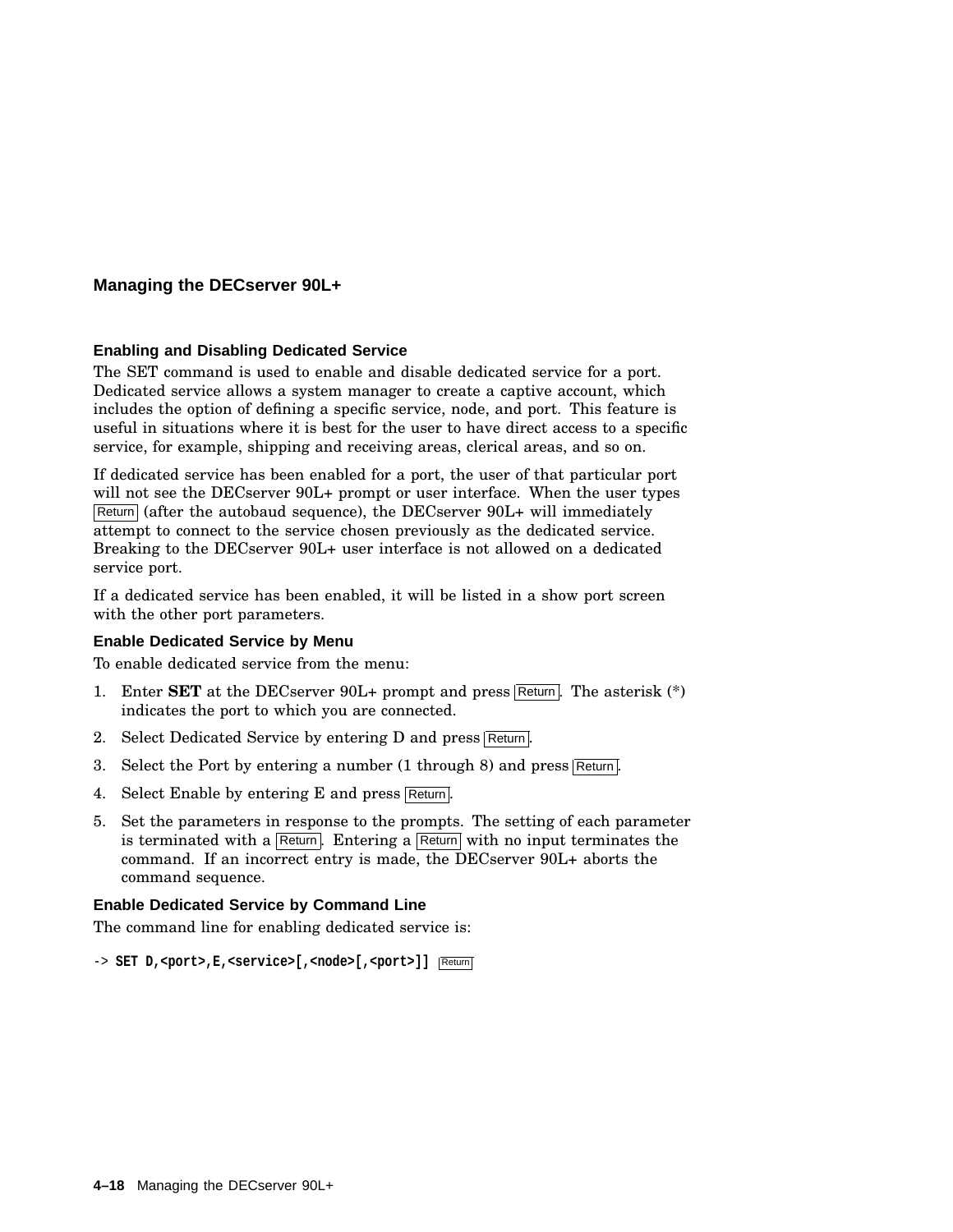## Managing the DECserver 90L+

### Enabling and Disabling Dedicated Service

The SET command is used to enable and disable dedicated service for a port. Dedicated service allows a system manager to create a captive account, which includes the option of defining a specific service, node, and port. This feature is useful in situations where it is best for the user to have direct access to a specific service, for example, shipping and receiving areas, clerical areas, and so on.

If dedicated service has been enabled for a port, the user of that particular port will not see the DECserver 90L+ prompt or user interface. When the user types Return (after the autobaud sequence), the DECserver 90L+ will immediately attempt to connect to the service chosen previously as the dedicated service. Breaking to the DECserver 90L+ user interface is not allowed on a dedicated service port.

If a dedicated service has been enabled, it will be listed in a show port screen with the other port parameters.

#### Enable Dedicated Service by Menu

To enable dedicated service from the menu:

1. Enter **SET** at the DECserver 90L+ prompt and press Return. The asterisk (*) indicates the port to which you are connected.
2. Select Dedicated Service by entering D and press Return.
3. Select the Port by entering a number (1 through 8) and press Return.
4. Select Enable by entering E and press Return.
5. Set the parameters in response to the prompts. The setting of each parameter is terminated with a Return. Entering a Return with no input terminates the command. If an incorrect entry is made, the DECserver 90L+ aborts the command sequence.

#### Enable Dedicated Service by Command Line

The command line for enabling dedicated service is:

```
-> SET D,<port>,E,<service>[,<node>[,<port>]] Return
```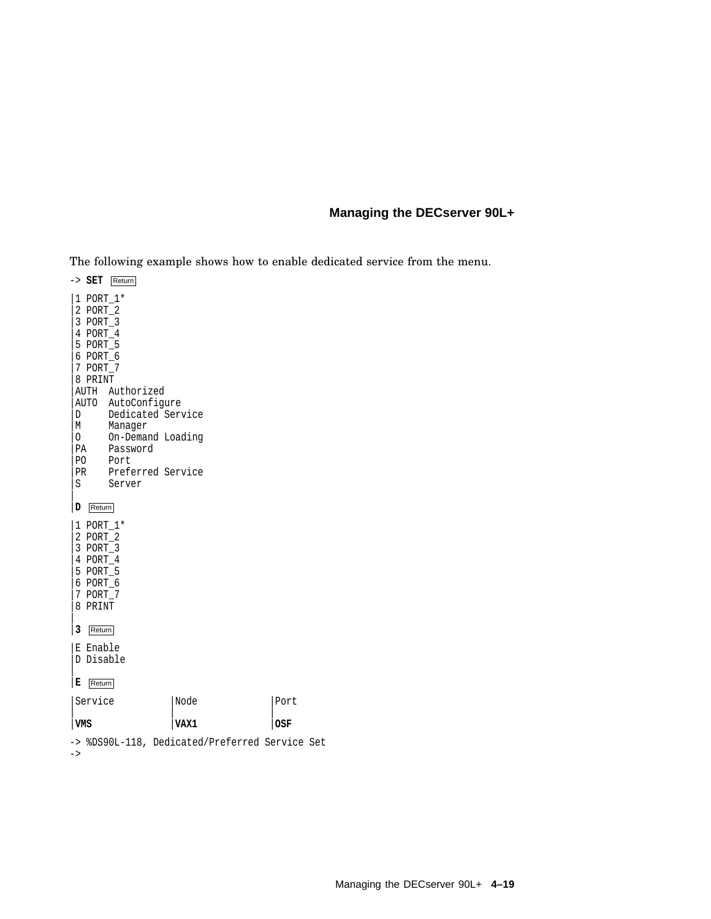The following example shows how to enable dedicated service from the menu.

```
-> SET Return
|1 PORT_1*
|2 PORT_2
|3 PORT_3
|4 PORT_4
|5 PORT_5
|6 PORT_6
|7 PORT_7
|8 PRINT
|AUTH  Authorized
|AUTO  AutoConfigure
|D     Dedicated Service
|M     Manager
|O     On-Demand Loading
|PA    Password
|PO    Port
|PR    Preferred Service
|S     Server
|
|D Return
|1 PORT_1*
|2 PORT_2
|3 PORT_3
|4 PORT_4
|5 PORT_5
|6 PORT_6
|7 PORT_7
|8 PRINT
|
|3 Return
|E Enable
|D Disable
|
|E Return
|Service          |Node            |Port
|                 |                |
|VMS              |VAX1            |OSF
-> %DS90L-118, Dedicated/Preferred Service Set
->
```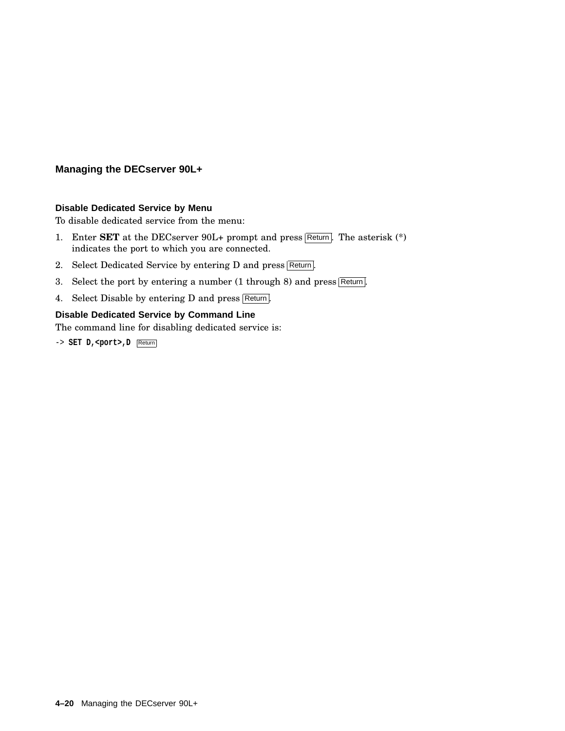## Managing the DECserver 90L+

### Disable Dedicated Service by Menu

To disable dedicated service from the menu:

1. Enter **SET** at the DECserver 90L+ prompt and press Return. The asterisk (*) indicates the port to which you are connected.
2. Select Dedicated Service by entering D and press Return.
3. Select the port by entering a number (1 through 8) and press Return.
4. Select Disable by entering D and press Return.

### Disable Dedicated Service by Command Line

The command line for disabling dedicated service is:

```
-> SET D,<port>,D  Return
```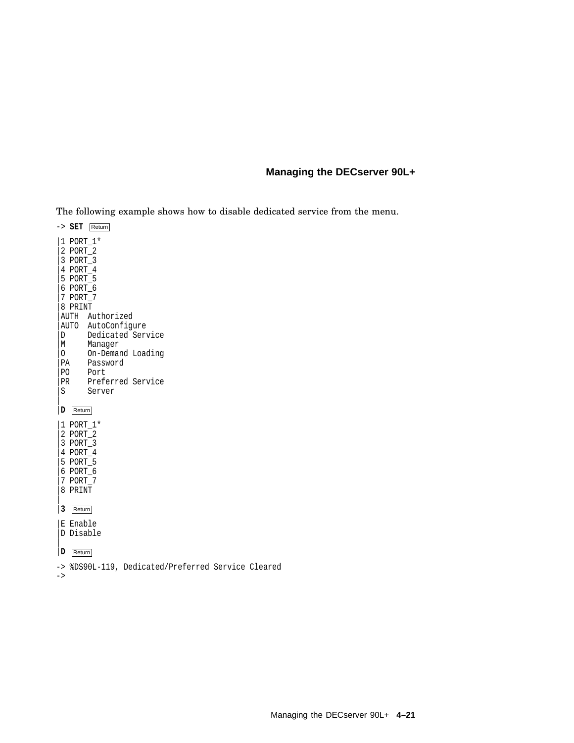The following example shows how to disable dedicated service from the menu.

```
-> SET Return

|1 PORT_1*
|2 PORT_2
|3 PORT_3
|4 PORT_4
|5 PORT_5
|6 PORT_6
|7 PORT_7
|8 PRINT
|AUTH  Authorized
|AUTO  AutoConfigure
|D     Dedicated Service
|M     Manager
|O     On-Demand Loading
|PA    Password
|PO    Port
|PR    Preferred Service
|S     Server
|
|D  Return

|1 PORT_1*
|2 PORT_2
|3 PORT_3
|4 PORT_4
|5 PORT_5
|6 PORT_6
|7 PORT_7
|8 PRINT
|
|3  Return

|E Enable
|D Disable
|
|D  Return

-> %DS90L-119, Dedicated/Preferred Service Cleared
->
```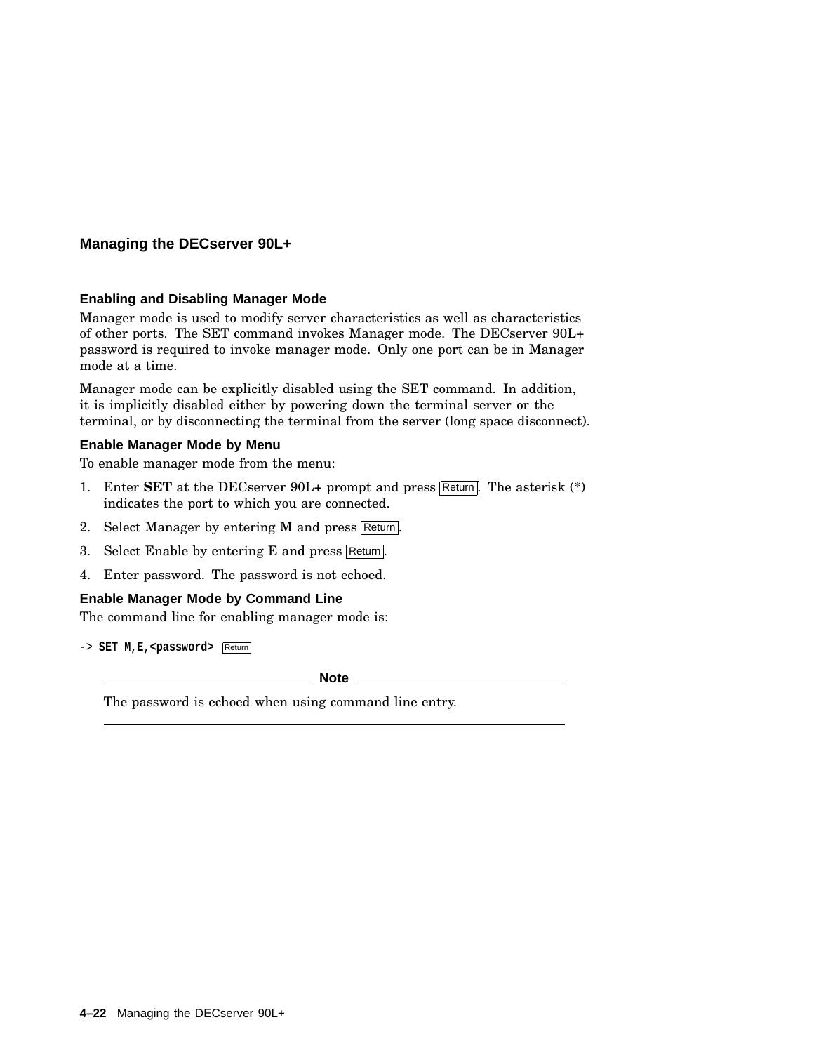## Managing the DECserver 90L+

### Enabling and Disabling Manager Mode

Manager mode is used to modify server characteristics as well as characteristics of other ports. The SET command invokes Manager mode. The DECserver 90L+ password is required to invoke manager mode. Only one port can be in Manager mode at a time.

Manager mode can be explicitly disabled using the SET command. In addition, it is implicitly disabled either by powering down the terminal server or the terminal, or by disconnecting the terminal from the server (long space disconnect).

#### Enable Manager Mode by Menu

To enable manager mode from the menu:

1. Enter **SET** at the DECserver 90L+ prompt and press Return. The asterisk (*) indicates the port to which you are connected.
2. Select Manager by entering M and press Return.
3. Select Enable by entering E and press Return.
4. Enter password. The password is not echoed.

#### Enable Manager Mode by Command Line

The command line for enabling manager mode is:

```
-> SET M,E,<password> Return
```

**Note**

The password is echoed when using command line entry.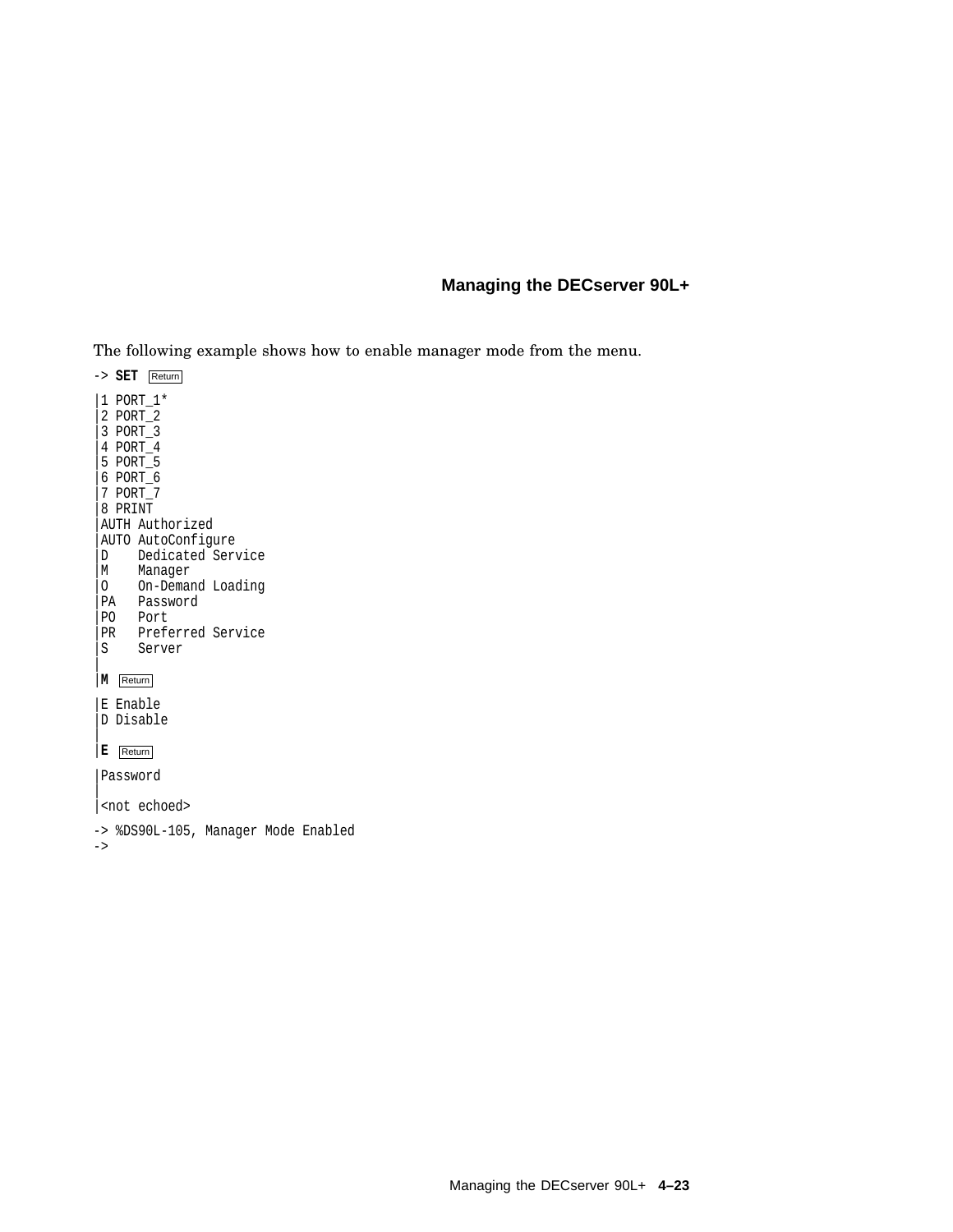The following example shows how to enable manager mode from the menu.

```
-> SET [Return]

|1 PORT_1*
|2 PORT_2
|3 PORT_3
|4 PORT_4
|5 PORT_5
|6 PORT_6
|7 PORT_7
|8 PRINT
|AUTH Authorized
|AUTO AutoConfigure
|D    Dedicated Service
|M    Manager
|O    On-Demand Loading
|PA   Password
|PO   Port
|PR   Preferred Service
|S    Server
|
|M [Return]

|E Enable
|D Disable
|
|E [Return]

|Password
|
|<not echoed>

-> %DS90L-105, Manager Mode Enabled
->
```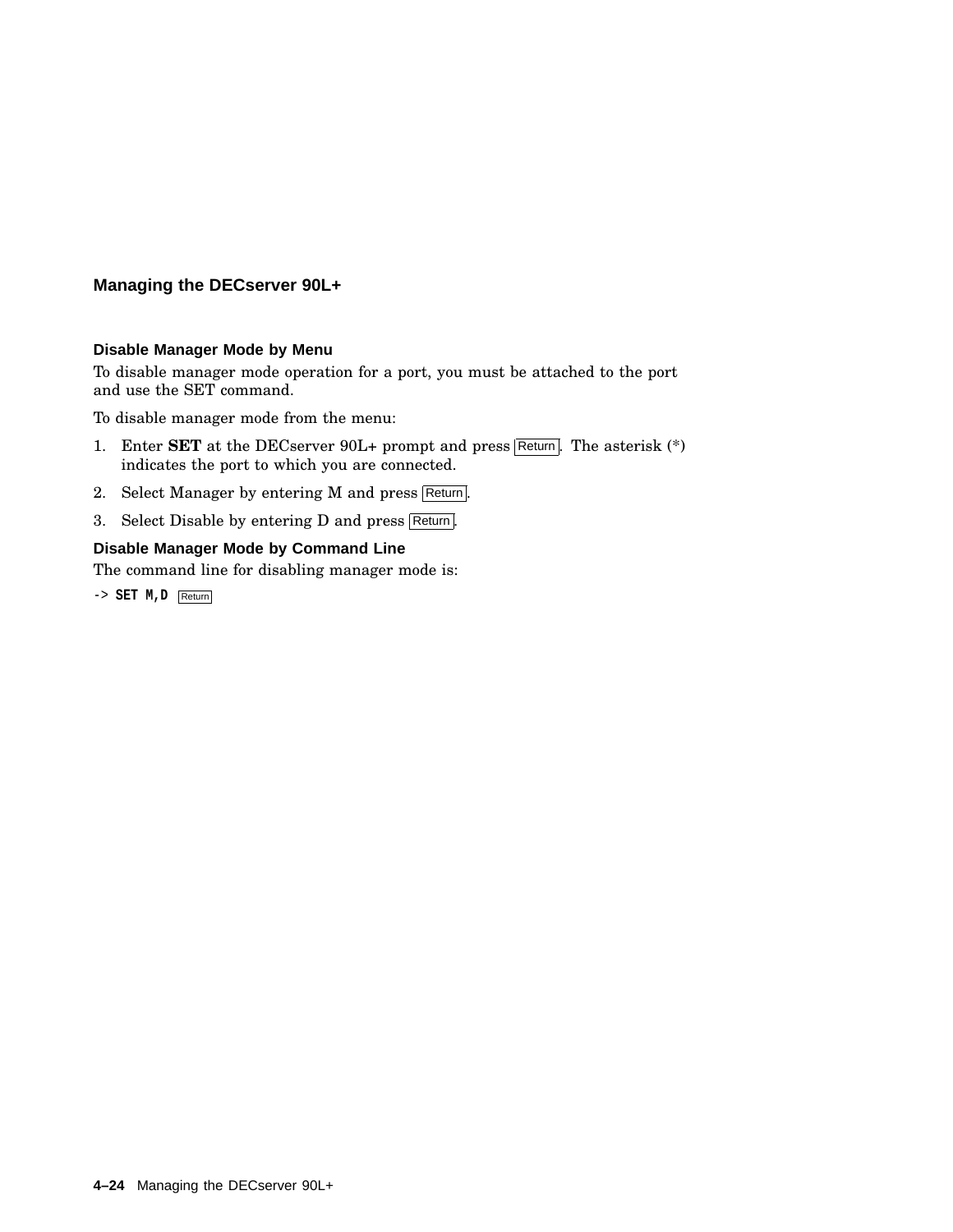## Managing the DECserver 90L+

### Disable Manager Mode by Menu

To disable manager mode operation for a port, you must be attached to the port and use the SET command.

To disable manager mode from the menu:

1. Enter **SET** at the DECserver 90L+ prompt and press Return. The asterisk (*) indicates the port to which you are connected.
2. Select Manager by entering M and press Return.
3. Select Disable by entering D and press Return.

### Disable Manager Mode by Command Line

The command line for disabling manager mode is:

```
-> SET M,D  Return
```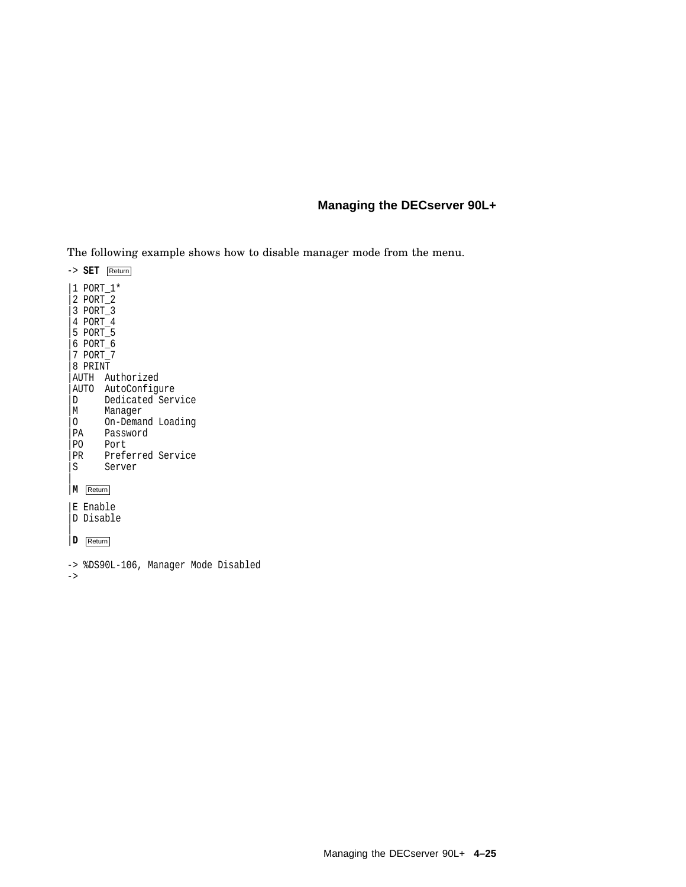The following example shows how to disable manager mode from the menu.

```
-> SET Return
|1 PORT_1*
|2 PORT_2
|3 PORT_3
|4 PORT_4
|5 PORT_5
|6 PORT_6
|7 PORT_7
|8 PRINT
|AUTH  Authorized
|AUTO  AutoConfigure
|D     Dedicated Service
|M     Manager
|O     On-Demand Loading
|PA    Password
|PO    Port
|PR    Preferred Service
|S     Server
|
|M Return
|E Enable
|D Disable
|
|D Return

-> %DS90L-106, Manager Mode Disabled
->
```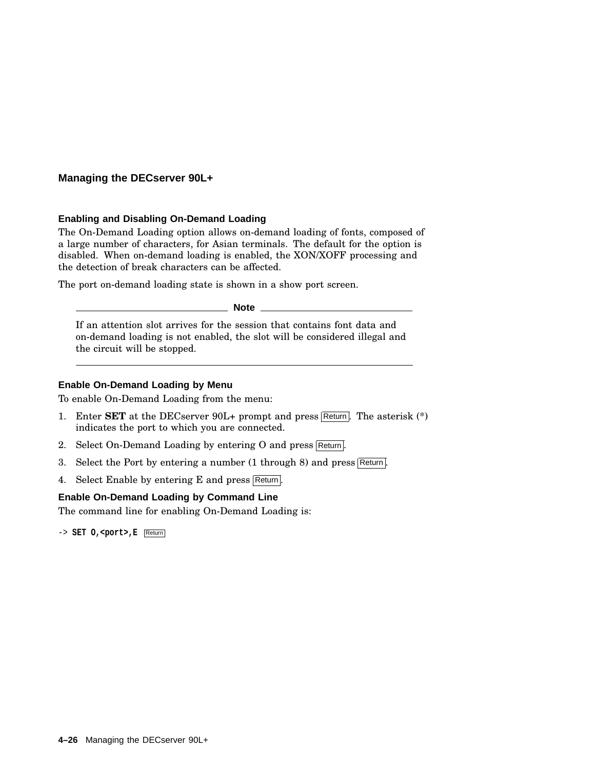## Managing the DECserver 90L+

### Enabling and Disabling On-Demand Loading

The On-Demand Loading option allows on-demand loading of fonts, composed of a large number of characters, for Asian terminals. The default for the option is disabled. When on-demand loading is enabled, the XON/XOFF processing and the detection of break characters can be affected.

The port on-demand loading state is shown in a show port screen.

---

**Note**

If an attention slot arrives for the session that contains font data and on-demand loading is not enabled, the slot will be considered illegal and the circuit will be stopped.

---

### Enable On-Demand Loading by Menu

To enable On-Demand Loading from the menu:

1. Enter **SET** at the DECserver 90L+ prompt and press Return. The asterisk (*) indicates the port to which you are connected.
2. Select On-Demand Loading by entering O and press Return.
3. Select the Port by entering a number (1 through 8) and press Return.
4. Select Enable by entering E and press Return.

### Enable On-Demand Loading by Command Line

The command line for enabling On-Demand Loading is:

```
-> SET O,<port>,E  Return
```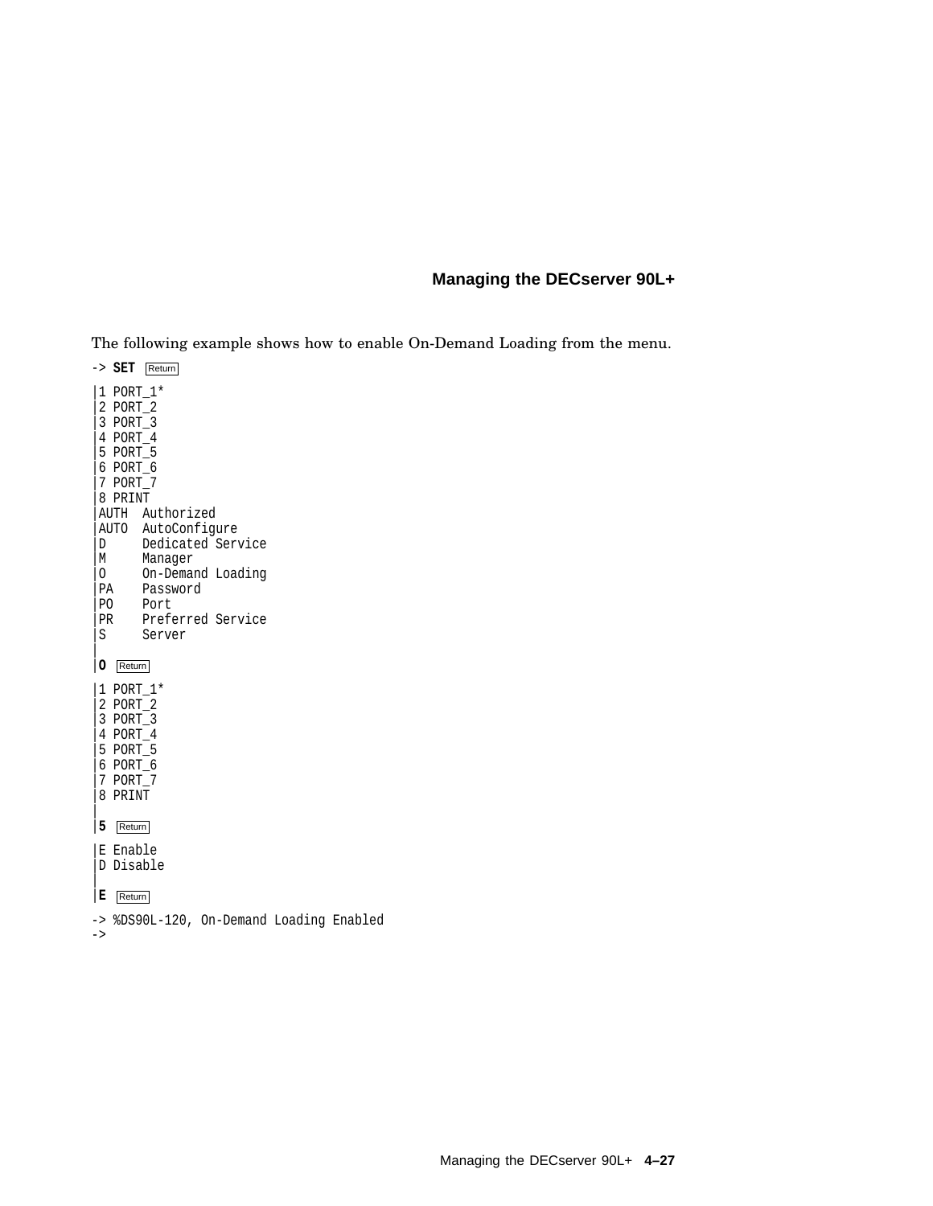The following example shows how to enable On-Demand Loading from the menu.

```
-> SET Return
|1 PORT_1*
|2 PORT_2
|3 PORT_3
|4 PORT_4
|5 PORT_5
|6 PORT_6
|7 PORT_7
|8 PRINT
|AUTH  Authorized
|AUTO  AutoConfigure
|D     Dedicated Service
|M     Manager
|O     On-Demand Loading
|PA    Password
|PO    Port
|PR    Preferred Service
|S     Server
|
|O Return
|1 PORT_1*
|2 PORT_2
|3 PORT_3
|4 PORT_4
|5 PORT_5
|6 PORT_6
|7 PORT_7
|8 PRINT
|
|5 Return
|E Enable
|D Disable
|
|E Return
-> %DS90L-120, On-Demand Loading Enabled
->
```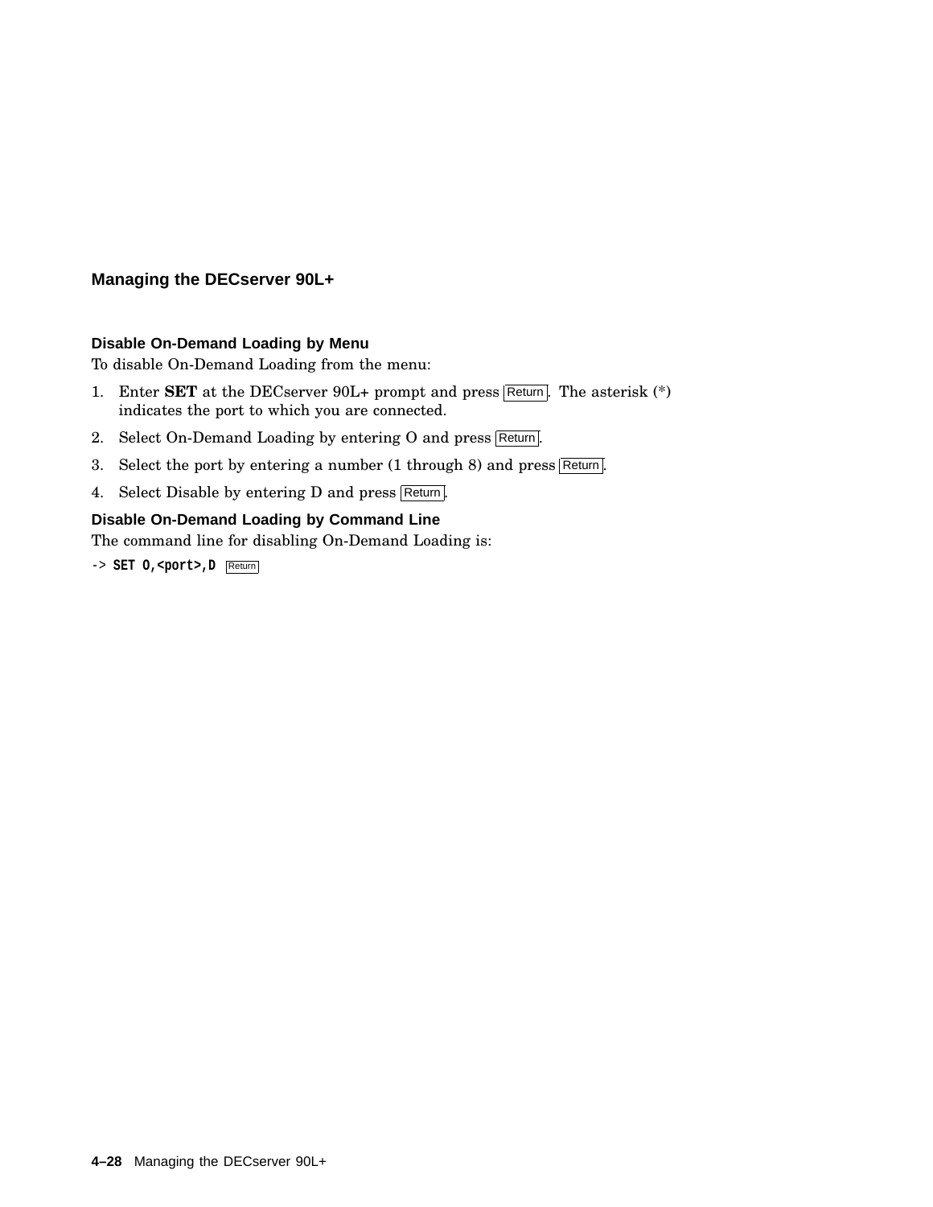## Managing the DECserver 90L+

### Disable On-Demand Loading by Menu

To disable On-Demand Loading from the menu:

1. Enter **SET** at the DECserver 90L+ prompt and press Return. The asterisk (*) indicates the port to which you are connected.
2. Select On-Demand Loading by entering O and press Return.
3. Select the port by entering a number (1 through 8) and press Return.
4. Select Disable by entering D and press Return.

### Disable On-Demand Loading by Command Line

The command line for disabling On-Demand Loading is:

```
-> SET O,<port>,D  Return
```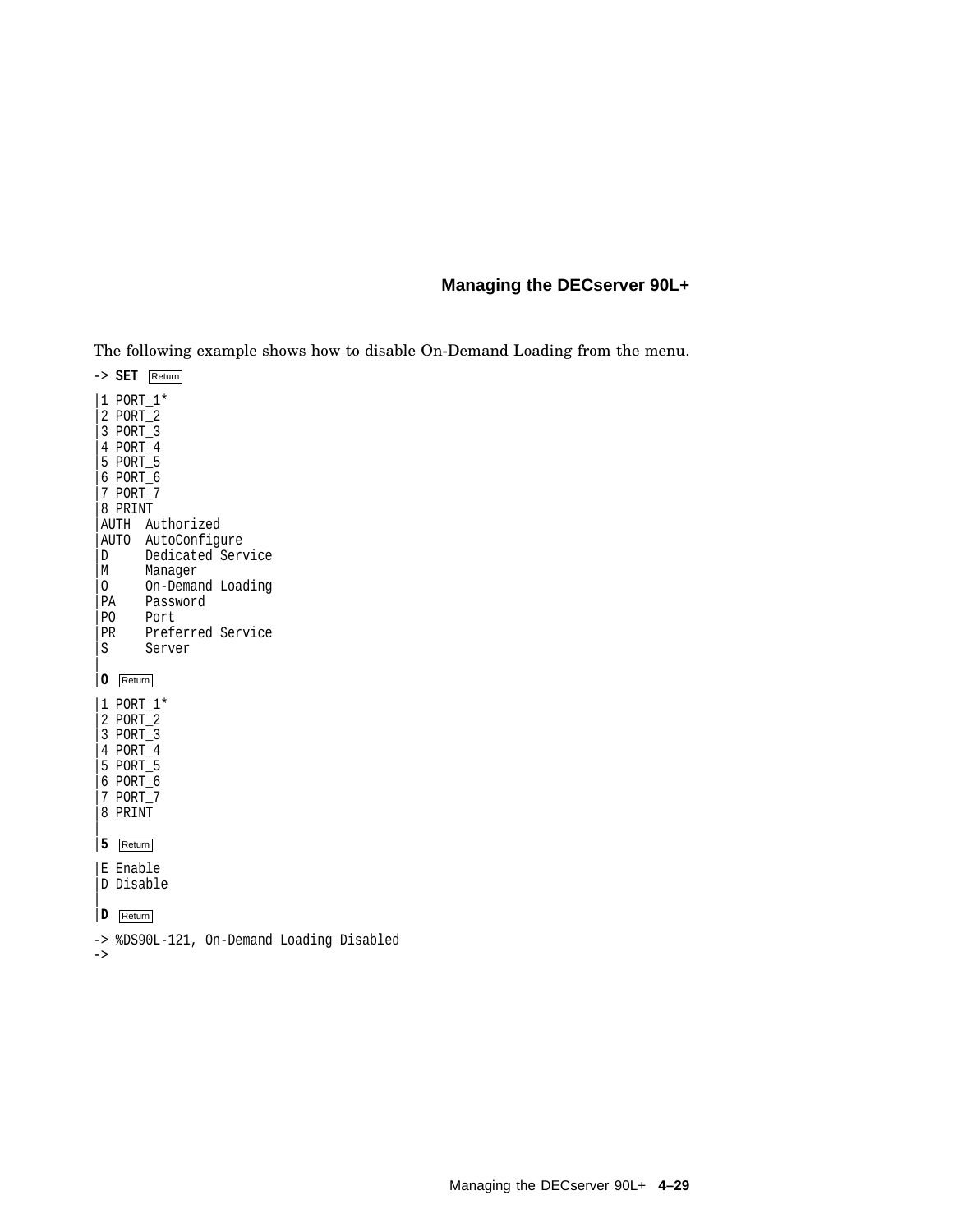The following example shows how to disable On-Demand Loading from the menu.

```
-> SET Return
|1 PORT_1*
|2 PORT_2
|3 PORT_3
|4 PORT_4
|5 PORT_5
|6 PORT_6
|7 PORT_7
|8 PRINT
|AUTH  Authorized
|AUTO  AutoConfigure
|D     Dedicated Service
|M     Manager
|O     On-Demand Loading
|PA    Password
|PO    Port
|PR    Preferred Service
|S     Server
|
|O Return
|1 PORT_1*
|2 PORT_2
|3 PORT_3
|4 PORT_4
|5 PORT_5
|6 PORT_6
|7 PORT_7
|8 PRINT
|
|5 Return
|E Enable
|D Disable
|
|D Return
-> %DS90L-121, On-Demand Loading Disabled
->
```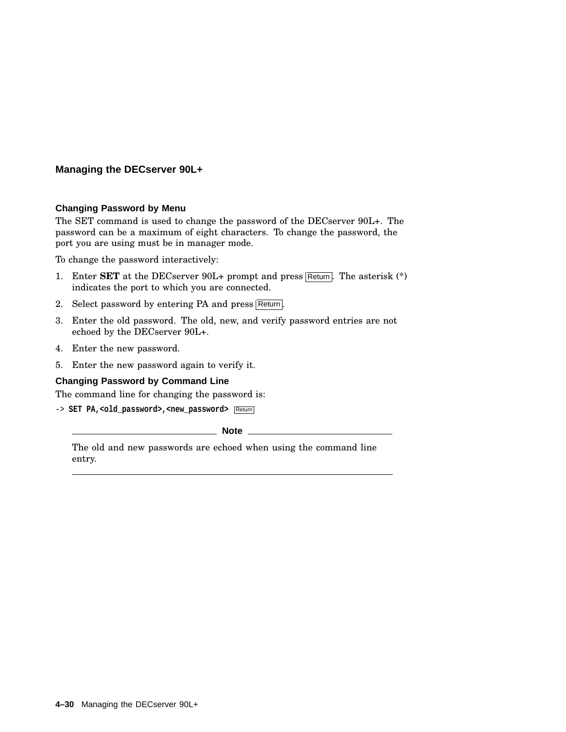# Managing the DECserver 90L+

### Changing Password by Menu

The SET command is used to change the password of the DECserver 90L+. The password can be a maximum of eight characters. To change the password, the port you are using must be in manager mode.

To change the password interactively:

1. Enter **SET** at the DECserver 90L+ prompt and press Return. The asterisk (*) indicates the port to which you are connected.
2. Select password by entering PA and press Return.
3. Enter the old password. The old, new, and verify password entries are not echoed by the DECserver 90L+.
4. Enter the new password.
5. Enter the new password again to verify it.

### Changing Password by Command Line

The command line for changing the password is:

```
-> SET PA,<old_password>,<new_password> Return
```

**Note**

The old and new passwords are echoed when using the command line entry.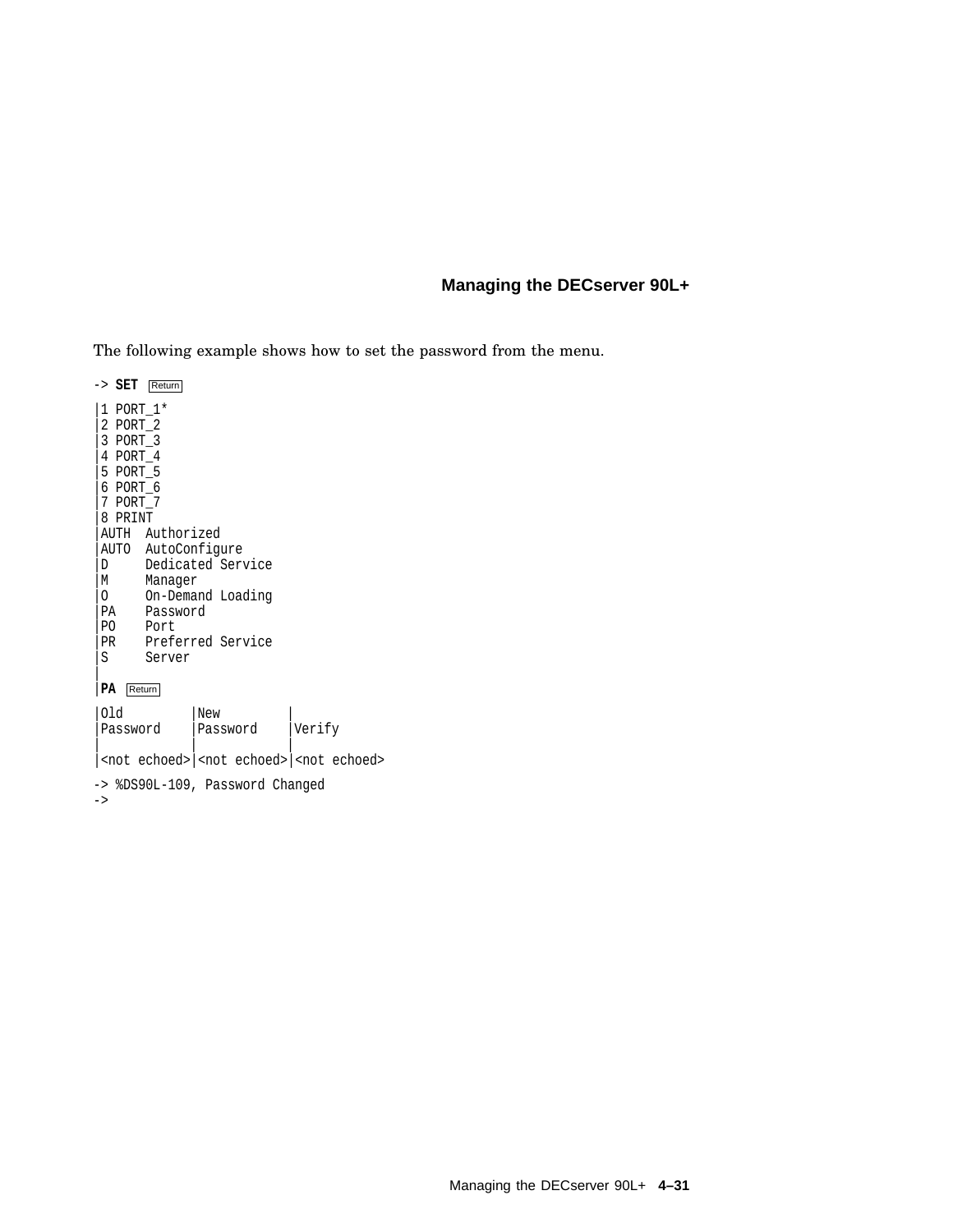The following example shows how to set the password from the menu.

```
-> SET Return
|1 PORT_1*
|2 PORT_2
|3 PORT_3
|4 PORT_4
|5 PORT_5
|6 PORT_6
|7 PORT_7
|8 PRINT
|AUTH  Authorized
|AUTO  AutoConfigure
|D     Dedicated Service
|M     Manager
|O     On-Demand Loading
|PA    Password
|PO    Port
|PR    Preferred Service
|S     Server
|
|PA Return
|Old         |New         |
|Password    |Password    |Verify
|            |            |
|<not echoed>|<not echoed>|<not echoed>
-> %DS90L-109, Password Changed
->
```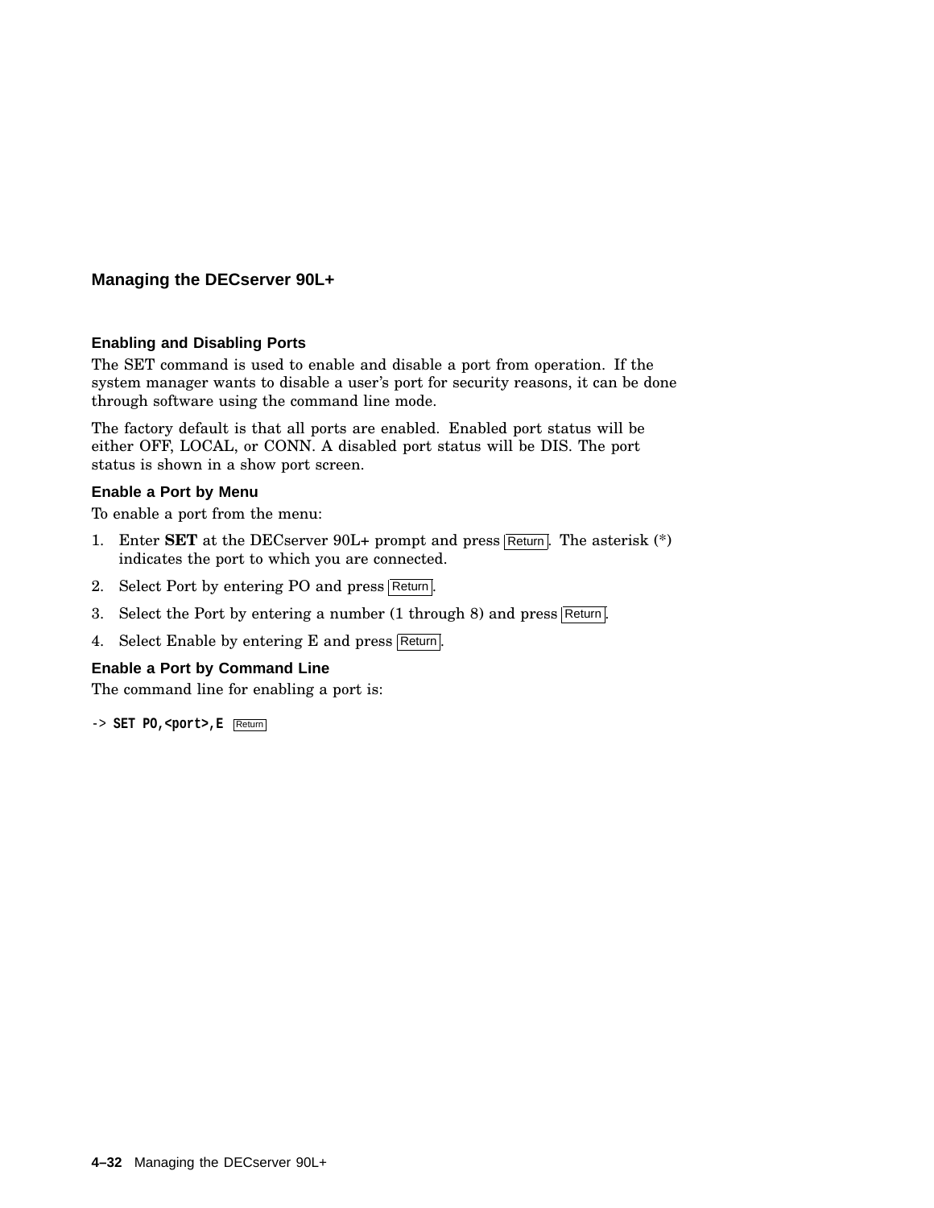## Managing the DECserver 90L+

### Enabling and Disabling Ports

The SET command is used to enable and disable a port from operation. If the system manager wants to disable a user's port for security reasons, it can be done through software using the command line mode.

The factory default is that all ports are enabled. Enabled port status will be either OFF, LOCAL, or CONN. A disabled port status will be DIS. The port status is shown in a show port screen.

#### Enable a Port by Menu

To enable a port from the menu:

1. Enter **SET** at the DECserver 90L+ prompt and press Return. The asterisk (*) indicates the port to which you are connected.
2. Select Port by entering PO and press Return.
3. Select the Port by entering a number (1 through 8) and press Return.
4. Select Enable by entering E and press Return.

#### Enable a Port by Command Line

The command line for enabling a port is:

```
-> SET PO,<port>,E  Return
```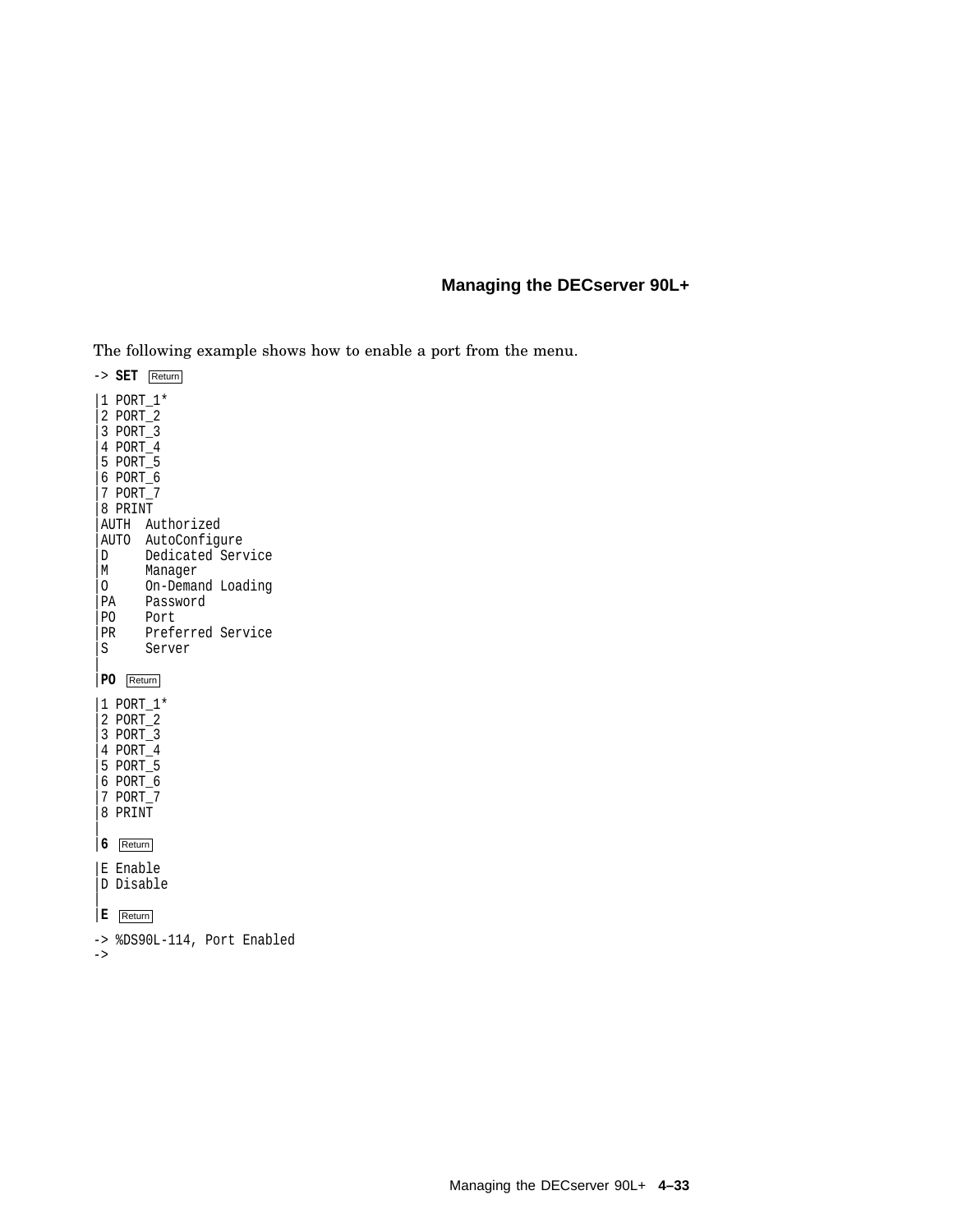The following example shows how to enable a port from the menu.

```
-> SET Return
|1 PORT_1*
|2 PORT_2
|3 PORT_3
|4 PORT_4
|5 PORT_5
|6 PORT_6
|7 PORT_7
|8 PRINT
|AUTH  Authorized
|AUTO  AutoConfigure
|D     Dedicated Service
|M     Manager
|O     On-Demand Loading
|PA    Password
|PO    Port
|PR    Preferred Service
|S     Server
|
|PO Return
|1 PORT_1*
|2 PORT_2
|3 PORT_3
|4 PORT_4
|5 PORT_5
|6 PORT_6
|7 PORT_7
|8 PRINT
|
|6 Return
|E Enable
|D Disable
|
|E Return
-> %DS90L-114, Port Enabled
->
```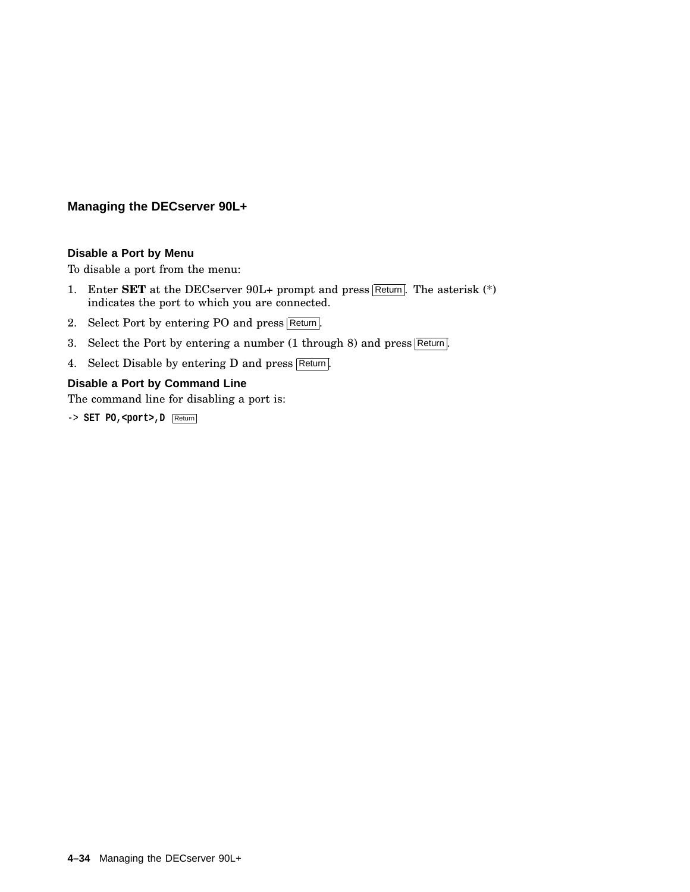## Managing the DECserver 90L+

### Disable a Port by Menu

To disable a port from the menu:

1. Enter **SET** at the DECserver 90L+ prompt and press Return. The asterisk (*) indicates the port to which you are connected.
2. Select Port by entering PO and press Return.
3. Select the Port by entering a number (1 through 8) and press Return.
4. Select Disable by entering D and press Return.

### Disable a Port by Command Line

The command line for disabling a port is:

```
-> SET PO,<port>,D  Return
```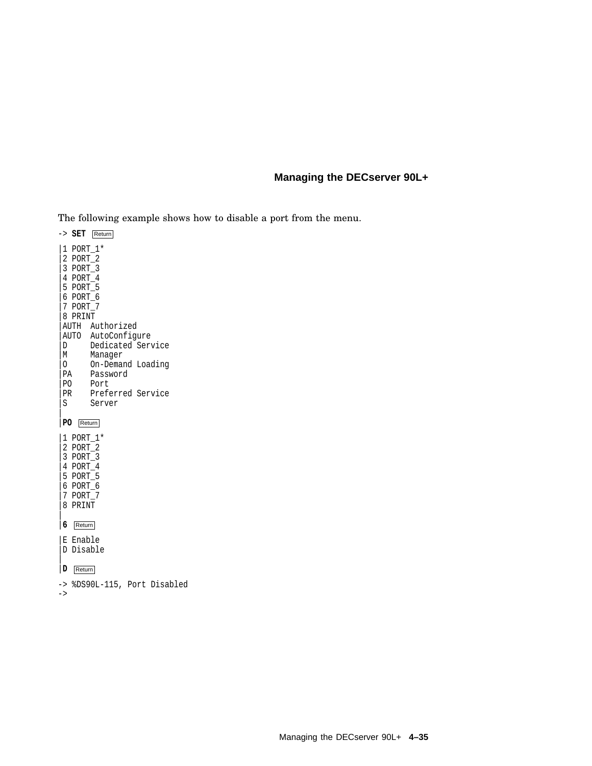The following example shows how to disable a port from the menu.

```
-> SET Return
|1 PORT_1*
|2 PORT_2
|3 PORT_3
|4 PORT_4
|5 PORT_5
|6 PORT_6
|7 PORT_7
|8 PRINT
|AUTH  Authorized
|AUTO  AutoConfigure
|D     Dedicated Service
|M     Manager
|O     On-Demand Loading
|PA    Password
|PO    Port
|PR    Preferred Service
|S     Server
|
|PO Return
|1 PORT_1*
|2 PORT_2
|3 PORT_3
|4 PORT_4
|5 PORT_5
|6 PORT_6
|7 PORT_7
|8 PRINT
|
|6 Return
|E Enable
|D Disable
|
|D Return
-> %DS90L-115, Port Disabled
->
```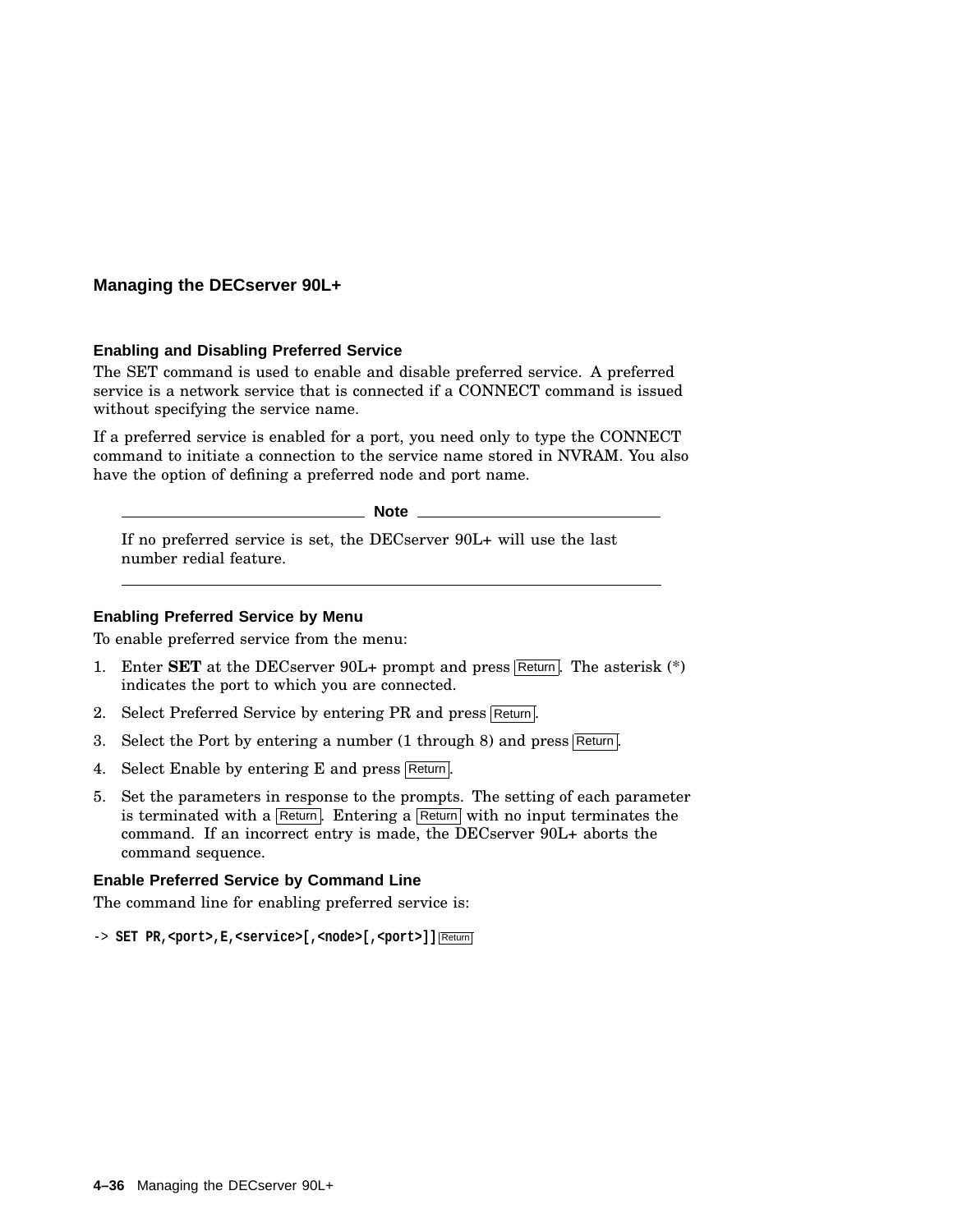# Managing the DECserver 90L+

## Enabling and Disabling Preferred Service

The SET command is used to enable and disable preferred service. A preferred service is a network service that is connected if a CONNECT command is issued without specifying the service name.

If a preferred service is enabled for a port, you need only to type the CONNECT command to initiate a connection to the service name stored in NVRAM. You also have the option of defining a preferred node and port name.

> **Note**
>
> If no preferred service is set, the DECserver 90L+ will use the last number redial feature.

### Enabling Preferred Service by Menu

To enable preferred service from the menu:

1. Enter **SET** at the DECserver 90L+ prompt and press Return. The asterisk (*) indicates the port to which you are connected.
2. Select Preferred Service by entering PR and press Return.
3. Select the Port by entering a number (1 through 8) and press Return.
4. Select Enable by entering E and press Return.
5. Set the parameters in response to the prompts. The setting of each parameter is terminated with a Return. Entering a Return with no input terminates the command. If an incorrect entry is made, the DECserver 90L+ aborts the command sequence.

### Enable Preferred Service by Command Line

The command line for enabling preferred service is:

```
-> SET PR,<port>,E,<service>[,<node>[,<port>]] Return
```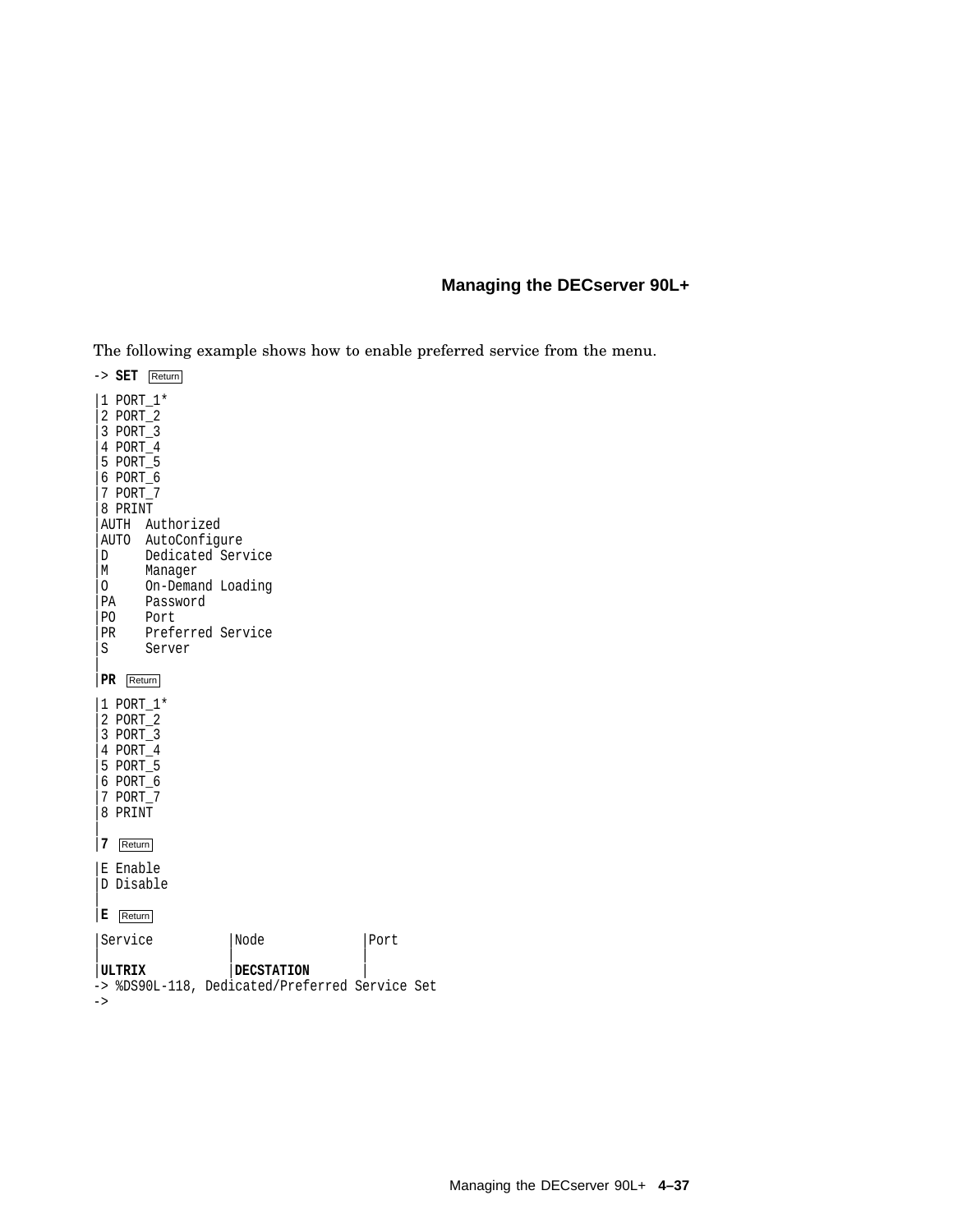The following example shows how to enable preferred service from the menu.

```
-> SET Return
|1 PORT_1*
|2 PORT_2
|3 PORT_3
|4 PORT_4
|5 PORT_5
|6 PORT_6
|7 PORT_7
|8 PRINT
|AUTH  Authorized
|AUTO  AutoConfigure
|D     Dedicated Service
|M     Manager
|O     On-Demand Loading
|PA    Password
|PO    Port
|PR    Preferred Service
|S     Server
|
|PR Return
|1 PORT_1*
|2 PORT_2
|3 PORT_3
|4 PORT_4
|5 PORT_5
|6 PORT_6
|7 PORT_7
|8 PRINT
|
|7 Return
|E Enable
|D Disable
|
|E Return
|Service          |Node             |Port
|                 |                 |
|ULTRIX           |DECSTATION       |
-> %DS90L-118, Dedicated/Preferred Service Set
->
```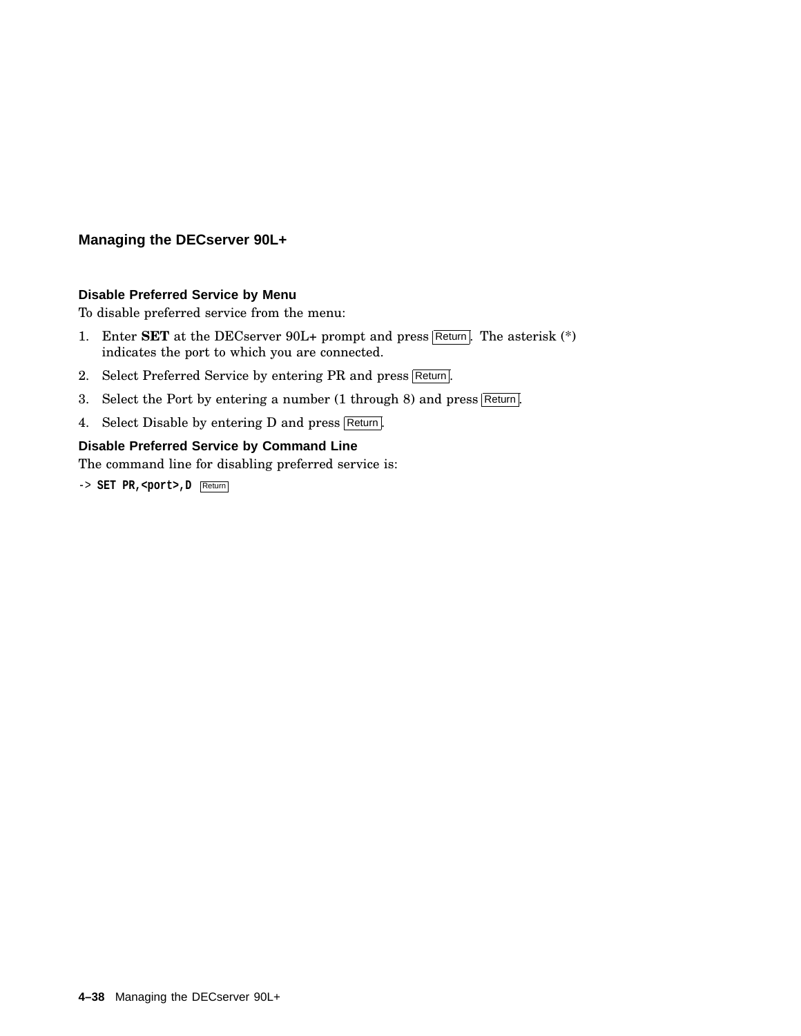## Managing the DECserver 90L+

### Disable Preferred Service by Menu

To disable preferred service from the menu:

1. Enter **SET** at the DECserver 90L+ prompt and press Return. The asterisk (*) indicates the port to which you are connected.
2. Select Preferred Service by entering PR and press Return.
3. Select the Port by entering a number (1 through 8) and press Return.
4. Select Disable by entering D and press Return.

### Disable Preferred Service by Command Line

The command line for disabling preferred service is:

```
-> SET PR,<port>,D  Return
```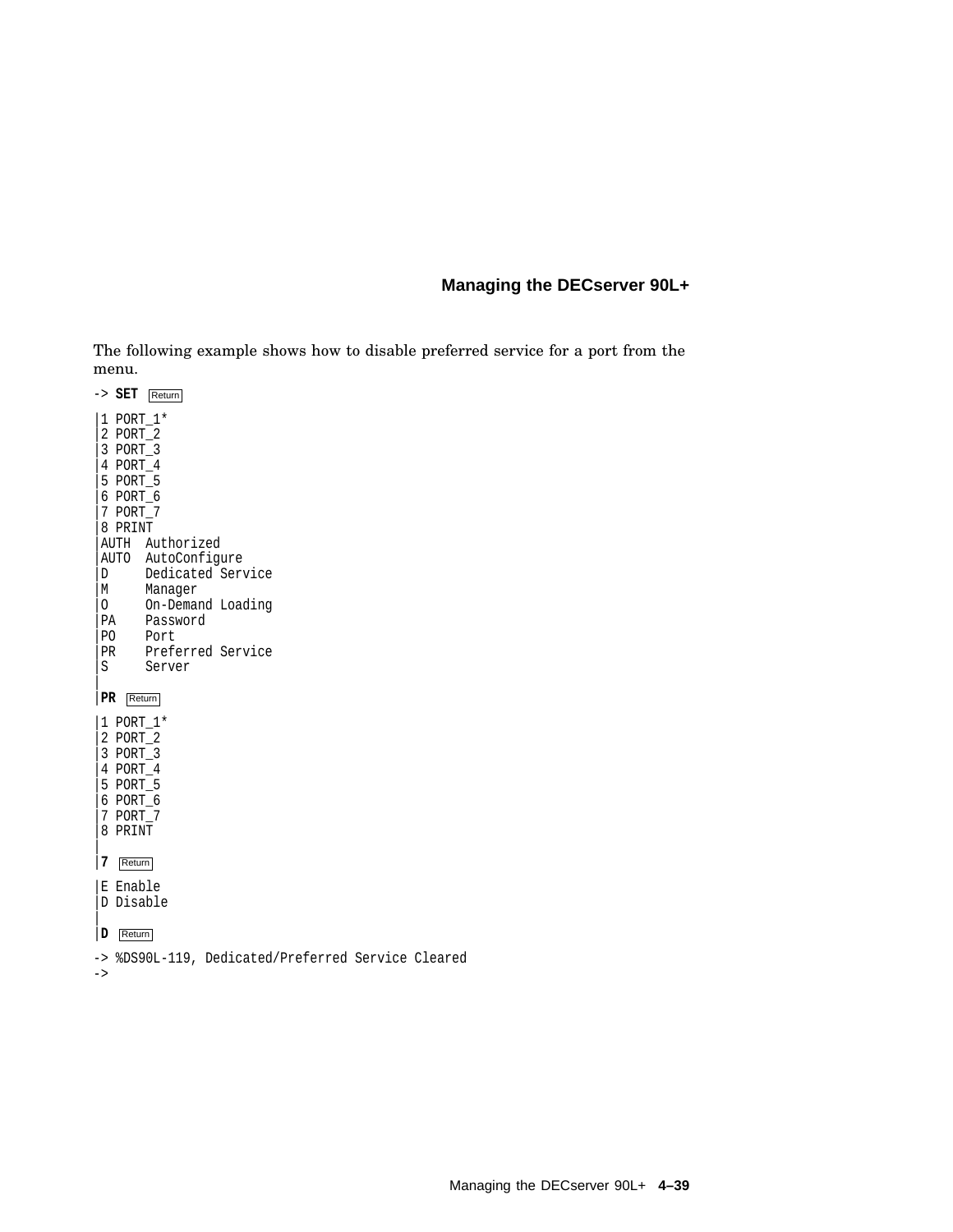The following example shows how to disable preferred service for a port from the menu.

```
-> SET Return

|1 PORT_1*
|2 PORT_2
|3 PORT_3
|4 PORT_4
|5 PORT_5
|6 PORT_6
|7 PORT_7
|8 PRINT
|AUTH  Authorized
|AUTO  AutoConfigure
|D     Dedicated Service
|M     Manager
|O     On-Demand Loading
|PA    Password
|PO    Port
|PR    Preferred Service
|S     Server
|
|PR Return

|1 PORT_1*
|2 PORT_2
|3 PORT_3
|4 PORT_4
|5 PORT_5
|6 PORT_6
|7 PORT_7
|8 PRINT
|
|7 Return

|E Enable
|D Disable
|
|D Return

-> %DS90L-119, Dedicated/Preferred Service Cleared
->
```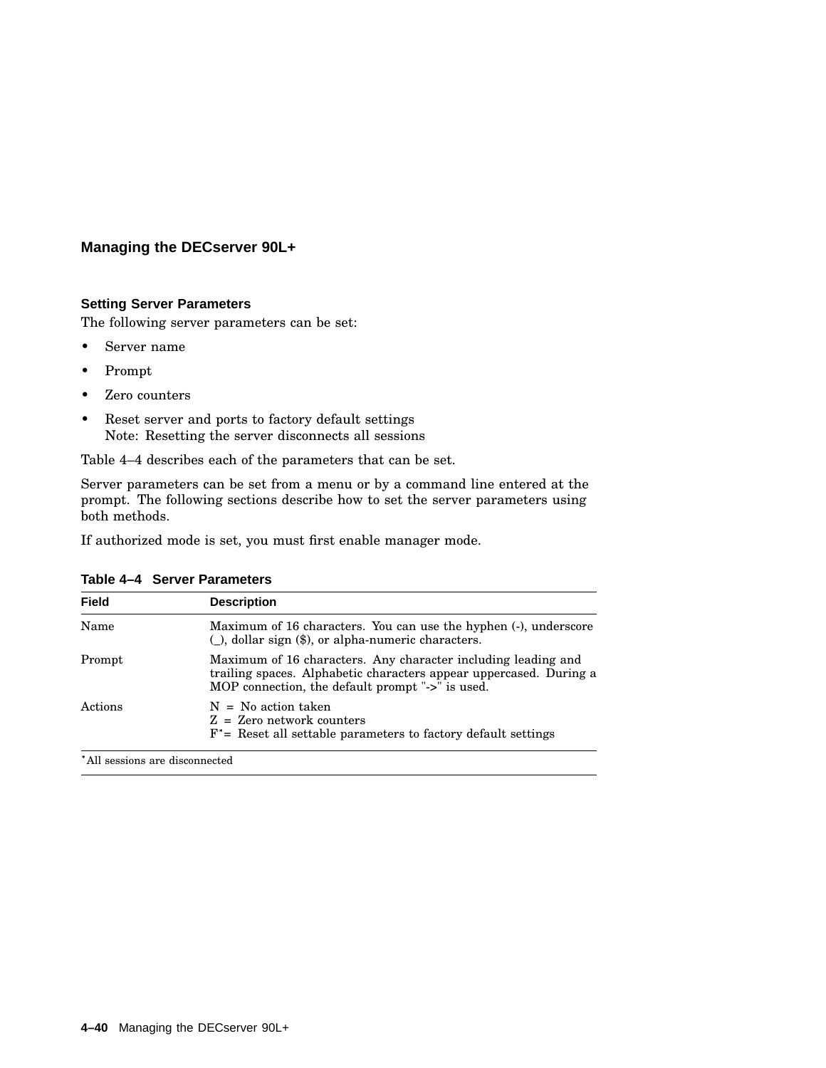## Managing the DECserver 90L+

### Setting Server Parameters

The following server parameters can be set:

- Server name
- Prompt
- Zero counters
- Reset server and ports to factory default settings
  Note: Resetting the server disconnects all sessions

Table 4–4 describes each of the parameters that can be set.

Server parameters can be set from a menu or by a command line entered at the prompt. The following sections describe how to set the server parameters using both methods.

If authorized mode is set, you must first enable manager mode.

**Table 4–4 Server Parameters**

| Field | Description |
|---|---|
| Name | Maximum of 16 characters. You can use the hyphen (-), underscore (_), dollar sign ($), or alpha-numeric characters. |
| Prompt | Maximum of 16 characters. Any character including leading and trailing spaces. Alphabetic characters appear uppercased. During a MOP connection, the default prompt "->" is used. |
| Actions | N = No action taken<br>Z = Zero network counters<br>F*= Reset all settable parameters to factory default settings |

*All sessions are disconnected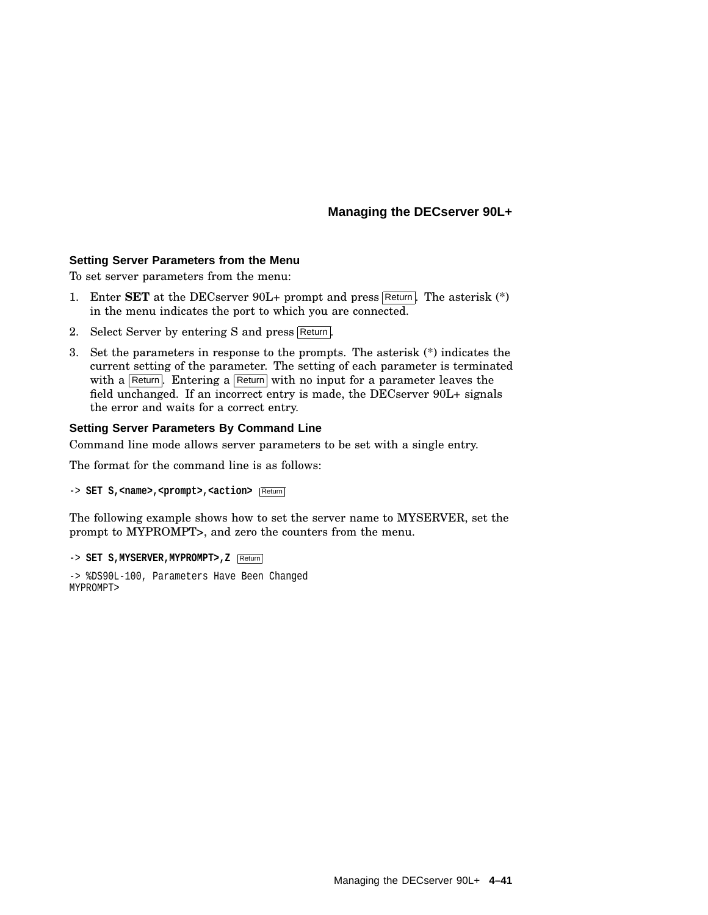### Setting Server Parameters from the Menu

To set server parameters from the menu:

1. Enter **SET** at the DECserver 90L+ prompt and press Return. The asterisk (*) in the menu indicates the port to which you are connected.
2. Select Server by entering S and press Return.
3. Set the parameters in response to the prompts. The asterisk (*) indicates the current setting of the parameter. The setting of each parameter is terminated with a Return. Entering a Return with no input for a parameter leaves the field unchanged. If an incorrect entry is made, the DECserver 90L+ signals the error and waits for a correct entry.

### Setting Server Parameters By Command Line

Command line mode allows server parameters to be set with a single entry.

The format for the command line is as follows:

```
-> SET S,<name>,<prompt>,<action> Return
```

The following example shows how to set the server name to MYSERVER, set the prompt to MYPROMPT>, and zero the counters from the menu.

```
-> SET S,MYSERVER,MYPROMPT>,Z Return

-> %DS90L-100, Parameters Have Been Changed
MYPROMPT>
```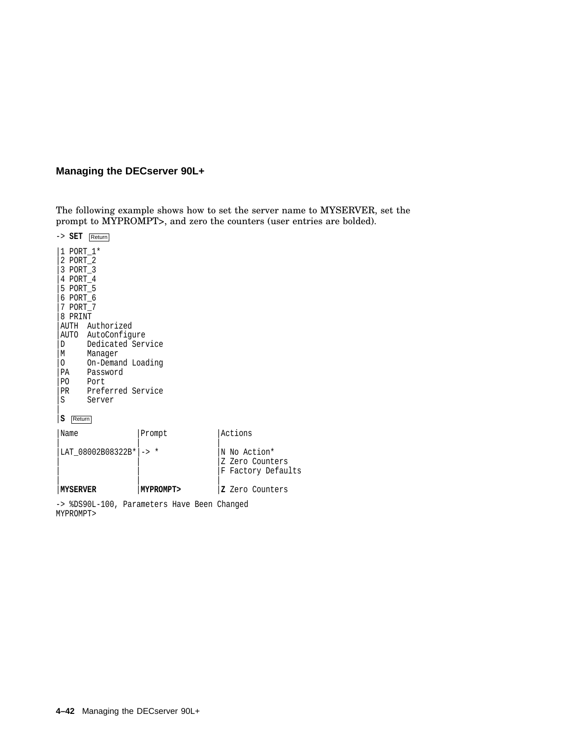## Managing the DECserver 90L+

The following example shows how to set the server name to MYSERVER, set the prompt to MYPROMPT>, and zero the counters (user entries are bolded).

```
-> SET Return

|1 PORT_1*
|2 PORT_2
|3 PORT_3
|4 PORT_4
|5 PORT_5
|6 PORT_6
|7 PORT_7
|8 PRINT
|AUTH  Authorized
|AUTO  AutoConfigure
|D     Dedicated Service
|M     Manager
|O     On-Demand Loading
|PA    Password
|PO    Port
|PR    Preferred Service
|S     Server
|
|S Return

|Name            |Prompt          |Actions
|                |                |
|LAT_08002B08322B*|-> *           |N No Action*
|                |                |Z Zero Counters
|                |                |F Factory Defaults
|                |                |
|MYSERVER        |MYPROMPT>       |Z Zero Counters

-> %DS90L-100, Parameters Have Been Changed
MYPROMPT>
```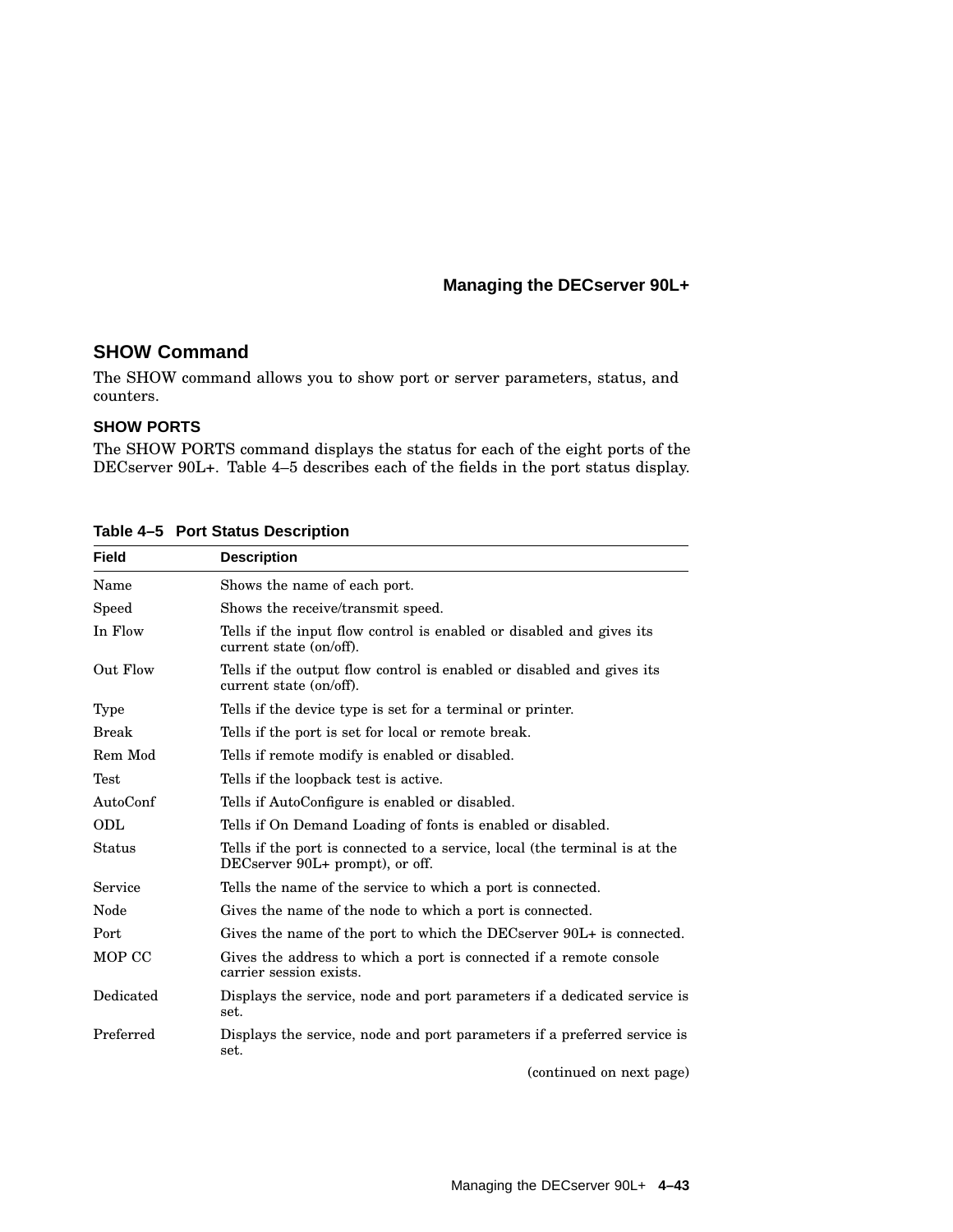## SHOW Command

The SHOW command allows you to show port or server parameters, status, and counters.

### SHOW PORTS

The SHOW PORTS command displays the status for each of the eight ports of the DECserver 90L+. Table 4–5 describes each of the fields in the port status display.

**Table 4–5 Port Status Description**

| Field | Description |
|---|---|
| Name | Shows the name of each port. |
| Speed | Shows the receive/transmit speed. |
| In Flow | Tells if the input flow control is enabled or disabled and gives its current state (on/off). |
| Out Flow | Tells if the output flow control is enabled or disabled and gives its current state (on/off). |
| Type | Tells if the device type is set for a terminal or printer. |
| Break | Tells if the port is set for local or remote break. |
| Rem Mod | Tells if remote modify is enabled or disabled. |
| Test | Tells if the loopback test is active. |
| AutoConf | Tells if AutoConfigure is enabled or disabled. |
| ODL | Tells if On Demand Loading of fonts is enabled or disabled. |
| Status | Tells if the port is connected to a service, local (the terminal is at the DECserver 90L+ prompt), or off. |
| Service | Tells the name of the service to which a port is connected. |
| Node | Gives the name of the node to which a port is connected. |
| Port | Gives the name of the port to which the DECserver 90L+ is connected. |
| MOP CC | Gives the address to which a port is connected if a remote console carrier session exists. |
| Dedicated | Displays the service, node and port parameters if a dedicated service is set. |
| Preferred | Displays the service, node and port parameters if a preferred service is set. |

(continued on next page)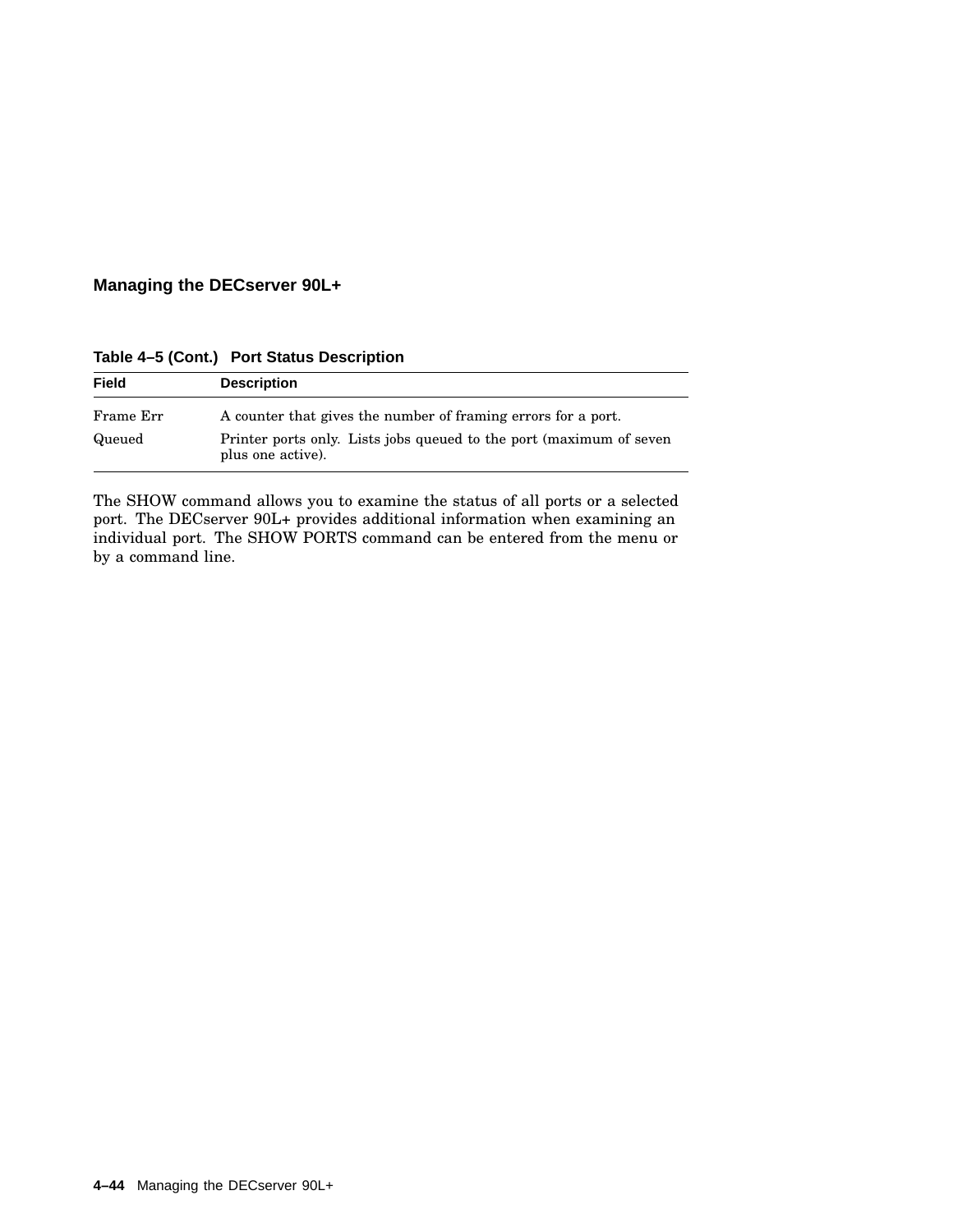**Table 4–5 (Cont.) Port Status Description**

| Field | Description |
|---|---|
| Frame Err | A counter that gives the number of framing errors for a port. |
| Queued | Printer ports only. Lists jobs queued to the port (maximum of seven plus one active). |

The SHOW command allows you to examine the status of all ports or a selected port. The DECserver 90L+ provides additional information when examining an individual port. The SHOW PORTS command can be entered from the menu or by a command line.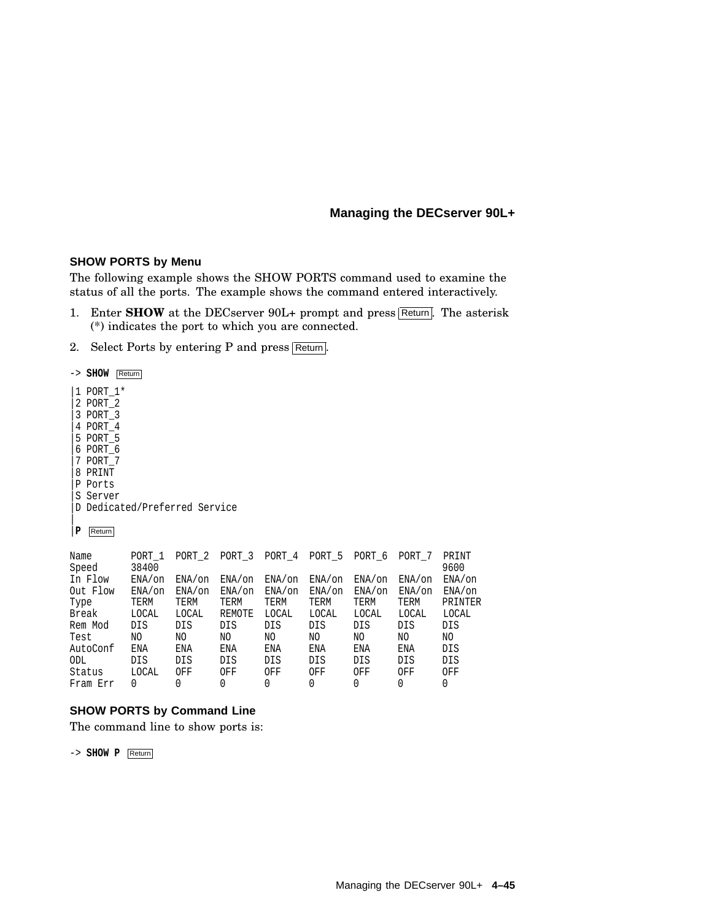### SHOW PORTS by Menu

The following example shows the SHOW PORTS command used to examine the status of all the ports. The example shows the command entered interactively.

1. Enter **SHOW** at the DECserver 90L+ prompt and press Return. The asterisk (*) indicates the port to which you are connected.
2. Select Ports by entering P and press Return.

```
-> SHOW  Return
|1 PORT_1*
|2 PORT_2
|3 PORT_3
|4 PORT_4
|5 PORT_5
|6 PORT_6
|7 PORT_7
|8 PRINT
|P Ports
|S Server
|D Dedicated/Preferred Service
|
|P  Return

Name      PORT_1  PORT_2  PORT_3  PORT_4  PORT_5  PORT_6  PORT_7  PRINT
Speed     38400                                                    9600
In Flow   ENA/on  ENA/on  ENA/on  ENA/on  ENA/on  ENA/on  ENA/on  ENA/on
Out Flow  ENA/on  ENA/on  ENA/on  ENA/on  ENA/on  ENA/on  ENA/on  ENA/on
Type      TERM    TERM    TERM    TERM    TERM    TERM    TERM    PRINTER
Break     LOCAL   LOCAL   REMOTE  LOCAL   LOCAL   LOCAL   LOCAL   LOCAL
Rem Mod   DIS     DIS     DIS     DIS     DIS     DIS     DIS     DIS
Test      NO      NO      NO      NO      NO      NO      NO      NO
AutoConf  ENA     ENA     ENA     ENA     ENA     ENA     ENA     DIS
ODL       DIS     DIS     DIS     DIS     DIS     DIS     DIS     DIS
Status    LOCAL   OFF     OFF     OFF     OFF     OFF     OFF     OFF
Fram Err  0       0       0       0       0       0       0       0
```

### SHOW PORTS by Command Line

The command line to show ports is:

```
-> SHOW P  Return
```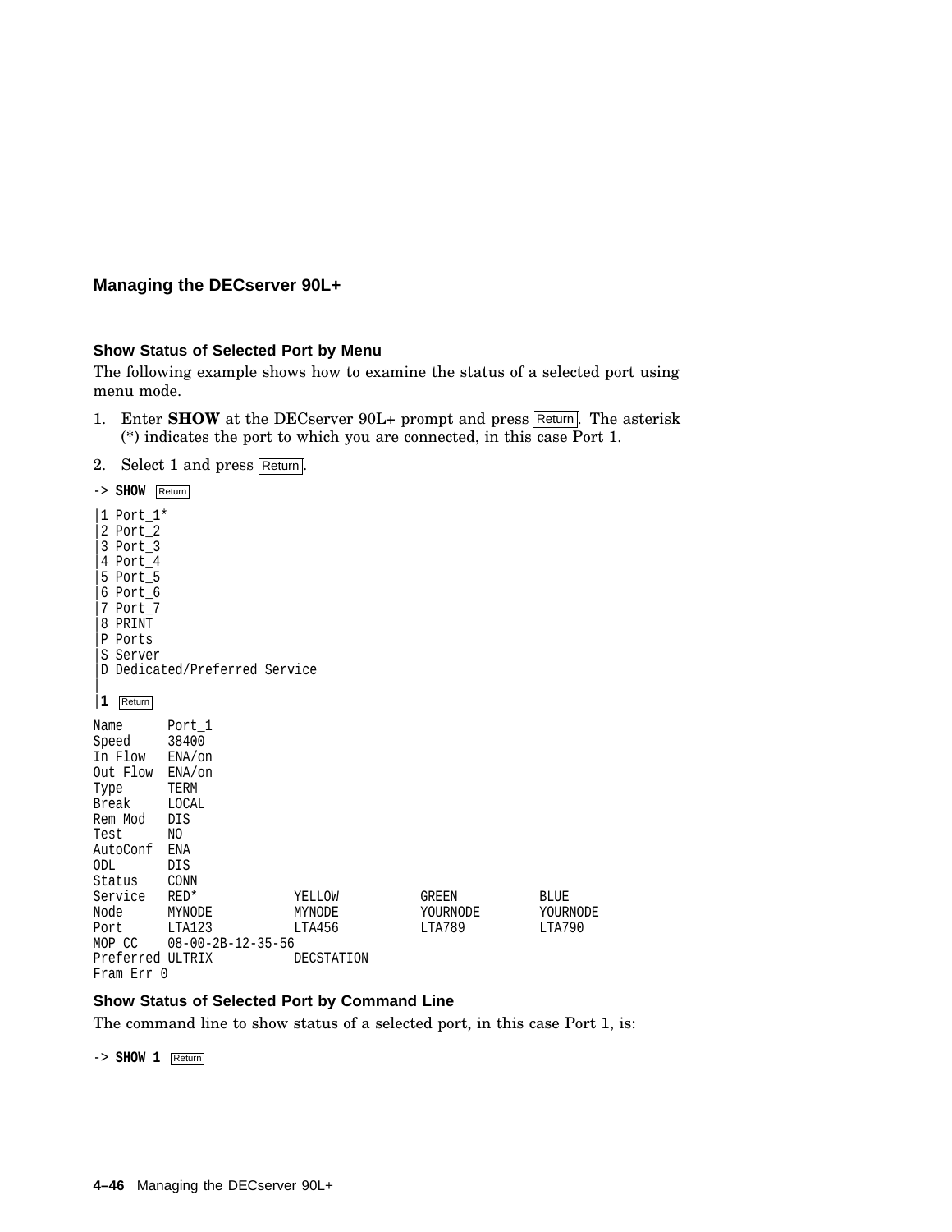## Managing the DECserver 90L+

### Show Status of Selected Port by Menu

The following example shows how to examine the status of a selected port using menu mode.

1. Enter **SHOW** at the DECserver 90L+ prompt and press Return. The asterisk (*) indicates the port to which you are connected, in this case Port 1.
2. Select 1 and press Return.

```
-> SHOW  Return

|1 Port_1*
|2 Port_2
|3 Port_3
|4 Port_4
|5 Port_5
|6 Port_6
|7 Port_7
|8 PRINT
|P Ports
|S Server
|D Dedicated/Preferred Service
|
|1  Return

Name      Port_1
Speed     38400
In Flow   ENA/on
Out Flow  ENA/on
Type      TERM
Break     LOCAL
Rem Mod   DIS
Test      NO
AutoConf  ENA
ODL       DIS
Status    CONN
Service   RED*             YELLOW           GREEN            BLUE
Node      MYNODE           MYNODE           YOURNODE         YOURNODE
Port      LTA123           LTA456           LTA789           LTA790
MOP CC    08-00-2B-12-35-56
Preferred ULTRIX           DECSTATION
Fram Err 0
```

### Show Status of Selected Port by Command Line

The command line to show status of a selected port, in this case Port 1, is:

```
-> SHOW 1  Return
```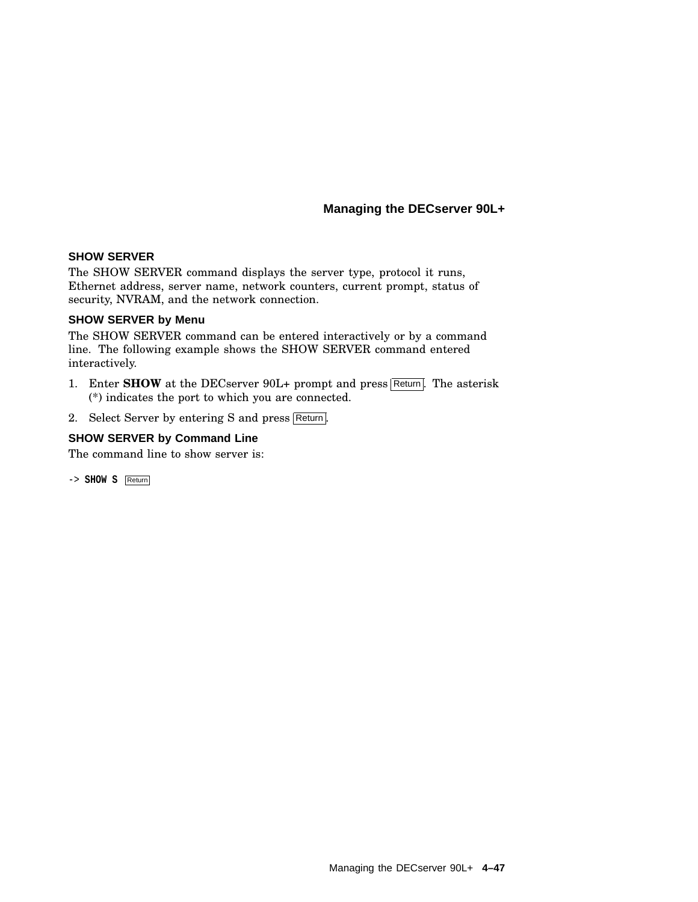## SHOW SERVER

The SHOW SERVER command displays the server type, protocol it runs, Ethernet address, server name, network counters, current prompt, status of security, NVRAM, and the network connection.

### SHOW SERVER by Menu

The SHOW SERVER command can be entered interactively or by a command line. The following example shows the SHOW SERVER command entered interactively.

1. Enter **SHOW** at the DECserver 90L+ prompt and press Return. The asterisk (*) indicates the port to which you are connected.
2. Select Server by entering S and press Return.

### SHOW SERVER by Command Line

The command line to show server is:

```
-> SHOW S  Return
```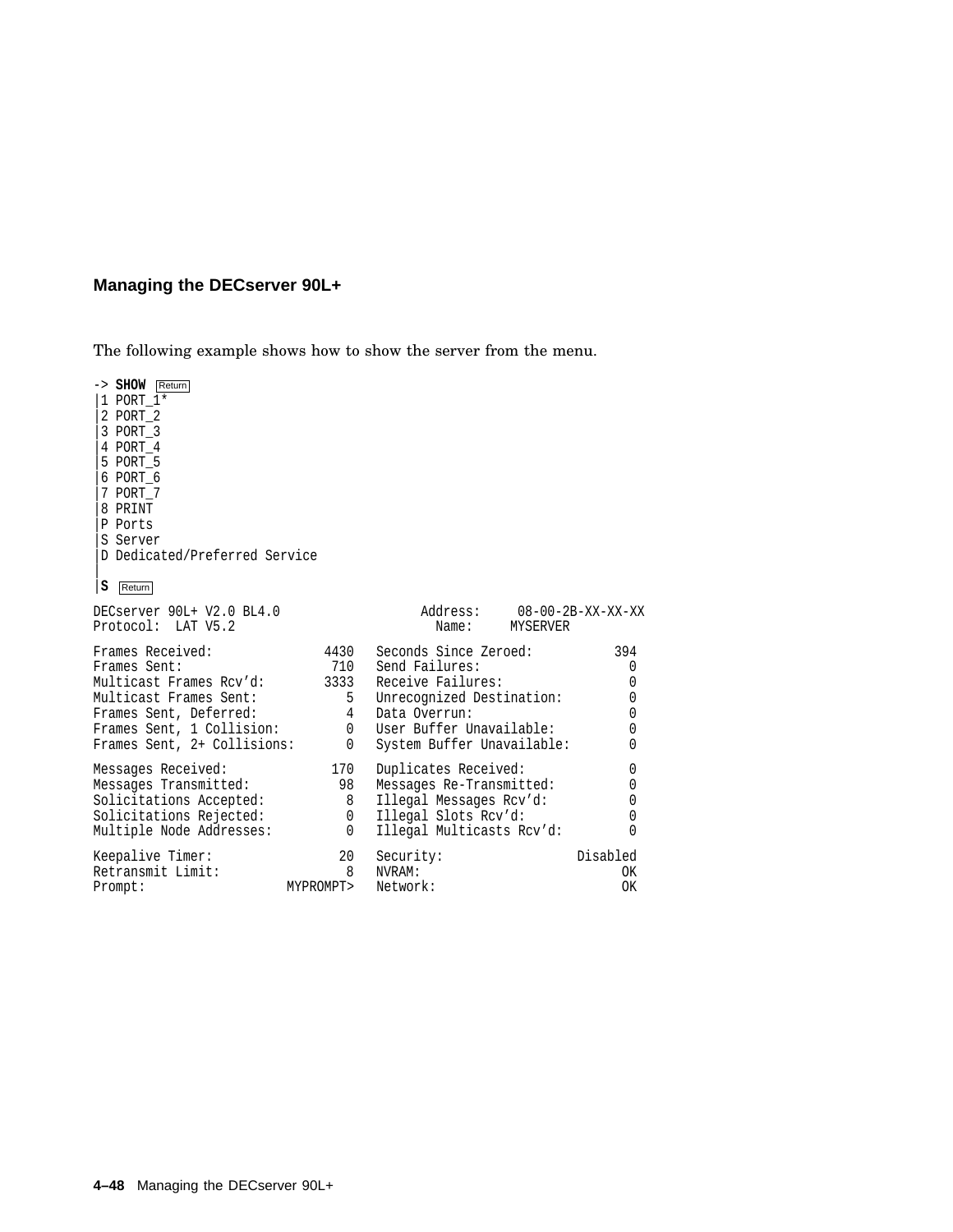## Managing the DECserver 90L+

The following example shows how to show the server from the menu.

```
-> SHOW Return
|1 PORT_1*
|2 PORT_2
|3 PORT_3
|4 PORT_4
|5 PORT_5
|6 PORT_6
|7 PORT_7
|8 PRINT
|P Ports
|S Server
|D Dedicated/Preferred Service
|
|S Return

DECserver 90L+ V2.0 BL4.0                Address:     08-00-2B-XX-XX-XX
Protocol:  LAT V5.2                         Name:     MYSERVER

Frames Received:             4430   Seconds Since Zeroed:          394
Frames Sent:                  710   Send Failures:                   0
Multicast Frames Rcv'd:      3333   Receive Failures:                0
Multicast Frames Sent:          5   Unrecognized Destination:        0
Frames Sent, Deferred:          4   Data Overrun:                    0
Frames Sent, 1 Collision:       0   User Buffer Unavailable:         0
Frames Sent, 2+ Collisions:     0   System Buffer Unavailable:       0

Messages Received:            170   Duplicates Received:             0
Messages Transmitted:          98   Messages Re-Transmitted:         0
Solicitations Accepted:         8   Illegal Messages Rcv'd:          0
Solicitations Rejected:         0   Illegal Slots Rcv'd:             0
Multiple Node Addresses:        0   Illegal Multicasts Rcv'd:        0

Keepalive Timer:               20   Security:                 Disabled
Retransmit Limit:               8   NVRAM:                          OK
Prompt:                 MYPROMPT>   Network:                        OK
```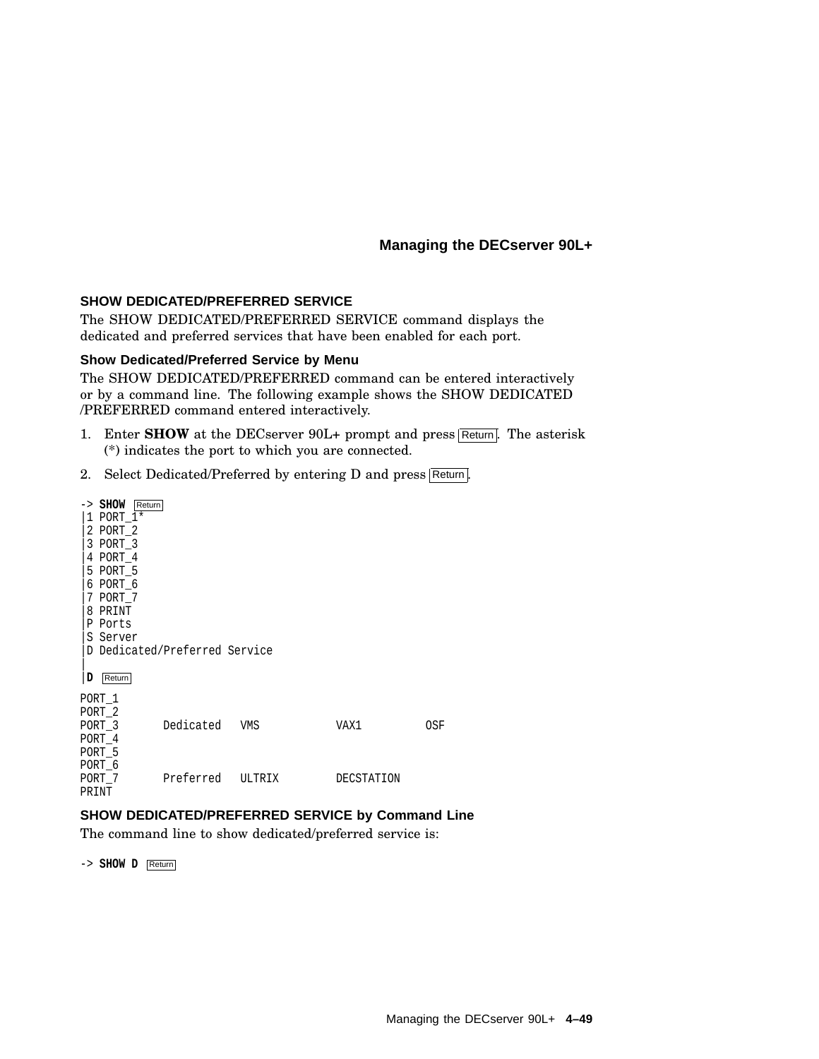## SHOW DEDICATED/PREFERRED SERVICE

The SHOW DEDICATED/PREFERRED SERVICE command displays the dedicated and preferred services that have been enabled for each port.

### Show Dedicated/Preferred Service by Menu

The SHOW DEDICATED/PREFERRED command can be entered interactively or by a command line. The following example shows the SHOW DEDICATED /PREFERRED command entered interactively.

1. Enter **SHOW** at the DECserver 90L+ prompt and press Return. The asterisk (*) indicates the port to which you are connected.
2. Select Dedicated/Preferred by entering D and press Return.

```
-> SHOW  Return
|1 PORT_1*
|2 PORT_2
|3 PORT_3
|4 PORT_4
|5 PORT_5
|6 PORT_6
|7 PORT_7
|8 PRINT
|P Ports
|S Server
|D Dedicated/Preferred Service
|
|D  Return

PORT_1
PORT_2
PORT_3       Dedicated   VMS           VAX1          OSF
PORT_4
PORT_5
PORT_6
PORT_7       Preferred   ULTRIX        DECSTATION
PRINT
```

### SHOW DEDICATED/PREFERRED SERVICE by Command Line

The command line to show dedicated/preferred service is:

```
-> SHOW D  Return
```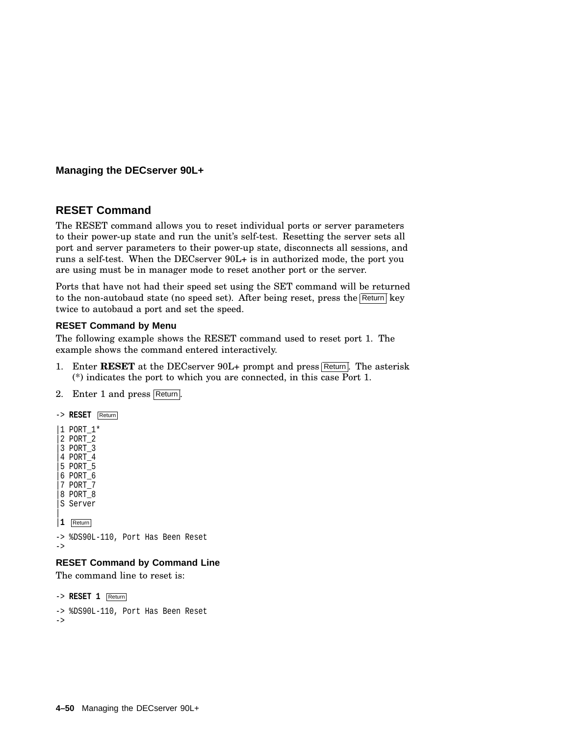## RESET Command

The RESET command allows you to reset individual ports or server parameters to their power-up state and run the unit's self-test. Resetting the server sets all port and server parameters to their power-up state, disconnects all sessions, and runs a self-test. When the DECserver 90L+ is in authorized mode, the port you are using must be in manager mode to reset another port or the server.

Ports that have not had their speed set using the SET command will be returned to the non-autobaud state (no speed set). After being reset, press the Return key twice to autobaud a port and set the speed.

### RESET Command by Menu

The following example shows the RESET command used to reset port 1. The example shows the command entered interactively.

1. Enter **RESET** at the DECserver 90L+ prompt and press Return. The asterisk (*) indicates the port to which you are connected, in this case Port 1.
2. Enter 1 and press Return.

```
-> RESET  Return

|1 PORT_1*
|2 PORT_2
|3 PORT_3
|4 PORT_4
|5 PORT_5
|6 PORT_6
|7 PORT_7
|8 PORT_8
|S Server
|
|1  Return

-> %DS90L-110, Port Has Been Reset
->
```

### RESET Command by Command Line

The command line to reset is:

```
-> RESET 1  Return

-> %DS90L-110, Port Has Been Reset
->
```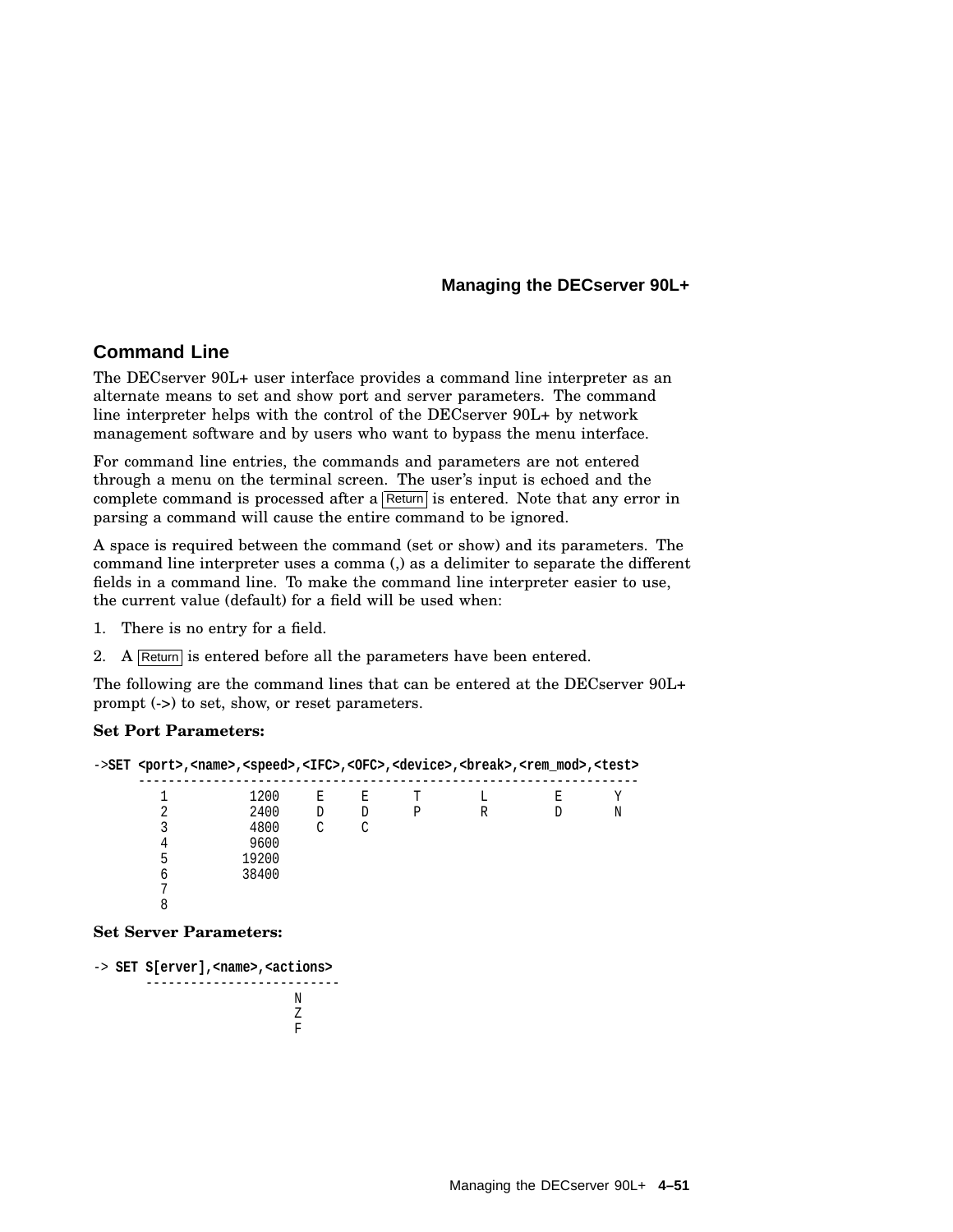## Command Line

The DECserver 90L+ user interface provides a command line interpreter as an alternate means to set and show port and server parameters. The command line interpreter helps with the control of the DECserver 90L+ by network management software and by users who want to bypass the menu interface.

For command line entries, the commands and parameters are not entered through a menu on the terminal screen. The user's input is echoed and the complete command is processed after a Return is entered. Note that any error in parsing a command will cause the entire command to be ignored.

A space is required between the command (set or show) and its parameters. The command line interpreter uses a comma (,) as a delimiter to separate the different fields in a command line. To make the command line interpreter easier to use, the current value (default) for a field will be used when:

1. There is no entry for a field.
2. A Return is entered before all the parameters have been entered.

The following are the command lines that can be entered at the DECserver 90L+ prompt (->) to set, show, or reset parameters.

**Set Port Parameters:**

```
->SET <port>,<name>,<speed>,<IFC>,<OFC>,<device>,<break>,<rem_mod>,<test>
      -------------------------------------------------------------------
        1          1200    E     E      T       L        E       Y
        2          2400    D     D      P       R        D       N
        3          4800    C     C
        4          9600
        5         19200
        6         38400
        7
        8
```

**Set Server Parameters:**

```
-> SET S[erver],<name>,<actions>
       -------------------------
                         N
                         Z
                         F
```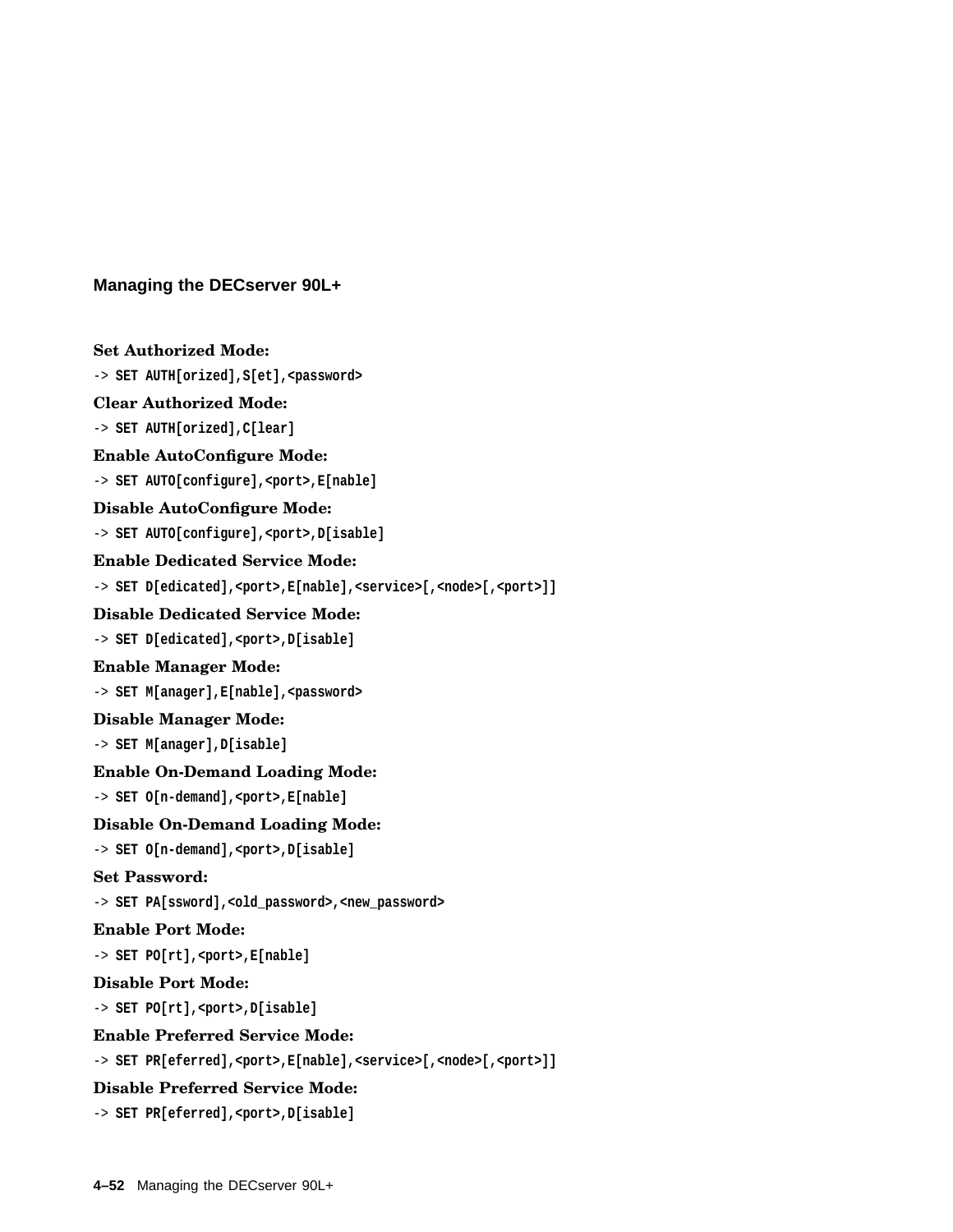**Set Authorized Mode:**

```
-> SET AUTH[orized],S[et],<password>
```

**Clear Authorized Mode:**

```
-> SET AUTH[orized],C[lear]
```

**Enable AutoConfigure Mode:**

```
-> SET AUTO[configure],<port>,E[nable]
```

**Disable AutoConfigure Mode:**

```
-> SET AUTO[configure],<port>,D[isable]
```

**Enable Dedicated Service Mode:**

```
-> SET D[edicated],<port>,E[nable],<service>[,<node>[,<port>]]
```

**Disable Dedicated Service Mode:**

```
-> SET D[edicated],<port>,D[isable]
```

**Enable Manager Mode:**

```
-> SET M[anager],E[nable],<password>
```

**Disable Manager Mode:**

```
-> SET M[anager],D[isable]
```

**Enable On-Demand Loading Mode:**

```
-> SET O[n-demand],<port>,E[nable]
```

**Disable On-Demand Loading Mode:**

```
-> SET O[n-demand],<port>,D[isable]
```

**Set Password:**

```
-> SET PA[ssword],<old_password>,<new_password>
```

**Enable Port Mode:**

```
-> SET PO[rt],<port>,E[nable]
```

**Disable Port Mode:**

```
-> SET PO[rt],<port>,D[isable]
```

**Enable Preferred Service Mode:**

```
-> SET PR[eferred],<port>,E[nable],<service>[,<node>[,<port>]]
```

**Disable Preferred Service Mode:**

```
-> SET PR[eferred],<port>,D[isable]
```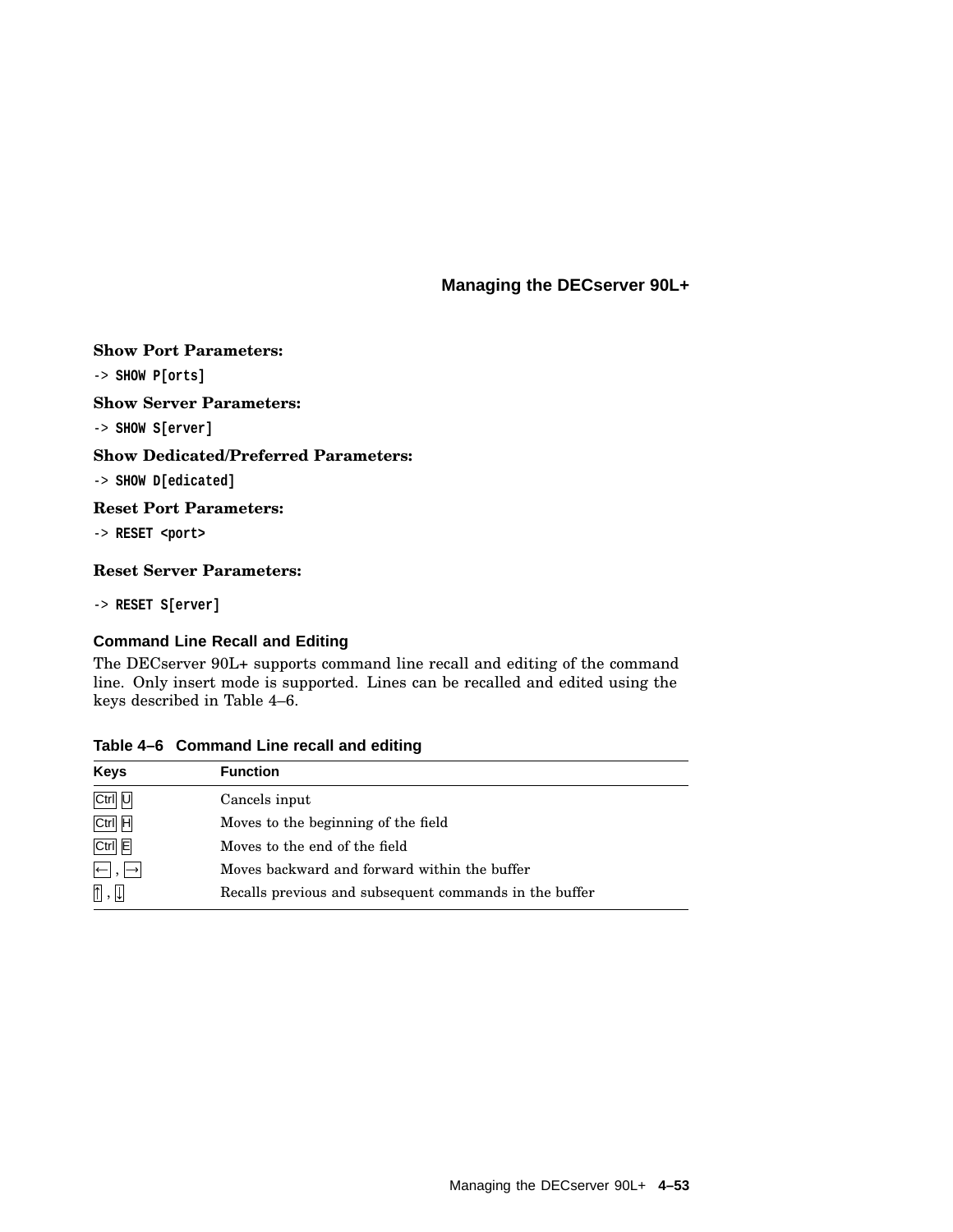**Show Port Parameters:**

```
-> SHOW P[orts]
```

**Show Server Parameters:**

```
-> SHOW S[erver]
```

**Show Dedicated/Preferred Parameters:**

```
-> SHOW D[edicated]
```

**Reset Port Parameters:**

```
-> RESET <port>
```

**Reset Server Parameters:**

```
-> RESET S[erver]
```

### Command Line Recall and Editing

The DECserver 90L+ supports command line recall and editing of the command line. Only insert mode is supported. Lines can be recalled and edited using the keys described in Table 4–6.

**Table 4–6 Command Line recall and editing**

| Keys | Function |
|---|---|
| Ctrl U | Cancels input |
| Ctrl H | Moves to the beginning of the field |
| Ctrl E | Moves to the end of the field |
| ← , → | Moves backward and forward within the buffer |
| ↑ , ↓ | Recalls previous and subsequent commands in the buffer |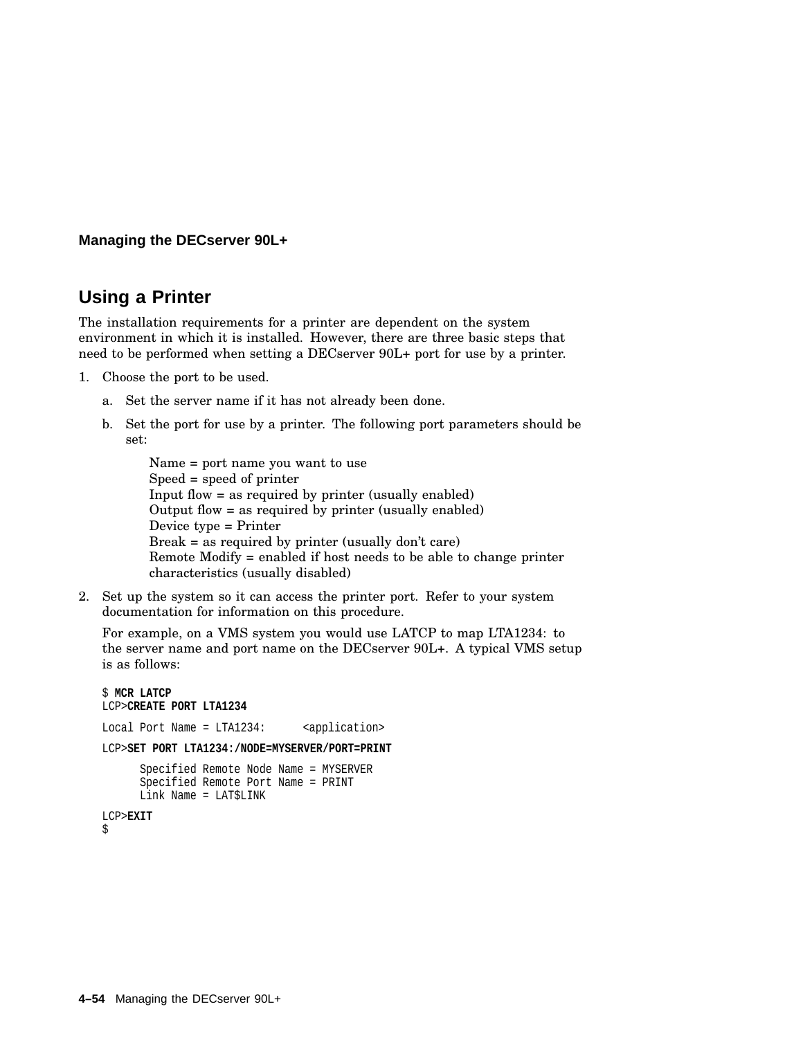## Using a Printer

The installation requirements for a printer are dependent on the system environment in which it is installed. However, there are three basic steps that need to be performed when setting a DECserver 90L+ port for use by a printer.

1. Choose the port to be used.

   a. Set the server name if it has not already been done.

   b. Set the port for use by a printer. The following port parameters should be set:

      Name = port name you want to use
      Speed = speed of printer
      Input flow = as required by printer (usually enabled)
      Output flow = as required by printer (usually enabled)
      Device type = Printer
      Break = as required by printer (usually don't care)
      Remote Modify = enabled if host needs to be able to change printer characteristics (usually disabled)

2. Set up the system so it can access the printer port. Refer to your system documentation for information on this procedure.

   For example, on a VMS system you would use LATCP to map LTA1234: to the server name and port name on the DECserver 90L+. A typical VMS setup is as follows:

```
$ MCR LATCP
LCP>CREATE PORT LTA1234

Local Port Name = LTA1234:      <application>

LCP>SET PORT LTA1234:/NODE=MYSERVER/PORT=PRINT

      Specified Remote Node Name = MYSERVER
      Specified Remote Port Name = PRINT
      Link Name = LAT$LINK

LCP>EXIT
$
```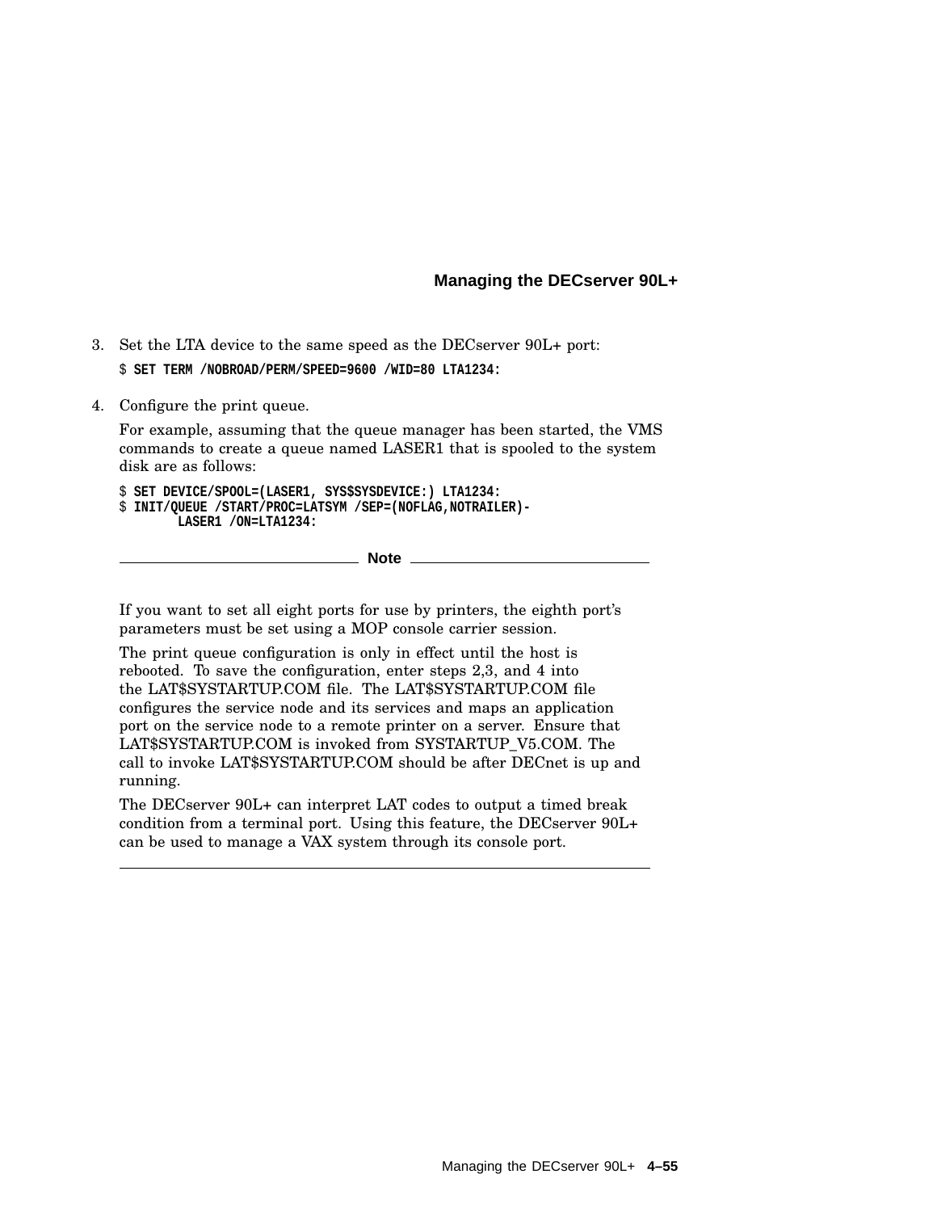3. Set the LTA device to the same speed as the DECserver 90L+ port:

   ```
   $ SET TERM /NOBROAD/PERM/SPEED=9600 /WID=80 LTA1234:
   ```

4. Configure the print queue.

   For example, assuming that the queue manager has been started, the VMS commands to create a queue named LASER1 that is spooled to the system disk are as follows:

   ```
   $ SET DEVICE/SPOOL=(LASER1, SYS$SYSDEVICE:) LTA1234:
   $ INIT/QUEUE /START/PROC=LATSYM /SEP=(NOFLAG,NOTRAILER)-
          LASER1 /ON=LTA1234:
   ```

**Note**

If you want to set all eight ports for use by printers, the eighth port's parameters must be set using a MOP console carrier session.

The print queue configuration is only in effect until the host is rebooted. To save the configuration, enter steps 2,3, and 4 into the LAT$SYSTARTUP.COM file. The LAT$SYSTARTUP.COM file configures the service node and its services and maps an application port on the service node to a remote printer on a server. Ensure that LAT$SYSTARTUP.COM is invoked from SYSTARTUP_V5.COM. The call to invoke LAT$SYSTARTUP.COM should be after DECnet is up and running.

The DECserver 90L+ can interpret LAT codes to output a timed break condition from a terminal port. Using this feature, the DECserver 90L+ can be used to manage a VAX system through its console port.

---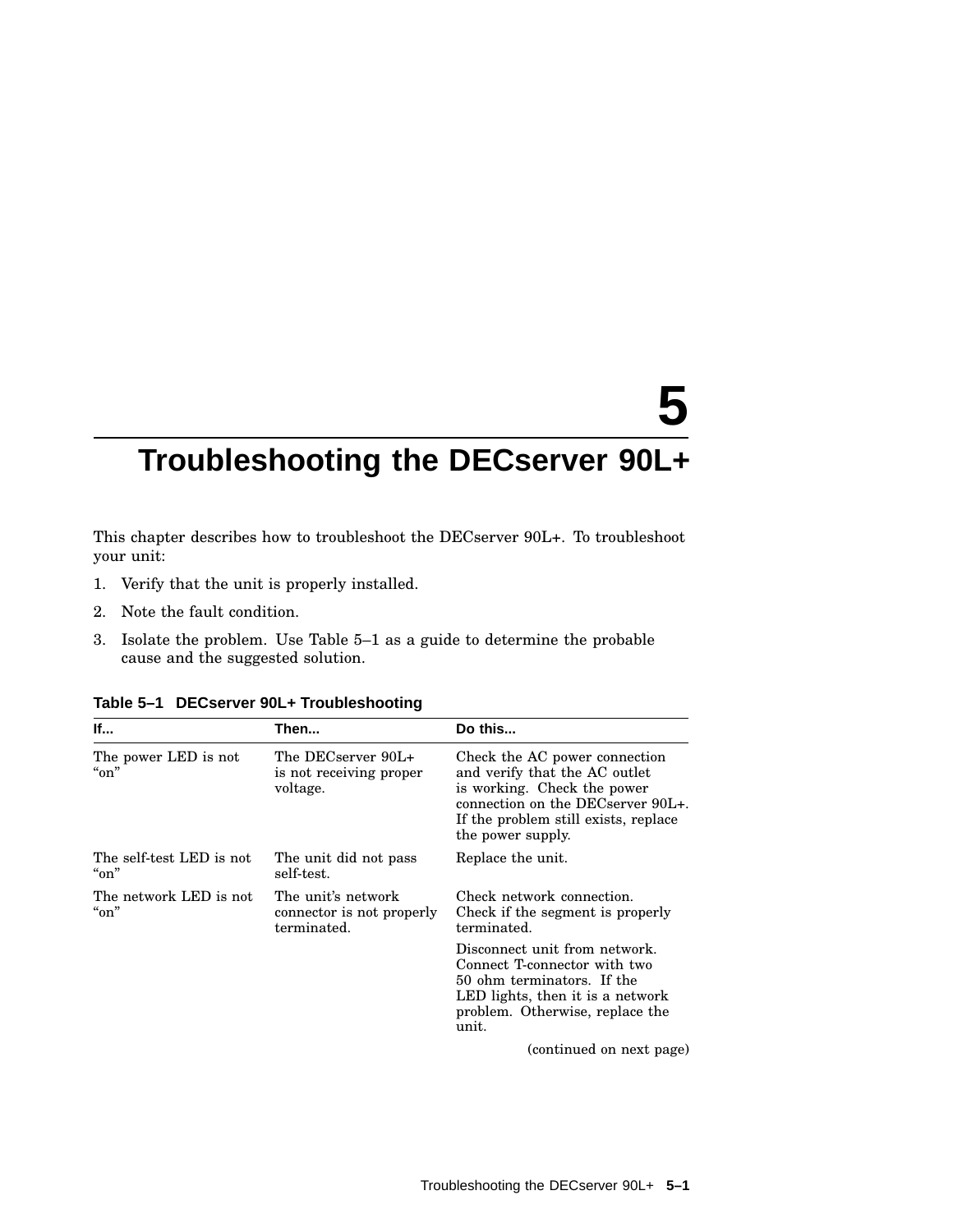# 5 Troubleshooting the DECserver 90L+

This chapter describes how to troubleshoot the DECserver 90L+. To troubleshoot your unit:

1. Verify that the unit is properly installed.
2. Note the fault condition.
3. Isolate the problem. Use Table 5–1 as a guide to determine the probable cause and the suggested solution.

**Table 5–1 DECserver 90L+ Troubleshooting**

| If... | Then... | Do this... |
|---|---|---|
| The power LED is not "on" | The DECserver 90L+ is not receiving proper voltage. | Check the AC power connection and verify that the AC outlet is working. Check the power connection on the DECserver 90L+. If the problem still exists, replace the power supply. |
| The self-test LED is not "on" | The unit did not pass self-test. | Replace the unit. |
| The network LED is not "on" | The unit's network connector is not properly terminated. | Check network connection. Check if the segment is properly terminated. |
| | | Disconnect unit from network. Connect T-connector with two 50 ohm terminators. If the LED lights, then it is a network problem. Otherwise, replace the unit. |

(continued on next page)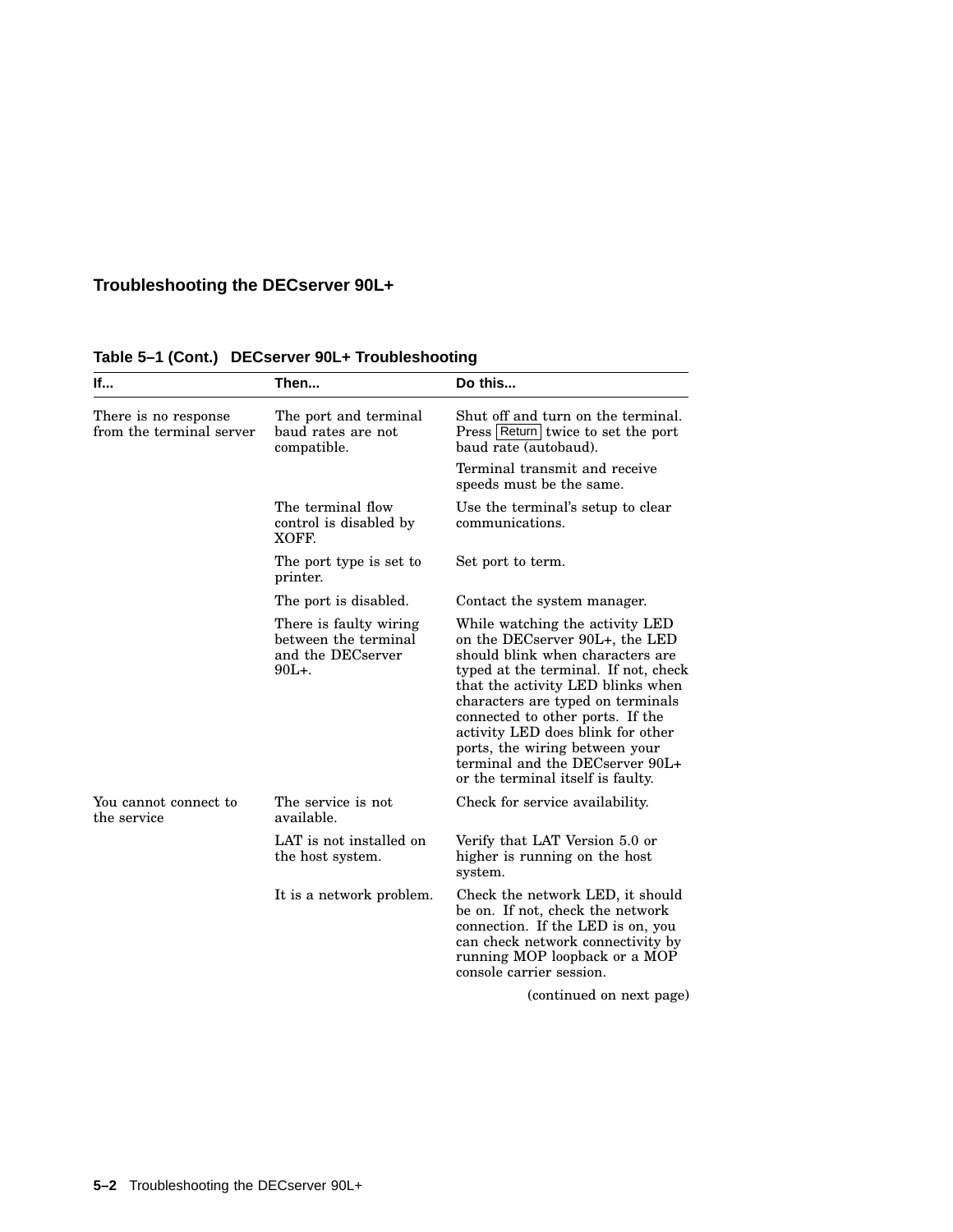**Table 5–1 (Cont.) DECserver 90L+ Troubleshooting**

| If... | Then... | Do this... |
|---|---|---|
| There is no response from the terminal server | The port and terminal baud rates are not compatible. | Shut off and turn on the terminal. Press Return twice to set the port baud rate (autobaud). Terminal transmit and receive speeds must be the same. |
| | The terminal flow control is disabled by XOFF. | Use the terminal's setup to clear communications. |
| | The port type is set to printer. | Set port to term. |
| | The port is disabled. | Contact the system manager. |
| | There is faulty wiring between the terminal and the DECserver 90L+. | While watching the activity LED on the DECserver 90L+, the LED should blink when characters are typed at the terminal. If not, check that the activity LED blinks when characters are typed on terminals connected to other ports. If the activity LED does blink for other ports, the wiring between your terminal and the DECserver 90L+ or the terminal itself is faulty. |
| You cannot connect to the service | The service is not available. | Check for service availability. |
| | LAT is not installed on the host system. | Verify that LAT Version 5.0 or higher is running on the host system. |
| | It is a network problem. | Check the network LED, it should be on. If not, check the network connection. If the LED is on, you can check network connectivity by running MOP loopback or a MOP console carrier session. |

(continued on next page)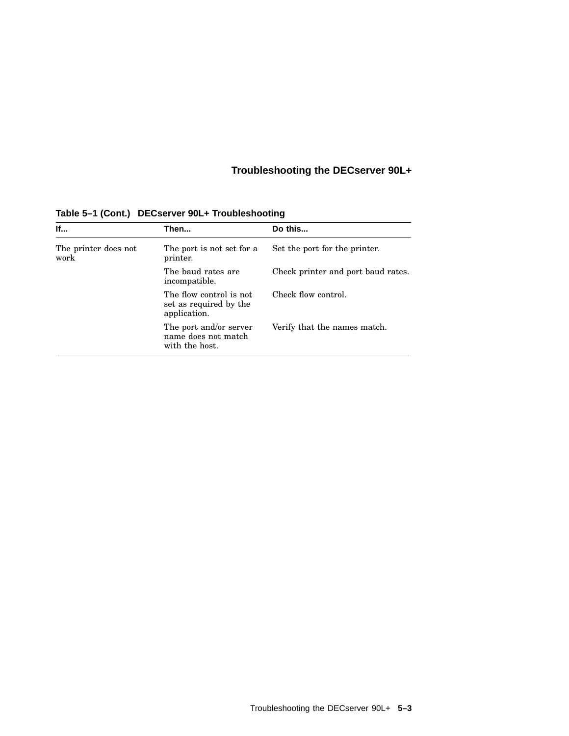**Table 5–1 (Cont.) DECserver 90L+ Troubleshooting**

| If... | Then... | Do this... |
|---|---|---|
| The printer does not work | The port is not set for a printer. | Set the port for the printer. |
| | The baud rates are incompatible. | Check printer and port baud rates. |
| | The flow control is not set as required by the application. | Check flow control. |
| | The port and/or server name does not match with the host. | Verify that the names match. |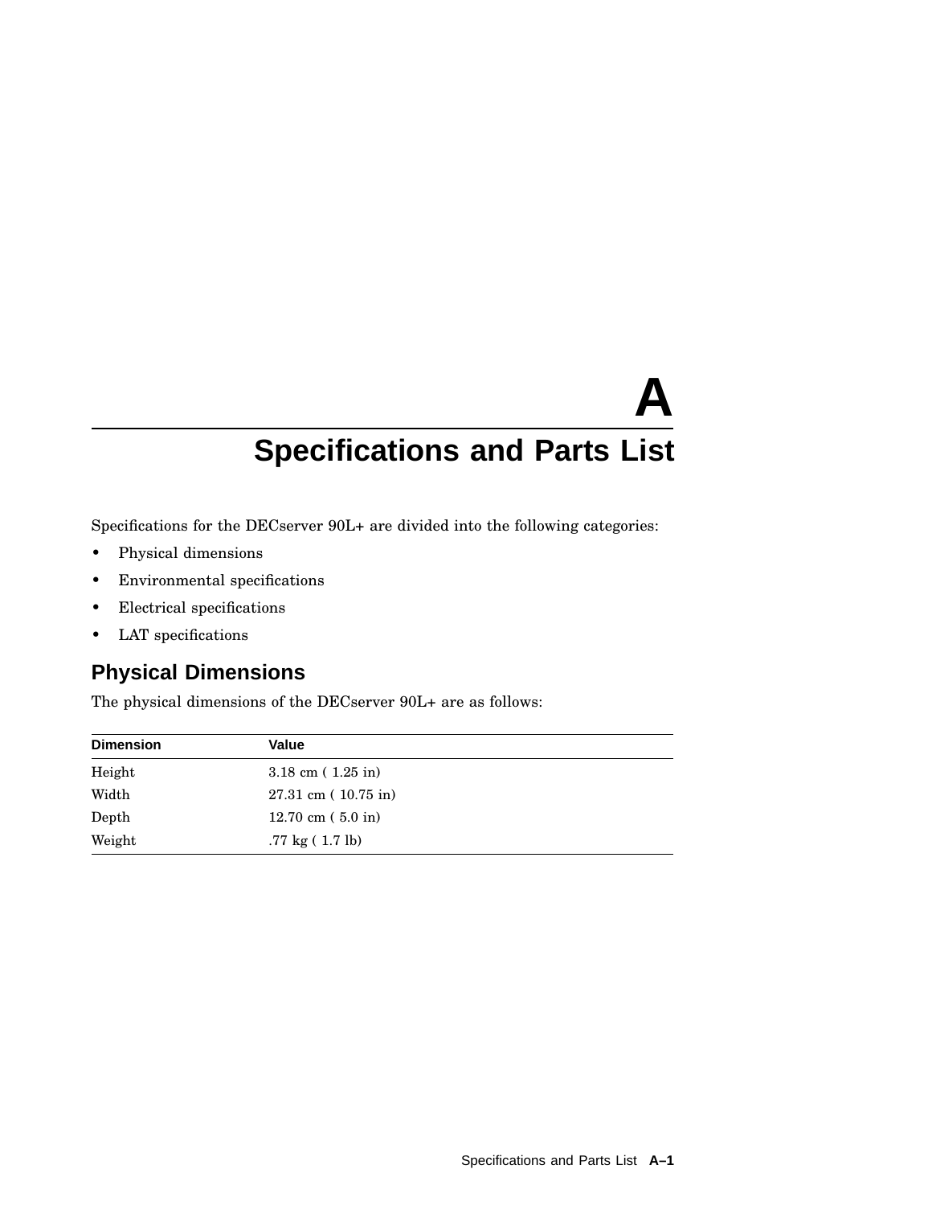# A Specifications and Parts List

Specifications for the DECserver 90L+ are divided into the following categories:

- Physical dimensions
- Environmental specifications
- Electrical specifications
- LAT specifications

## Physical Dimensions

The physical dimensions of the DECserver 90L+ are as follows:

| Dimension | Value |
|---|---|
| Height | 3.18 cm ( 1.25 in) |
| Width | 27.31 cm ( 10.75 in) |
| Depth | 12.70 cm ( 5.0 in) |
| Weight | .77 kg ( 1.7 lb) |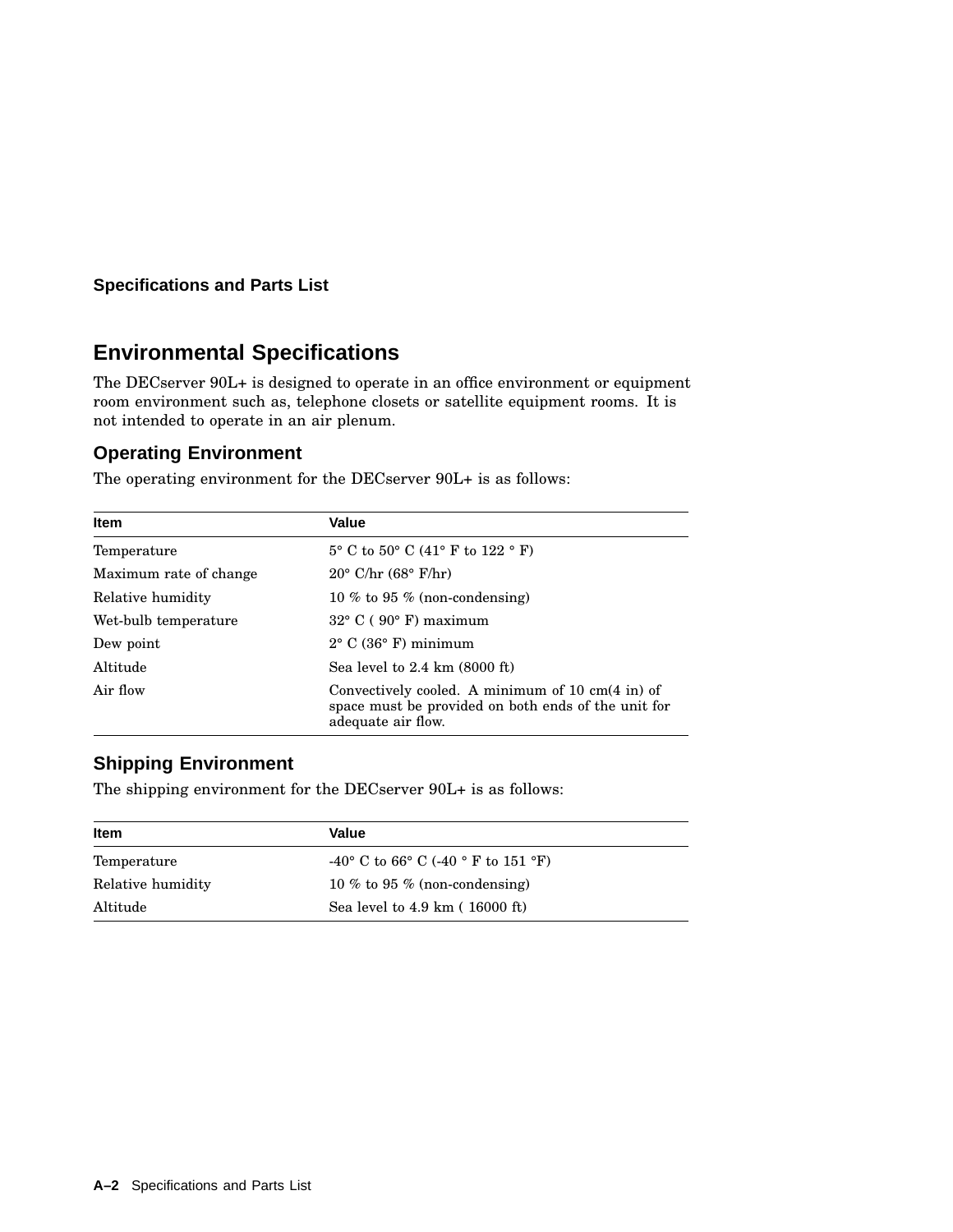# Environmental Specifications

The DECserver 90L+ is designed to operate in an office environment or equipment room environment such as, telephone closets or satellite equipment rooms. It is not intended to operate in an air plenum.

## Operating Environment

The operating environment for the DECserver 90L+ is as follows:

| Item | Value |
|---|---|
| Temperature | 5° C to 50° C (41° F to 122 ° F) |
| Maximum rate of change | 20° C/hr (68° F/hr) |
| Relative humidity | 10 % to 95 % (non-condensing) |
| Wet-bulb temperature | 32° C ( 90° F) maximum |
| Dew point | 2° C (36° F) minimum |
| Altitude | Sea level to 2.4 km (8000 ft) |
| Air flow | Convectively cooled. A minimum of 10 cm(4 in) of space must be provided on both ends of the unit for adequate air flow. |

## Shipping Environment

The shipping environment for the DECserver 90L+ is as follows:

| Item | Value |
|---|---|
| Temperature | -40° C to 66° C (-40 ° F to 151 °F) |
| Relative humidity | 10 % to 95 % (non-condensing) |
| Altitude | Sea level to 4.9 km ( 16000 ft) |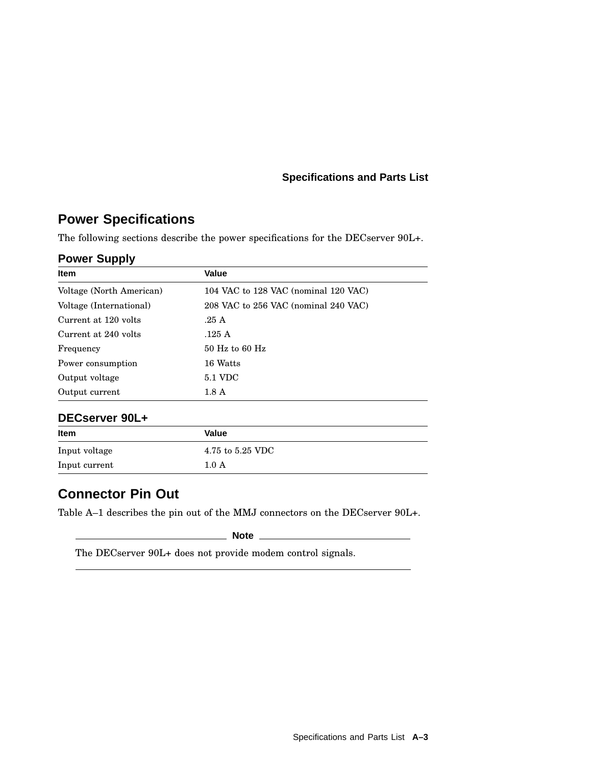## Power Specifications

The following sections describe the power specifications for the DECserver 90L+.

### Power Supply

| Item | Value |
| --- | --- |
| Voltage (North American) | 104 VAC to 128 VAC (nominal 120 VAC) |
| Voltage (International) | 208 VAC to 256 VAC (nominal 240 VAC) |
| Current at 120 volts | .25 A |
| Current at 240 volts | .125 A |
| Frequency | 50 Hz to 60 Hz |
| Power consumption | 16 Watts |
| Output voltage | 5.1 VDC |
| Output current | 1.8 A |

### DECserver 90L+

| Item | Value |
| --- | --- |
| Input voltage | 4.75 to 5.25 VDC |
| Input current | 1.0 A |

## Connector Pin Out

Table A–1 describes the pin out of the MMJ connectors on the DECserver 90L+.

**Note**

The DECserver 90L+ does not provide modem control signals.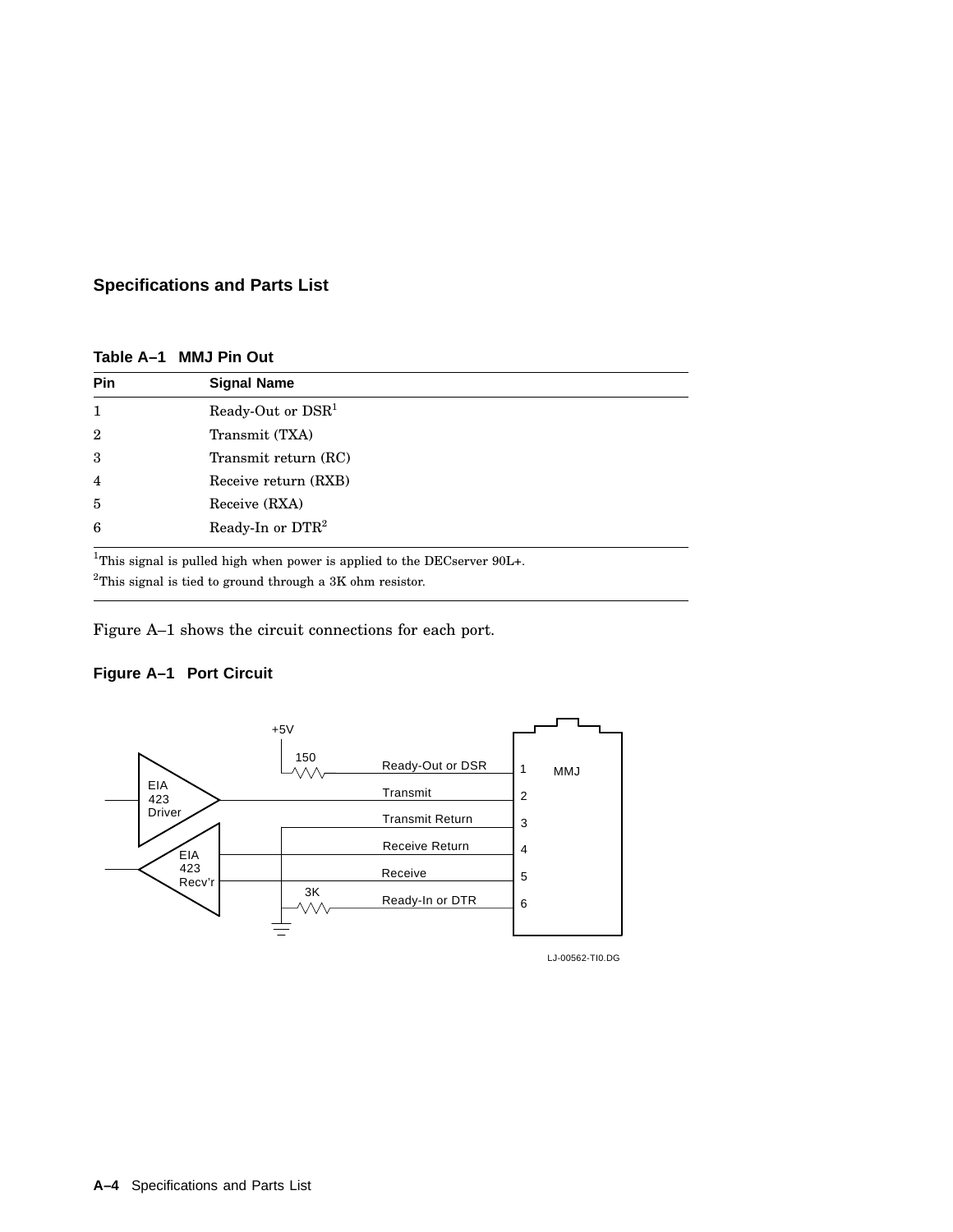**Table A–1 MMJ Pin Out**

| Pin | Signal Name |
|---|---|
| 1 | Ready-Out or DSR[1] |
| 2 | Transmit (TXA) |
| 3 | Transmit return (RC) |
| 4 | Receive return (RXB) |
| 5 | Receive (RXA) |
| 6 | Ready-In or DTR[2] |

[1]This signal is pulled high when power is applied to the DECserver 90L+.

[2]This signal is tied to ground through a 3K ohm resistor.

Figure A–1 shows the circuit connections for each port.

**Figure A–1 Port Circuit**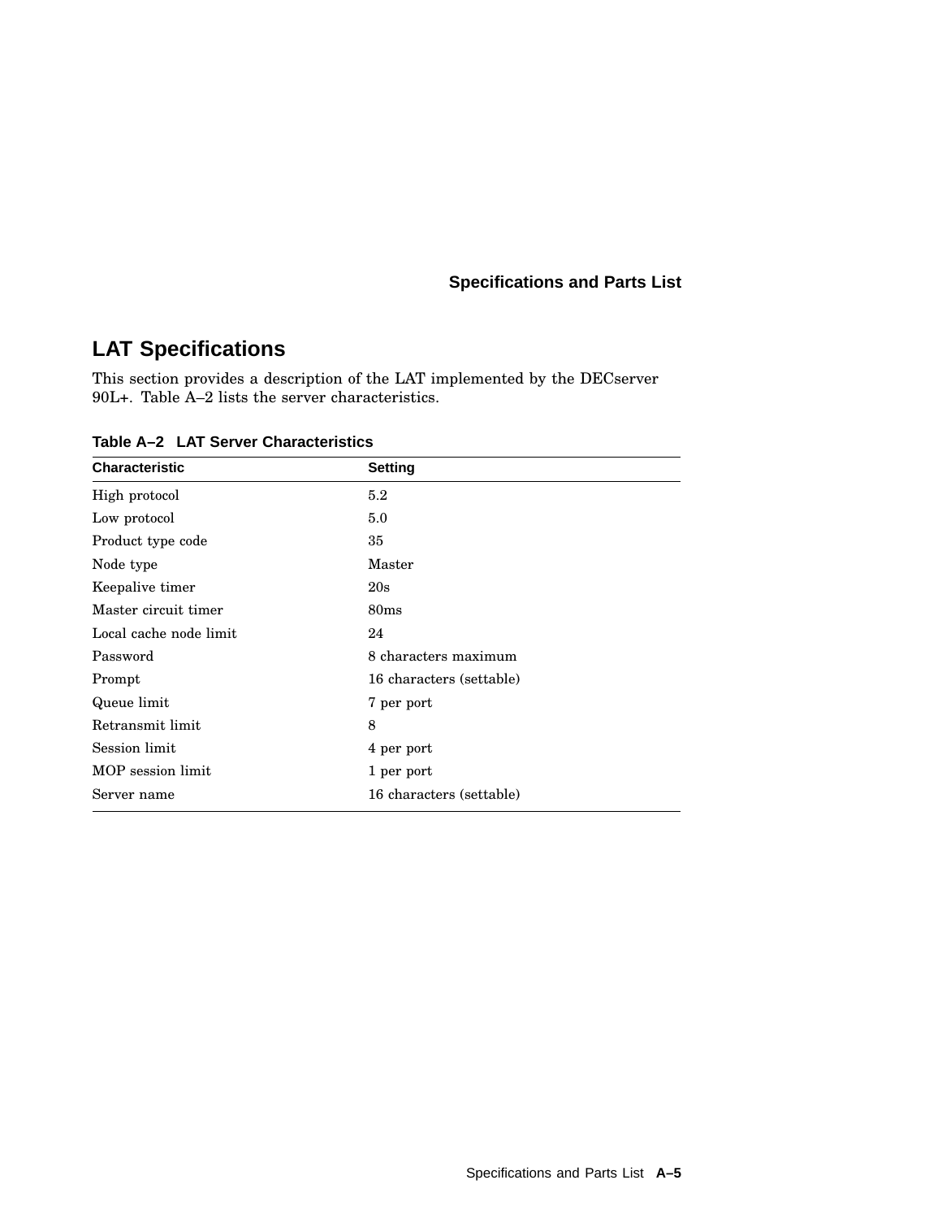## LAT Specifications

This section provides a description of the LAT implemented by the DECserver 90L+. Table A–2 lists the server characteristics.

**Table A–2 LAT Server Characteristics**

| Characteristic | Setting |
|---|---|
| High protocol | 5.2 |
| Low protocol | 5.0 |
| Product type code | 35 |
| Node type | Master |
| Keepalive timer | 20s |
| Master circuit timer | 80ms |
| Local cache node limit | 24 |
| Password | 8 characters maximum |
| Prompt | 16 characters (settable) |
| Queue limit | 7 per port |
| Retransmit limit | 8 |
| Session limit | 4 per port |
| MOP session limit | 1 per port |
| Server name | 16 characters (settable) |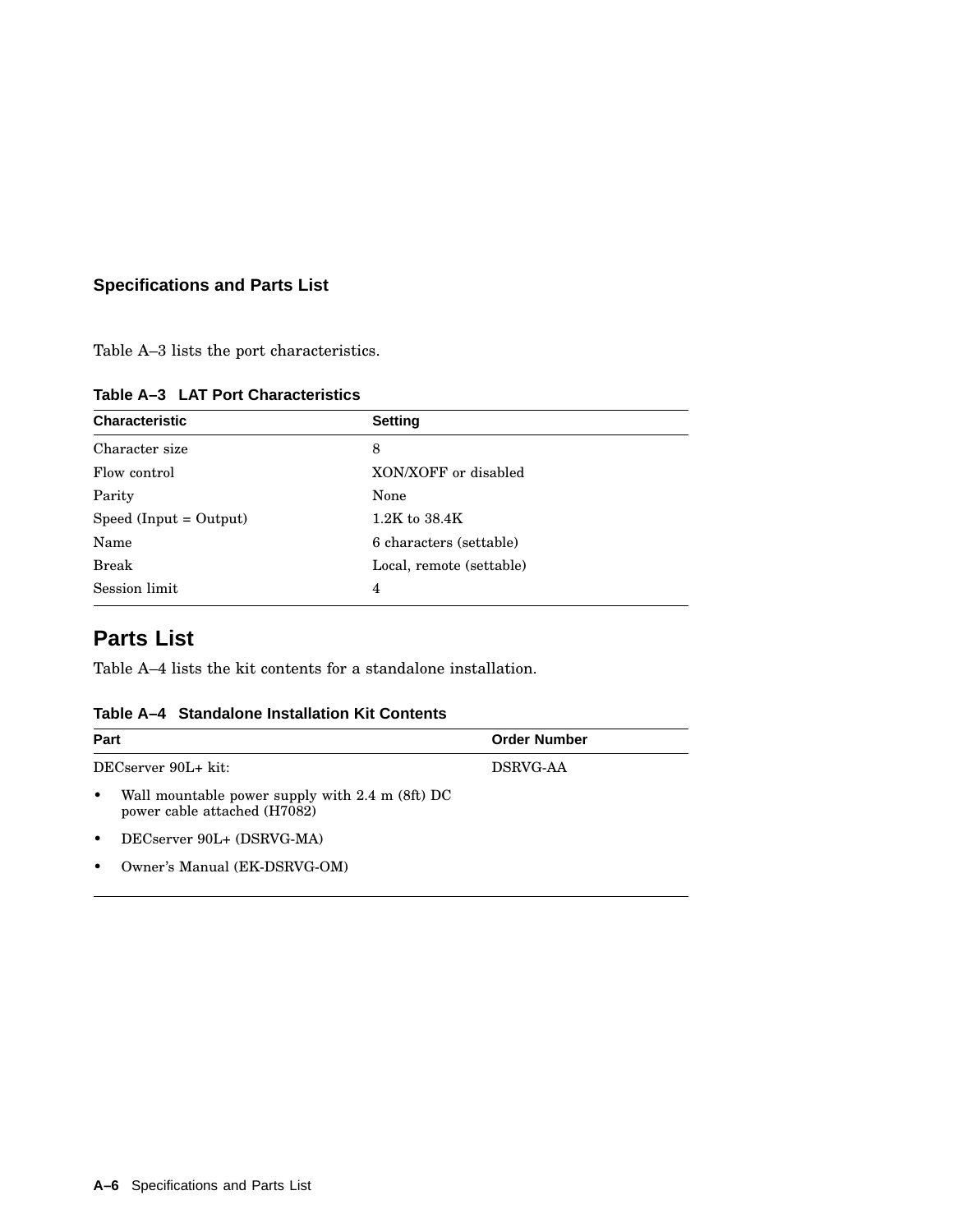Table A–3 lists the port characteristics.

**Table A–3 LAT Port Characteristics**

| Characteristic | Setting |
|---|---|
| Character size | 8 |
| Flow control | XON/XOFF or disabled |
| Parity | None |
| Speed (Input = Output) | 1.2K to 38.4K |
| Name | 6 characters (settable) |
| Break | Local, remote (settable) |
| Session limit | 4 |

## Parts List

Table A–4 lists the kit contents for a standalone installation.

**Table A–4 Standalone Installation Kit Contents**

| Part | Order Number |
|---|---|
| DECserver 90L+ kit: | DSRVG-AA |
| • Wall mountable power supply with 2.4 m (8ft) DC power cable attached (H7082) | |
| • DECserver 90L+ (DSRVG-MA) | |
| • Owner's Manual (EK-DSRVG-OM) | |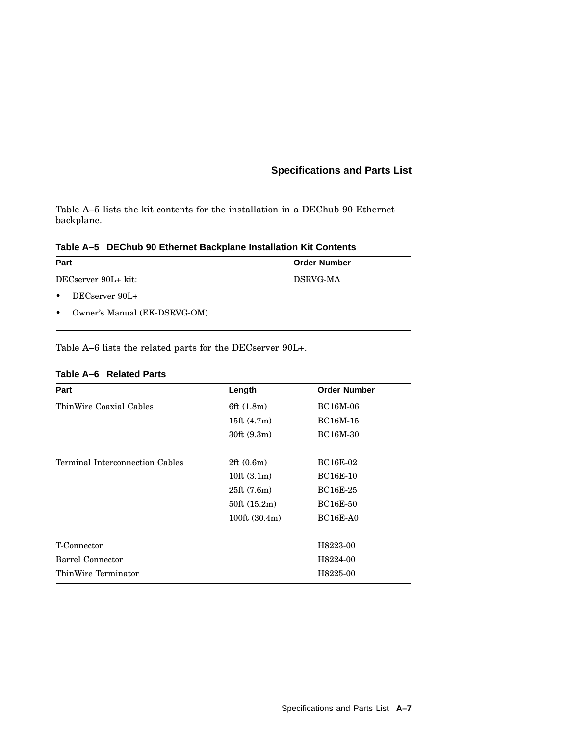Table A–5 lists the kit contents for the installation in a DEChub 90 Ethernet backplane.

**Table A–5 DEChub 90 Ethernet Backplane Installation Kit Contents**

| Part | Order Number |
|---|---|
| DECserver 90L+ kit: | DSRVG-MA |
| • DECserver 90L+ | |
| • Owner's Manual (EK-DSRVG-OM) | |

Table A–6 lists the related parts for the DECserver 90L+.

**Table A–6 Related Parts**

| Part | Length | Order Number |
|---|---|---|
| ThinWire Coaxial Cables | 6ft (1.8m) | BC16M-06 |
| | 15ft (4.7m) | BC16M-15 |
| | 30ft (9.3m) | BC16M-30 |
| Terminal Interconnection Cables | 2ft (0.6m) | BC16E-02 |
| | 10ft (3.1m) | BC16E-10 |
| | 25ft (7.6m) | BC16E-25 |
| | 50ft (15.2m) | BC16E-50 |
| | 100ft (30.4m) | BC16E-A0 |
| T-Connector | | H8223-00 |
| Barrel Connector | | H8224-00 |
| ThinWire Terminator | | H8225-00 |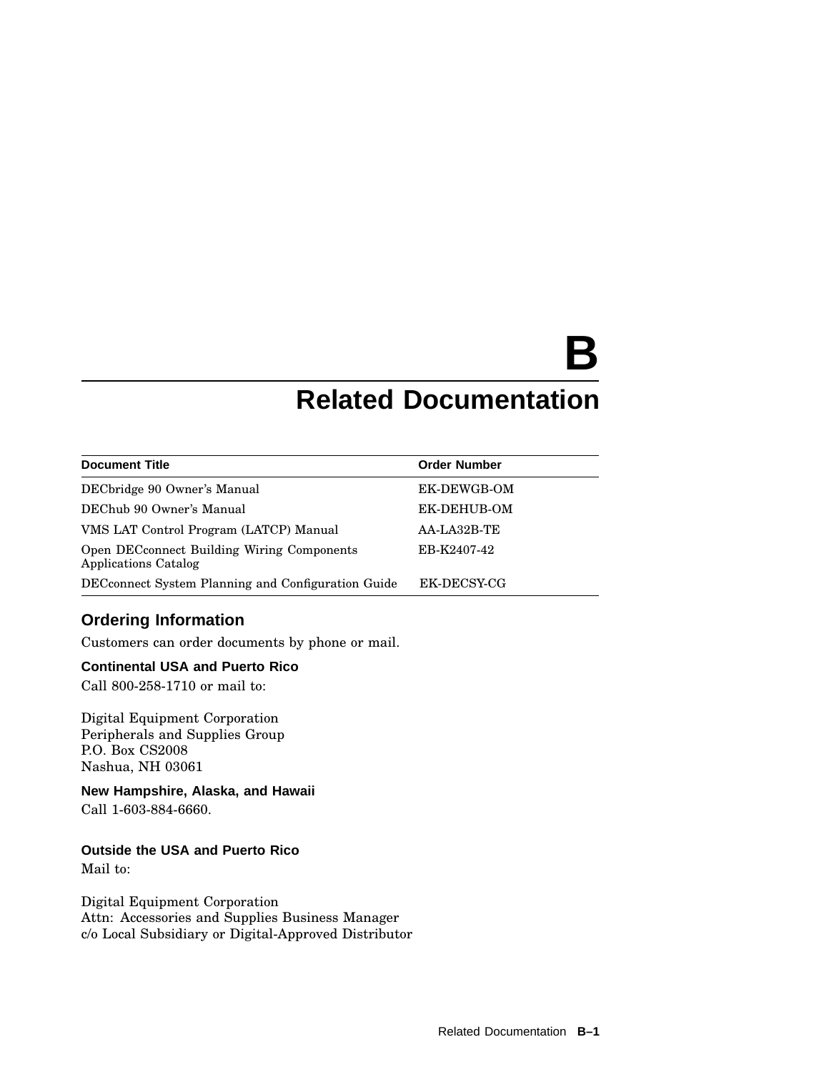# B
# Related Documentation

| Document Title | Order Number |
|---|---|
| DECbridge 90 Owner's Manual | EK-DEWGB-OM |
| DEChub 90 Owner's Manual | EK-DEHUB-OM |
| VMS LAT Control Program (LATCP) Manual | AA-LA32B-TE |
| Open DECconnect Building Wiring Components Applications Catalog | EB-K2407-42 |
| DECconnect System Planning and Configuration Guide | EK-DECSY-CG |

## Ordering Information

Customers can order documents by phone or mail.

### Continental USA and Puerto Rico

Call 800-258-1710 or mail to:

Digital Equipment Corporation
Peripherals and Supplies Group
P.O. Box CS2008
Nashua, NH 03061

### New Hampshire, Alaska, and Hawaii

Call 1-603-884-6660.

### Outside the USA and Puerto Rico

Mail to:

Digital Equipment Corporation
Attn: Accessories and Supplies Business Manager
c/o Local Subsidiary or Digital-Approved Distributor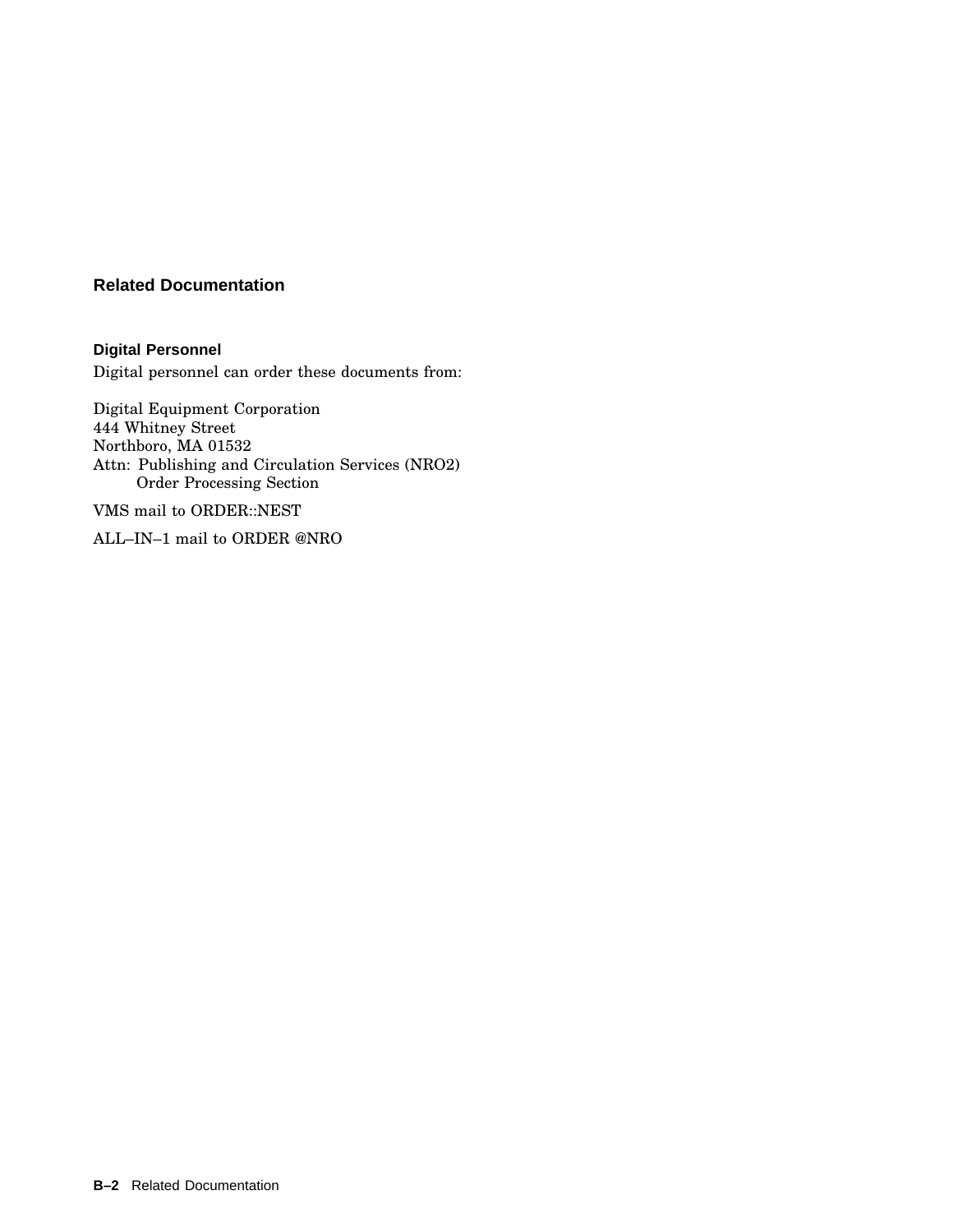## Related Documentation

### Digital Personnel

Digital personnel can order these documents from:

Digital Equipment Corporation
444 Whitney Street
Northboro, MA 01532
Attn: Publishing and Circulation Services (NRO2)
Order Processing Section

VMS mail to ORDER::NEST

ALL–IN–1 mail to ORDER @NRO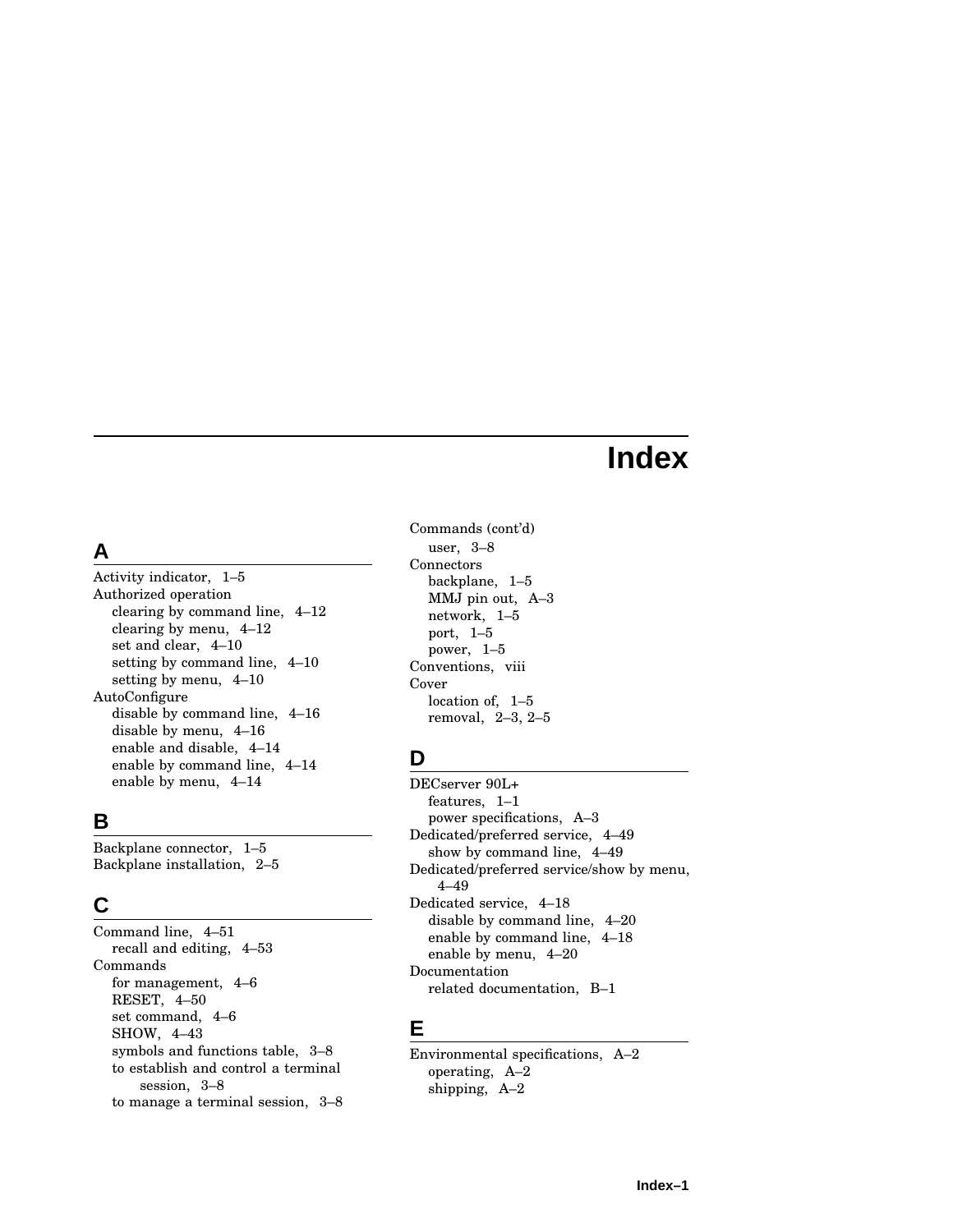# Index

## A

Activity indicator, 1–5
Authorized operation
- clearing by command line, 4–12
- clearing by menu, 4–12
- set and clear, 4–10
- setting by command line, 4–10
- setting by menu, 4–10

AutoConfigure
- disable by command line, 4–16
- disable by menu, 4–16
- enable and disable, 4–14
- enable by command line, 4–14
- enable by menu, 4–14

## B

Backplane connector, 1–5
Backplane installation, 2–5

## C

Command line, 4–51
- recall and editing, 4–53

Commands
- for management, 4–6
- RESET, 4–50
- set command, 4–6
- SHOW, 4–43
- symbols and functions table, 3–8
- to establish and control a terminal session, 3–8
- to manage a terminal session, 3–8

Commands (cont'd)
- user, 3–8

Connectors
- backplane, 1–5
- MMJ pin out, A–3
- network, 1–5
- port, 1–5
- power, 1–5

Conventions, viii
Cover
- location of, 1–5
- removal, 2–3, 2–5

## D

DECserver 90L+
- features, 1–1
- power specifications, A–3

Dedicated/preferred service, 4–49
- show by command line, 4–49

Dedicated/preferred service/show by menu, 4–49
Dedicated service, 4–18
- disable by command line, 4–20
- enable by command line, 4–18
- enable by menu, 4–20

Documentation
- related documentation, B–1

## E

Environmental specifications, A–2
- operating, A–2
- shipping, A–2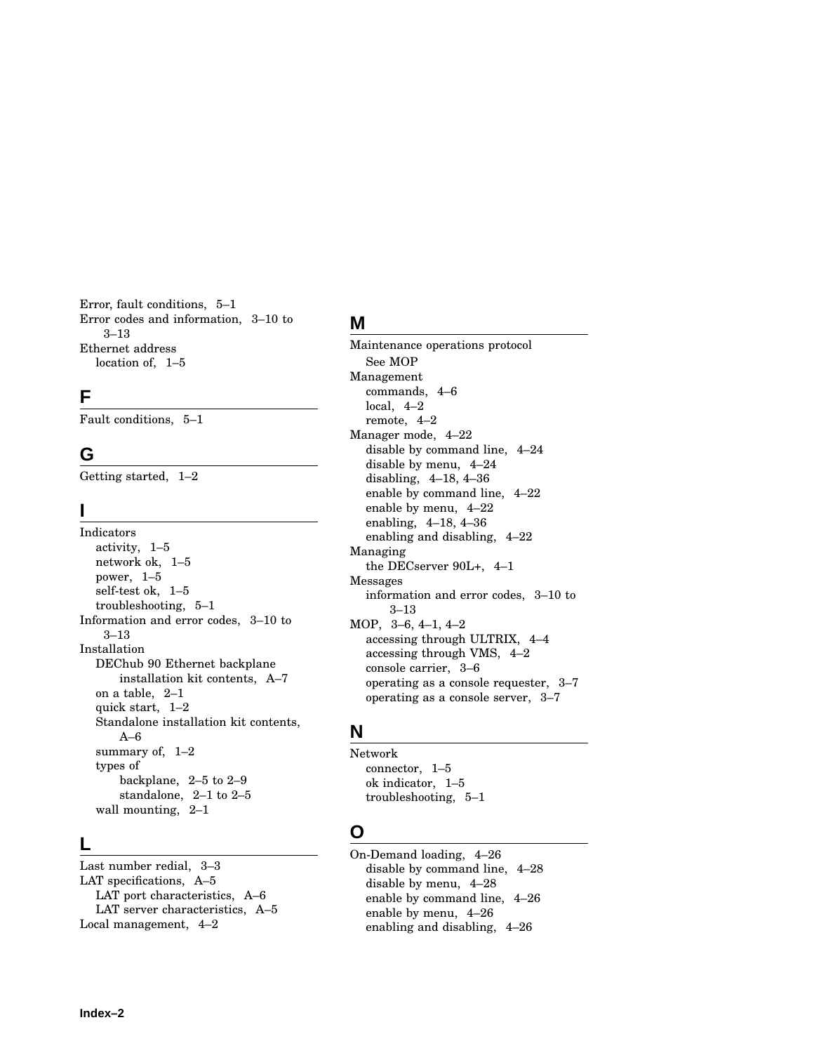Error, fault conditions, 5–1
Error codes and information, 3–10 to 3–13
Ethernet address
  location of, 1–5

## F

Fault conditions, 5–1

## G

Getting started, 1–2

## I

Indicators
  activity, 1–5
  network ok, 1–5
  power, 1–5
  self-test ok, 1–5
  troubleshooting, 5–1
Information and error codes, 3–10 to 3–13
Installation
  DEChub 90 Ethernet backplane installation kit contents, A–7
  on a table, 2–1
  quick start, 1–2
  Standalone installation kit contents, A–6
  summary of, 1–2
  types of
    backplane, 2–5 to 2–9
    standalone, 2–1 to 2–5
  wall mounting, 2–1

## L

Last number redial, 3–3
LAT specifications, A–5
  LAT port characteristics, A–6
  LAT server characteristics, A–5
Local management, 4–2

## M

Maintenance operations protocol
  See MOP
Management
  commands, 4–6
  local, 4–2
  remote, 4–2
Manager mode, 4–22
  disable by command line, 4–24
  disable by menu, 4–24
  disabling, 4–18, 4–36
  enable by command line, 4–22
  enable by menu, 4–22
  enabling, 4–18, 4–36
  enabling and disabling, 4–22
Managing
  the DECserver 90L+, 4–1
Messages
  information and error codes, 3–10 to 3–13
MOP, 3–6, 4–1, 4–2
  accessing through ULTRIX, 4–4
  accessing through VMS, 4–2
  console carrier, 3–6
  operating as a console requester, 3–7
  operating as a console server, 3–7

## N

Network
  connector, 1–5
  ok indicator, 1–5
  troubleshooting, 5–1

## O

On-Demand loading, 4–26
  disable by command line, 4–28
  disable by menu, 4–28
  enable by command line, 4–26
  enable by menu, 4–26
  enabling and disabling, 4–26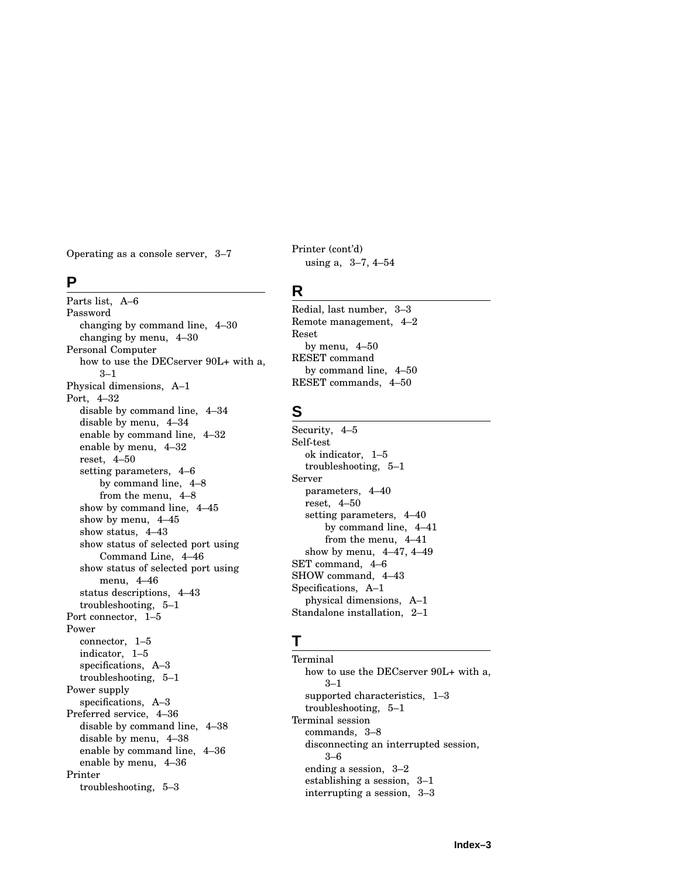Operating as a console server, 3–7

## P

Parts list, A–6
Password
  changing by command line, 4–30
  changing by menu, 4–30
Personal Computer
  how to use the DECserver 90L+ with a, 3–1
Physical dimensions, A–1
Port, 4–32
  disable by command line, 4–34
  disable by menu, 4–34
  enable by command line, 4–32
  enable by menu, 4–32
  reset, 4–50
  setting parameters, 4–6
    by command line, 4–8
    from the menu, 4–8
  show by command line, 4–45
  show by menu, 4–45
  show status, 4–43
  show status of selected port using Command Line, 4–46
  show status of selected port using menu, 4–46
  status descriptions, 4–43
  troubleshooting, 5–1
Port connector, 1–5
Power
  connector, 1–5
  indicator, 1–5
  specifications, A–3
  troubleshooting, 5–1
Power supply
  specifications, A–3
Preferred service, 4–36
  disable by command line, 4–38
  disable by menu, 4–38
  enable by command line, 4–36
  enable by menu, 4–36
Printer
  troubleshooting, 5–3

Printer (cont'd)
  using a, 3–7, 4–54

## R

Redial, last number, 3–3
Remote management, 4–2
Reset
  by menu, 4–50
RESET command
  by command line, 4–50
RESET commands, 4–50

## S

Security, 4–5
Self-test
  ok indicator, 1–5
  troubleshooting, 5–1
Server
  parameters, 4–40
  reset, 4–50
  setting parameters, 4–40
    by command line, 4–41
    from the menu, 4–41
  show by menu, 4–47, 4–49
SET command, 4–6
SHOW command, 4–43
Specifications, A–1
  physical dimensions, A–1
Standalone installation, 2–1

## T

Terminal
  how to use the DECserver 90L+ with a, 3–1
  supported characteristics, 1–3
  troubleshooting, 5–1
Terminal session
  commands, 3–8
  disconnecting an interrupted session, 3–6
  ending a session, 3–2
  establishing a session, 3–1
  interrupting a session, 3–3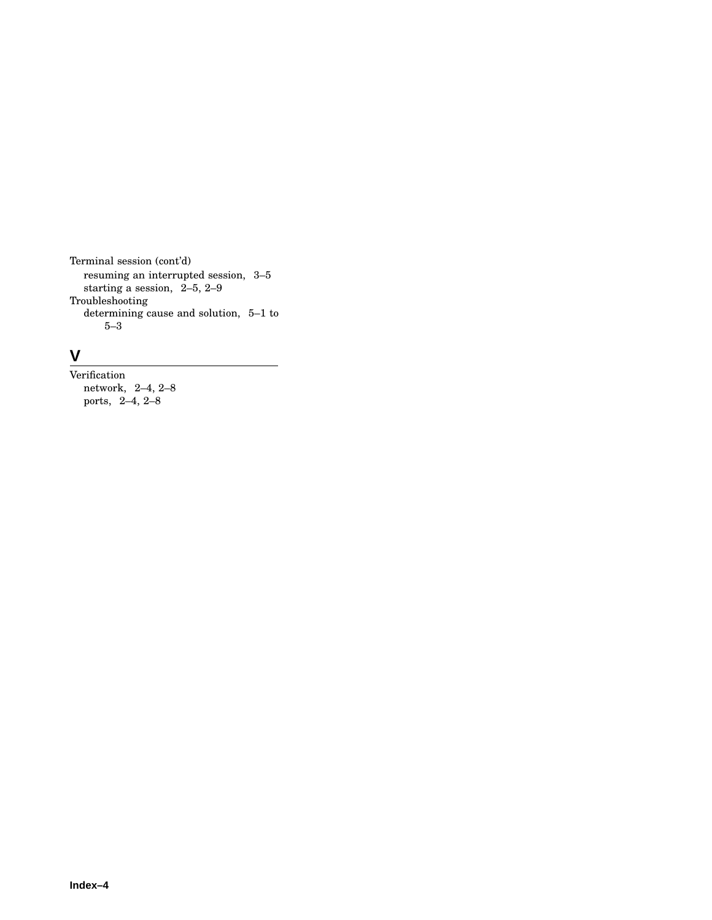Terminal session (cont'd)
- resuming an interrupted session, 3–5
- starting a session, 2–5, 2–9

Troubleshooting
- determining cause and solution, 5–1 to 5–3

## V

Verification
- network, 2–4, 2–8
- ports, 2–4, 2–8